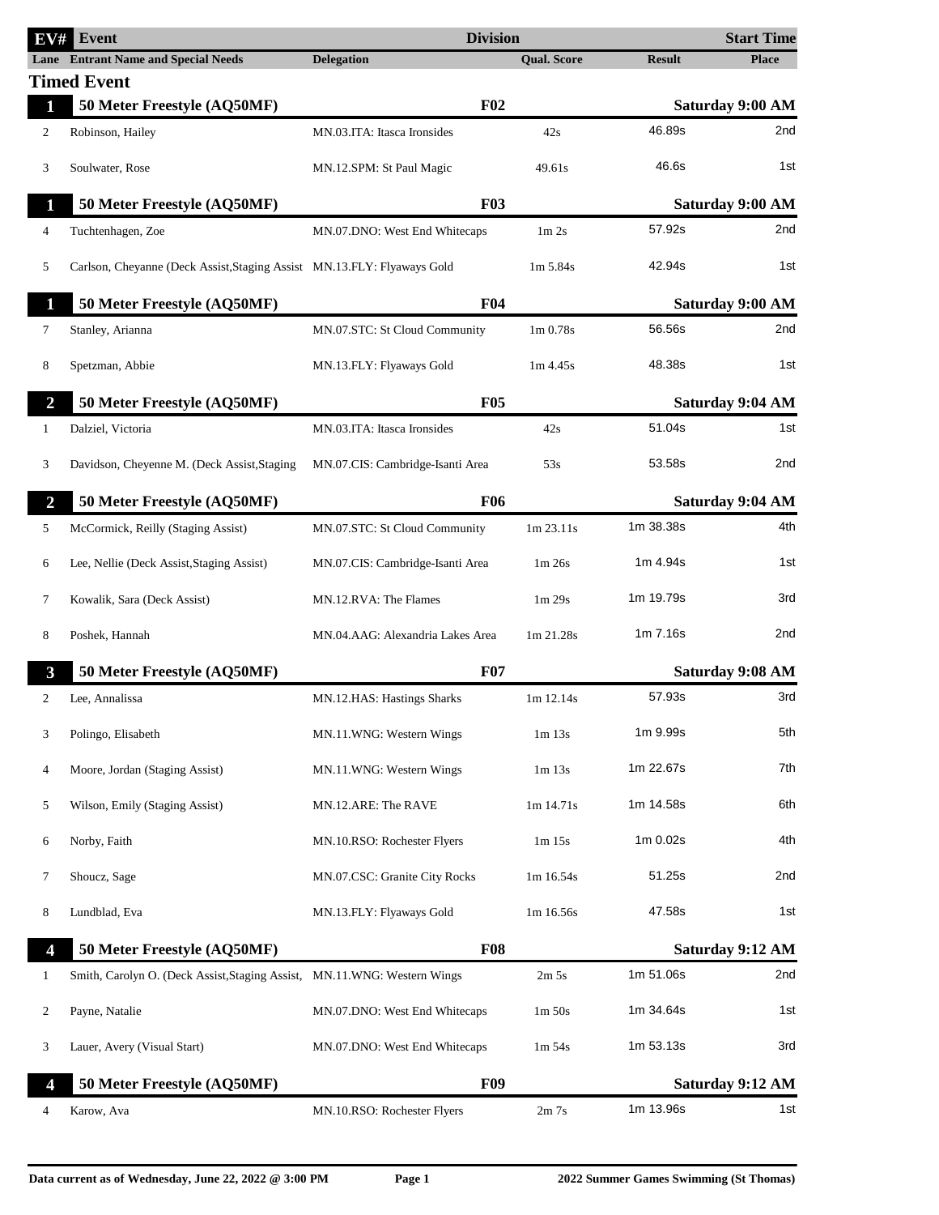| EV# | Event | Delegation | Division | Qual. Score | Result | Place | Start Time |
|---|---|---|---|---|---|---|---|
| **Lane** | **Entrant Name and Special Needs** | **Delegation** | | **Qual. Score** | **Result** | **Place** | |

## Timed Event

| Lane | Entrant Name and Special Needs | Delegation | Qual. Score | Result | Place |
|---|---|---|---|---|---|
| **1** | **50 Meter Freestyle (AQ50MF)** | **F02** | | | **Saturday 9:00 AM** |
| 2 | Robinson, Hailey | MN.03.ITA: Itasca Ironsides | 42s | 46.89s | 2nd |
| 3 | Soulwater, Rose | MN.12.SPM: St Paul Magic | 49.61s | 46.6s | 1st |
| **1** | **50 Meter Freestyle (AQ50MF)** | **F03** | | | **Saturday 9:00 AM** |
| 4 | Tuchtenhagen, Zoe | MN.07.DNO: West End Whitecaps | 1m 2s | 57.92s | 2nd |
| 5 | Carlson, Cheyanne (Deck Assist,Staging Assist | MN.13.FLY: Flyaways Gold | 1m 5.84s | 42.94s | 1st |
| **1** | **50 Meter Freestyle (AQ50MF)** | **F04** | | | **Saturday 9:00 AM** |
| 7 | Stanley, Arianna | MN.07.STC: St Cloud Community | 1m 0.78s | 56.56s | 2nd |
| 8 | Spetzman, Abbie | MN.13.FLY: Flyaways Gold | 1m 4.45s | 48.38s | 1st |
| **2** | **50 Meter Freestyle (AQ50MF)** | **F05** | | | **Saturday 9:04 AM** |
| 1 | Dalziel, Victoria | MN.03.ITA: Itasca Ironsides | 42s | 51.04s | 1st |
| 3 | Davidson, Cheyenne M. (Deck Assist,Staging | MN.07.CIS: Cambridge-Isanti Area | 53s | 53.58s | 2nd |
| **2** | **50 Meter Freestyle (AQ50MF)** | **F06** | | | **Saturday 9:04 AM** |
| 5 | McCormick, Reilly (Staging Assist) | MN.07.STC: St Cloud Community | 1m 23.11s | 1m 38.38s | 4th |
| 6 | Lee, Nellie (Deck Assist,Staging Assist) | MN.07.CIS: Cambridge-Isanti Area | 1m 26s | 1m 4.94s | 1st |
| 7 | Kowalik, Sara (Deck Assist) | MN.12.RVA: The Flames | 1m 29s | 1m 19.79s | 3rd |
| 8 | Poshek, Hannah | MN.04.AAG: Alexandria Lakes Area | 1m 21.28s | 1m 7.16s | 2nd |
| **3** | **50 Meter Freestyle (AQ50MF)** | **F07** | | | **Saturday 9:08 AM** |
| 2 | Lee, Annalissa | MN.12.HAS: Hastings Sharks | 1m 12.14s | 57.93s | 3rd |
| 3 | Polingo, Elisabeth | MN.11.WNG: Western Wings | 1m 13s | 1m 9.99s | 5th |
| 4 | Moore, Jordan (Staging Assist) | MN.11.WNG: Western Wings | 1m 13s | 1m 22.67s | 7th |
| 5 | Wilson, Emily (Staging Assist) | MN.12.ARE: The RAVE | 1m 14.71s | 1m 14.58s | 6th |
| 6 | Norby, Faith | MN.10.RSO: Rochester Flyers | 1m 15s | 1m 0.02s | 4th |
| 7 | Shoucz, Sage | MN.07.CSC: Granite City Rocks | 1m 16.54s | 51.25s | 2nd |
| 8 | Lundblad, Eva | MN.13.FLY: Flyaways Gold | 1m 16.56s | 47.58s | 1st |
| **4** | **50 Meter Freestyle (AQ50MF)** | **F08** | | | **Saturday 9:12 AM** |
| 1 | Smith, Carolyn O. (Deck Assist,Staging Assist, | MN.11.WNG: Western Wings | 2m 5s | 1m 51.06s | 2nd |
| 2 | Payne, Natalie | MN.07.DNO: West End Whitecaps | 1m 50s | 1m 34.64s | 1st |
| 3 | Lauer, Avery (Visual Start) | MN.07.DNO: West End Whitecaps | 1m 54s | 1m 53.13s | 3rd |
| **4** | **50 Meter Freestyle (AQ50MF)** | **F09** | | | **Saturday 9:12 AM** |
| 4 | Karow, Ava | MN.10.RSO: Rochester Flyers | 2m 7s | 1m 13.96s | 1st |

Data current as of Wednesday, June 22, 2022 @ 3:00 PM — 2022 Summer Games Swimming (St Thomas)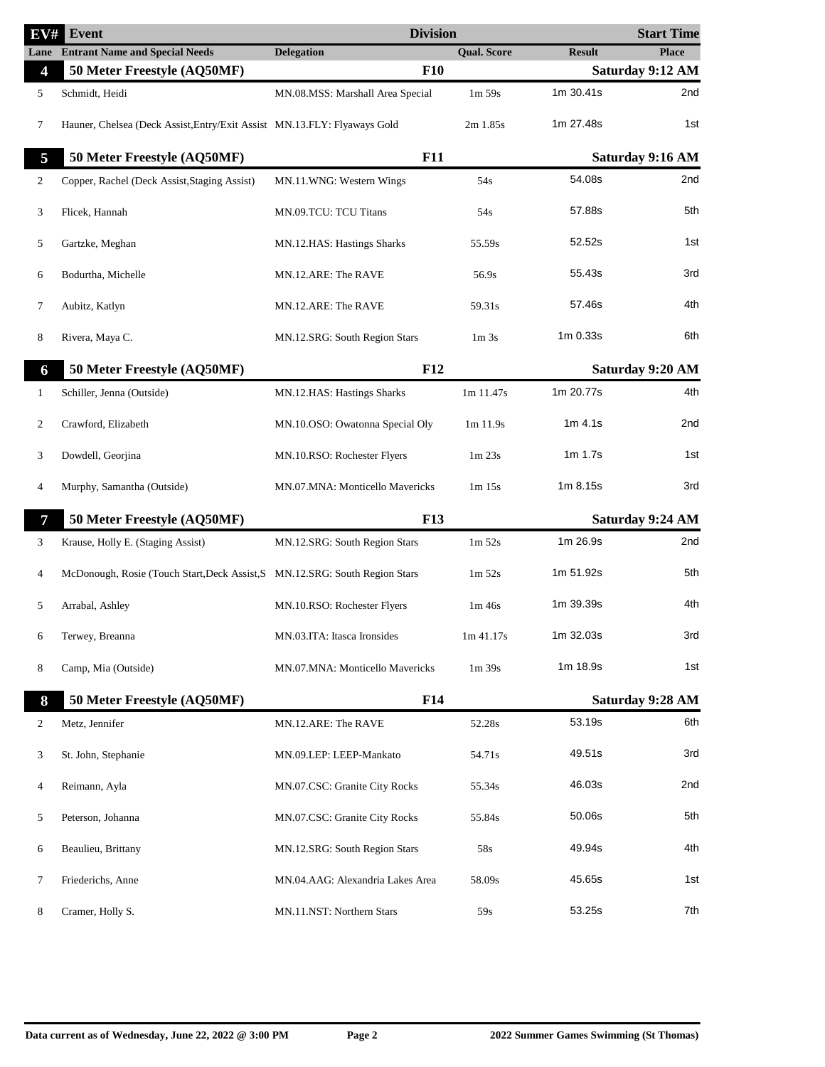| EV# | Event | Division | | Start Time |
|---|---|---|---|---|
| Lane | Entrant Name and Special Needs | Delegation | Qual. Score | Result | Place |

| EV# / Lane | Event / Entrant Name and Special Needs | Delegation | Qual. Score | Result | Place |
|---|---|---|---|---|---|
| **4** | **50 Meter Freestyle (AQ50MF)** | **F10** | | | **Saturday 9:12 AM** |
| 5 | Schmidt, Heidi | MN.08.MSS: Marshall Area Special | 1m 59s | 1m 30.41s | 2nd |
| 7 | Hauner, Chelsea (Deck Assist,Entry/Exit Assist | MN.13.FLY: Flyaways Gold | 2m 1.85s | 1m 27.48s | 1st |
| **5** | **50 Meter Freestyle (AQ50MF)** | **F11** | | | **Saturday 9:16 AM** |
| 2 | Copper, Rachel (Deck Assist,Staging Assist) | MN.11.WNG: Western Wings | 54s | 54.08s | 2nd |
| 3 | Flicek, Hannah | MN.09.TCU: TCU Titans | 54s | 57.88s | 5th |
| 5 | Gartzke, Meghan | MN.12.HAS: Hastings Sharks | 55.59s | 52.52s | 1st |
| 6 | Bodurtha, Michelle | MN.12.ARE: The RAVE | 56.9s | 55.43s | 3rd |
| 7 | Aubitz, Katlyn | MN.12.ARE: The RAVE | 59.31s | 57.46s | 4th |
| 8 | Rivera, Maya C. | MN.12.SRG: South Region Stars | 1m 3s | 1m 0.33s | 6th |
| **6** | **50 Meter Freestyle (AQ50MF)** | **F12** | | | **Saturday 9:20 AM** |
| 1 | Schiller, Jenna (Outside) | MN.12.HAS: Hastings Sharks | 1m 11.47s | 1m 20.77s | 4th |
| 2 | Crawford, Elizabeth | MN.10.OSO: Owatonna Special Oly | 1m 11.9s | 1m 4.1s | 2nd |
| 3 | Dowdell, Georjina | MN.10.RSO: Rochester Flyers | 1m 23s | 1m 1.7s | 1st |
| 4 | Murphy, Samantha (Outside) | MN.07.MNA: Monticello Mavericks | 1m 15s | 1m 8.15s | 3rd |
| **7** | **50 Meter Freestyle (AQ50MF)** | **F13** | | | **Saturday 9:24 AM** |
| 3 | Krause, Holly E. (Staging Assist) | MN.12.SRG: South Region Stars | 1m 52s | 1m 26.9s | 2nd |
| 4 | McDonough, Rosie (Touch Start,Deck Assist,S | MN.12.SRG: South Region Stars | 1m 52s | 1m 51.92s | 5th |
| 5 | Arrabal, Ashley | MN.10.RSO: Rochester Flyers | 1m 46s | 1m 39.39s | 4th |
| 6 | Terwey, Breanna | MN.03.ITA: Itasca Ironsides | 1m 41.17s | 1m 32.03s | 3rd |
| 8 | Camp, Mia (Outside) | MN.07.MNA: Monticello Mavericks | 1m 39s | 1m 18.9s | 1st |
| **8** | **50 Meter Freestyle (AQ50MF)** | **F14** | | | **Saturday 9:28 AM** |
| 2 | Metz, Jennifer | MN.12.ARE: The RAVE | 52.28s | 53.19s | 6th |
| 3 | St. John, Stephanie | MN.09.LEP: LEEP-Mankato | 54.71s | 49.51s | 3rd |
| 4 | Reimann, Ayla | MN.07.CSC: Granite City Rocks | 55.34s | 46.03s | 2nd |
| 5 | Peterson, Johanna | MN.07.CSC: Granite City Rocks | 55.84s | 50.06s | 5th |
| 6 | Beaulieu, Brittany | MN.12.SRG: South Region Stars | 58s | 49.94s | 4th |
| 7 | Friederichs, Anne | MN.04.AAG: Alexandria Lakes Area | 58.09s | 45.65s | 1st |
| 8 | Cramer, Holly S. | MN.11.NST: Northern Stars | 59s | 53.25s | 7th |

Data current as of Wednesday, June 22, 2022 @ 3:00 PM — 2022 Summer Games Swimming (St Thomas)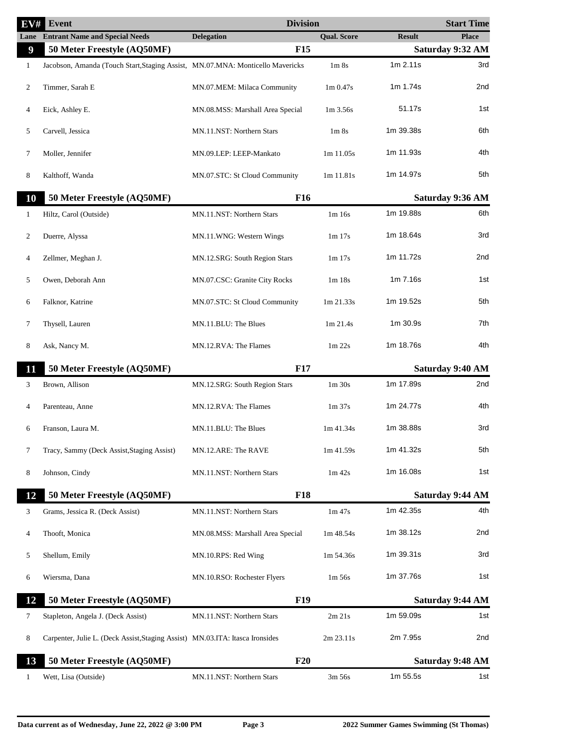| EV# | Event | | Division | | Start Time |
|---|---|---|---|---|---|
| Lane | Entrant Name and Special Needs | Delegation | Qual. Score | Result | Place |
| **9** | **50 Meter Freestyle (AQ50MF)** | | **F15** | | **Saturday 9:32 AM** |
| 1 | Jacobson, Amanda (Touch Start,Staging Assist, | MN.07.MNA: Monticello Mavericks | 1m 8s | 1m 2.11s | 3rd |
| 2 | Timmer, Sarah E | MN.07.MEM: Milaca Community | 1m 0.47s | 1m 1.74s | 2nd |
| 4 | Eick, Ashley E. | MN.08.MSS: Marshall Area Special | 1m 3.56s | 51.17s | 1st |
| 5 | Carvell, Jessica | MN.11.NST: Northern Stars | 1m 8s | 1m 39.38s | 6th |
| 7 | Moller, Jennifer | MN.09.LEP: LEEP-Mankato | 1m 11.05s | 1m 11.93s | 4th |
| 8 | Kalthoff, Wanda | MN.07.STC: St Cloud Community | 1m 11.81s | 1m 14.97s | 5th |
| **10** | **50 Meter Freestyle (AQ50MF)** | | **F16** | | **Saturday 9:36 AM** |
| 1 | Hiltz, Carol (Outside) | MN.11.NST: Northern Stars | 1m 16s | 1m 19.88s | 6th |
| 2 | Duerre, Alyssa | MN.11.WNG: Western Wings | 1m 17s | 1m 18.64s | 3rd |
| 4 | Zellmer, Meghan J. | MN.12.SRG: South Region Stars | 1m 17s | 1m 11.72s | 2nd |
| 5 | Owen, Deborah Ann | MN.07.CSC: Granite City Rocks | 1m 18s | 1m 7.16s | 1st |
| 6 | Falknor, Katrine | MN.07.STC: St Cloud Community | 1m 21.33s | 1m 19.52s | 5th |
| 7 | Thysell, Lauren | MN.11.BLU: The Blues | 1m 21.4s | 1m 30.9s | 7th |
| 8 | Ask, Nancy M. | MN.12.RVA: The Flames | 1m 22s | 1m 18.76s | 4th |
| **11** | **50 Meter Freestyle (AQ50MF)** | | **F17** | | **Saturday 9:40 AM** |
| 3 | Brown, Allison | MN.12.SRG: South Region Stars | 1m 30s | 1m 17.89s | 2nd |
| 4 | Parenteau, Anne | MN.12.RVA: The Flames | 1m 37s | 1m 24.77s | 4th |
| 6 | Franson, Laura M. | MN.11.BLU: The Blues | 1m 41.34s | 1m 38.88s | 3rd |
| 7 | Tracy, Sammy (Deck Assist,Staging Assist) | MN.12.ARE: The RAVE | 1m 41.59s | 1m 41.32s | 5th |
| 8 | Johnson, Cindy | MN.11.NST: Northern Stars | 1m 42s | 1m 16.08s | 1st |
| **12** | **50 Meter Freestyle (AQ50MF)** | | **F18** | | **Saturday 9:44 AM** |
| 3 | Grams, Jessica R. (Deck Assist) | MN.11.NST: Northern Stars | 1m 47s | 1m 42.35s | 4th |
| 4 | Thooft, Monica | MN.08.MSS: Marshall Area Special | 1m 48.54s | 1m 38.12s | 2nd |
| 5 | Shellum, Emily | MN.10.RPS: Red Wing | 1m 54.36s | 1m 39.31s | 3rd |
| 6 | Wiersma, Dana | MN.10.RSO: Rochester Flyers | 1m 56s | 1m 37.76s | 1st |
| **12** | **50 Meter Freestyle (AQ50MF)** | | **F19** | | **Saturday 9:44 AM** |
| 7 | Stapleton, Angela J. (Deck Assist) | MN.11.NST: Northern Stars | 2m 21s | 1m 59.09s | 1st |
| 8 | Carpenter, Julie L. (Deck Assist,Staging Assist) | MN.03.ITA: Itasca Ironsides | 2m 23.11s | 2m 7.95s | 2nd |
| **13** | **50 Meter Freestyle (AQ50MF)** | | **F20** | | **Saturday 9:48 AM** |
| 1 | Wett, Lisa (Outside) | MN.11.NST: Northern Stars | 3m 56s | 1m 55.5s | 1st |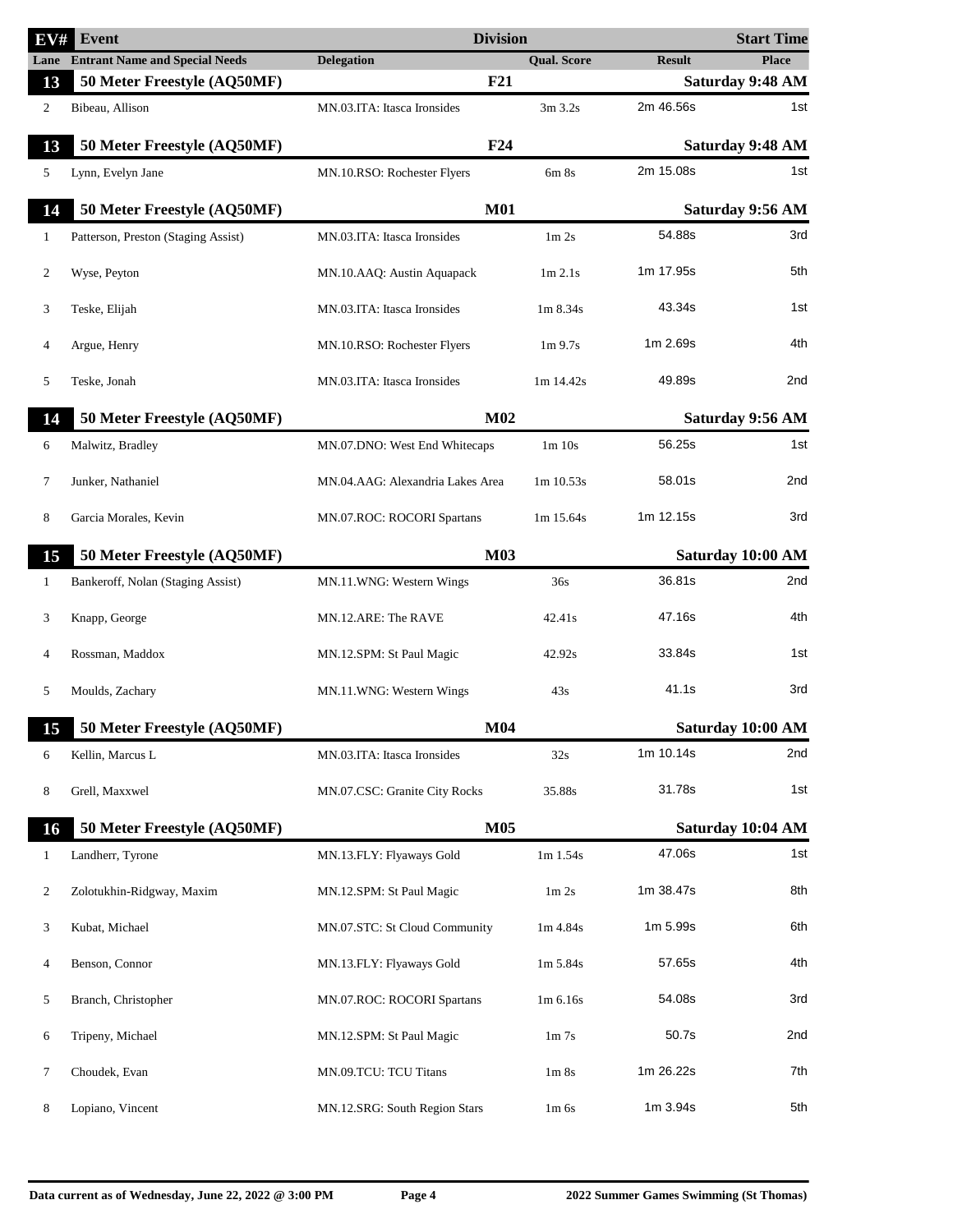| EV# | Event | Division | | | Start Time |
|---|---|---|---|---|---|
| Lane | Entrant Name and Special Needs | Delegation | Qual. Score | Result | Place |
| **13** | **50 Meter Freestyle (AQ50MF)** | **F21** | | | **Saturday 9:48 AM** |
| 2 | Bibeau, Allison | MN.03.ITA: Itasca Ironsides | 3m 3.2s | 2m 46.56s | 1st |
| **13** | **50 Meter Freestyle (AQ50MF)** | **F24** | | | **Saturday 9:48 AM** |
| 5 | Lynn, Evelyn Jane | MN.10.RSO: Rochester Flyers | 6m 8s | 2m 15.08s | 1st |
| **14** | **50 Meter Freestyle (AQ50MF)** | **M01** | | | **Saturday 9:56 AM** |
| 1 | Patterson, Preston (Staging Assist) | MN.03.ITA: Itasca Ironsides | 1m 2s | 54.88s | 3rd |
| 2 | Wyse, Peyton | MN.10.AAQ: Austin Aquapack | 1m 2.1s | 1m 17.95s | 5th |
| 3 | Teske, Elijah | MN.03.ITA: Itasca Ironsides | 1m 8.34s | 43.34s | 1st |
| 4 | Argue, Henry | MN.10.RSO: Rochester Flyers | 1m 9.7s | 1m 2.69s | 4th |
| 5 | Teske, Jonah | MN.03.ITA: Itasca Ironsides | 1m 14.42s | 49.89s | 2nd |
| **14** | **50 Meter Freestyle (AQ50MF)** | **M02** | | | **Saturday 9:56 AM** |
| 6 | Malwitz, Bradley | MN.07.DNO: West End Whitecaps | 1m 10s | 56.25s | 1st |
| 7 | Junker, Nathaniel | MN.04.AAG: Alexandria Lakes Area | 1m 10.53s | 58.01s | 2nd |
| 8 | Garcia Morales, Kevin | MN.07.ROC: ROCORI Spartans | 1m 15.64s | 1m 12.15s | 3rd |
| **15** | **50 Meter Freestyle (AQ50MF)** | **M03** | | | **Saturday 10:00 AM** |
| 1 | Bankeroff, Nolan (Staging Assist) | MN.11.WNG: Western Wings | 36s | 36.81s | 2nd |
| 3 | Knapp, George | MN.12.ARE: The RAVE | 42.41s | 47.16s | 4th |
| 4 | Rossman, Maddox | MN.12.SPM: St Paul Magic | 42.92s | 33.84s | 1st |
| 5 | Moulds, Zachary | MN.11.WNG: Western Wings | 43s | 41.1s | 3rd |
| **15** | **50 Meter Freestyle (AQ50MF)** | **M04** | | | **Saturday 10:00 AM** |
| 6 | Kellin, Marcus L | MN.03.ITA: Itasca Ironsides | 32s | 1m 10.14s | 2nd |
| 8 | Grell, Maxxwel | MN.07.CSC: Granite City Rocks | 35.88s | 31.78s | 1st |
| **16** | **50 Meter Freestyle (AQ50MF)** | **M05** | | | **Saturday 10:04 AM** |
| 1 | Landherr, Tyrone | MN.13.FLY: Flyaways Gold | 1m 1.54s | 47.06s | 1st |
| 2 | Zolotukhin-Ridgway, Maxim | MN.12.SPM: St Paul Magic | 1m 2s | 1m 38.47s | 8th |
| 3 | Kubat, Michael | MN.07.STC: St Cloud Community | 1m 4.84s | 1m 5.99s | 6th |
| 4 | Benson, Connor | MN.13.FLY: Flyaways Gold | 1m 5.84s | 57.65s | 4th |
| 5 | Branch, Christopher | MN.07.ROC: ROCORI Spartans | 1m 6.16s | 54.08s | 3rd |
| 6 | Tripeny, Michael | MN.12.SPM: St Paul Magic | 1m 7s | 50.7s | 2nd |
| 7 | Choudek, Evan | MN.09.TCU: TCU Titans | 1m 8s | 1m 26.22s | 7th |
| 8 | Lopiano, Vincent | MN.12.SRG: South Region Stars | 1m 6s | 1m 3.94s | 5th |

**Data current as of Wednesday, June 22, 2022 @ 3:00 PM** **2022 Summer Games Swimming (St Thomas)**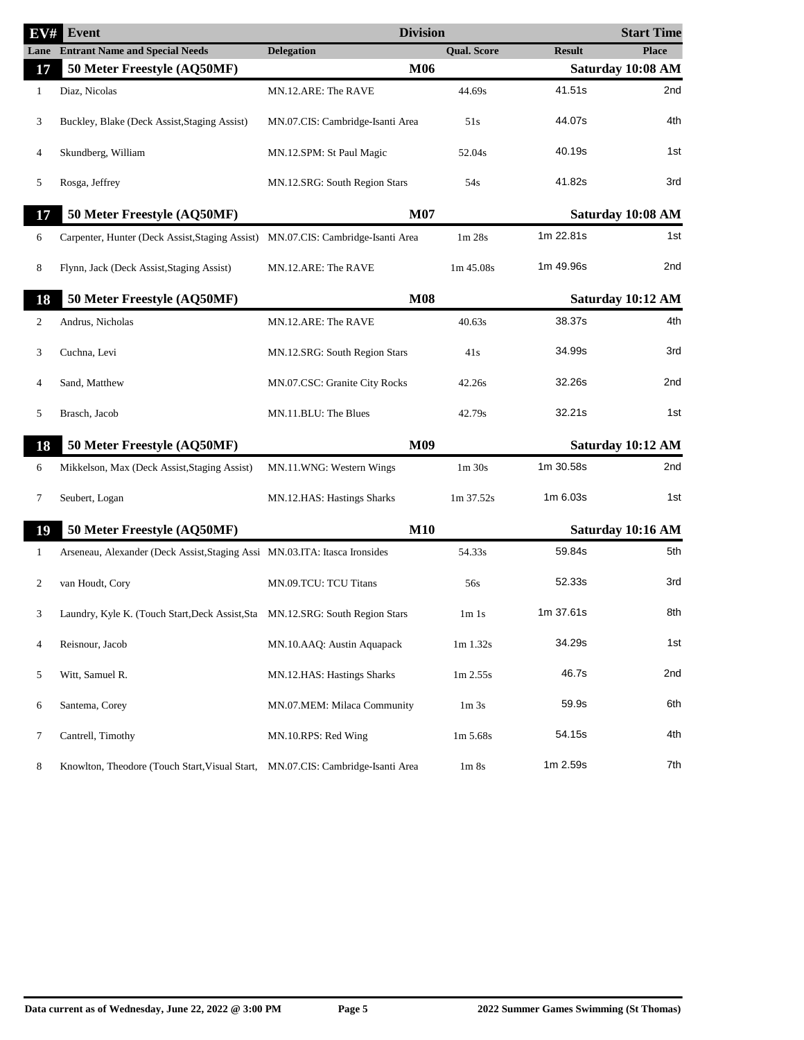| EV# | Event | Division | | | Start Time |
|---|---|---|---|---|---|
| Lane | Entrant Name and Special Needs | Delegation | Qual. Score | Result | Place |
| **17** | **50 Meter Freestyle (AQ50MF)** | **M06** | | | **Saturday 10:08 AM** |
| 1 | Diaz, Nicolas | MN.12.ARE: The RAVE | 44.69s | 41.51s | 2nd |
| 3 | Buckley, Blake (Deck Assist,Staging Assist) | MN.07.CIS: Cambridge-Isanti Area | 51s | 44.07s | 4th |
| 4 | Skundberg, William | MN.12.SPM: St Paul Magic | 52.04s | 40.19s | 1st |
| 5 | Rosga, Jeffrey | MN.12.SRG: South Region Stars | 54s | 41.82s | 3rd |
| **17** | **50 Meter Freestyle (AQ50MF)** | **M07** | | | **Saturday 10:08 AM** |
| 6 | Carpenter, Hunter (Deck Assist,Staging Assist) | MN.07.CIS: Cambridge-Isanti Area | 1m 28s | 1m 22.81s | 1st |
| 8 | Flynn, Jack (Deck Assist,Staging Assist) | MN.12.ARE: The RAVE | 1m 45.08s | 1m 49.96s | 2nd |
| **18** | **50 Meter Freestyle (AQ50MF)** | **M08** | | | **Saturday 10:12 AM** |
| 2 | Andrus, Nicholas | MN.12.ARE: The RAVE | 40.63s | 38.37s | 4th |
| 3 | Cuchna, Levi | MN.12.SRG: South Region Stars | 41s | 34.99s | 3rd |
| 4 | Sand, Matthew | MN.07.CSC: Granite City Rocks | 42.26s | 32.26s | 2nd |
| 5 | Brasch, Jacob | MN.11.BLU: The Blues | 42.79s | 32.21s | 1st |
| **18** | **50 Meter Freestyle (AQ50MF)** | **M09** | | | **Saturday 10:12 AM** |
| 6 | Mikkelson, Max (Deck Assist,Staging Assist) | MN.11.WNG: Western Wings | 1m 30s | 1m 30.58s | 2nd |
| 7 | Seubert, Logan | MN.12.HAS: Hastings Sharks | 1m 37.52s | 1m 6.03s | 1st |
| **19** | **50 Meter Freestyle (AQ50MF)** | **M10** | | | **Saturday 10:16 AM** |
| 1 | Arseneau, Alexander (Deck Assist,Staging Assi | MN.03.ITA: Itasca Ironsides | 54.33s | 59.84s | 5th |
| 2 | van Houdt, Cory | MN.09.TCU: TCU Titans | 56s | 52.33s | 3rd |
| 3 | Laundry, Kyle K. (Touch Start,Deck Assist,Sta | MN.12.SRG: South Region Stars | 1m 1s | 1m 37.61s | 8th |
| 4 | Reisnour, Jacob | MN.10.AAQ: Austin Aquapack | 1m 1.32s | 34.29s | 1st |
| 5 | Witt, Samuel R. | MN.12.HAS: Hastings Sharks | 1m 2.55s | 46.7s | 2nd |
| 6 | Santema, Corey | MN.07.MEM: Milaca Community | 1m 3s | 59.9s | 6th |
| 7 | Cantrell, Timothy | MN.10.RPS: Red Wing | 1m 5.68s | 54.15s | 4th |
| 8 | Knowlton, Theodore (Touch Start,Visual Start, | MN.07.CIS: Cambridge-Isanti Area | 1m 8s | 1m 2.59s | 7th |

Data current as of Wednesday, June 22, 2022 @ 3:00 PM — 2022 Summer Games Swimming (St Thomas)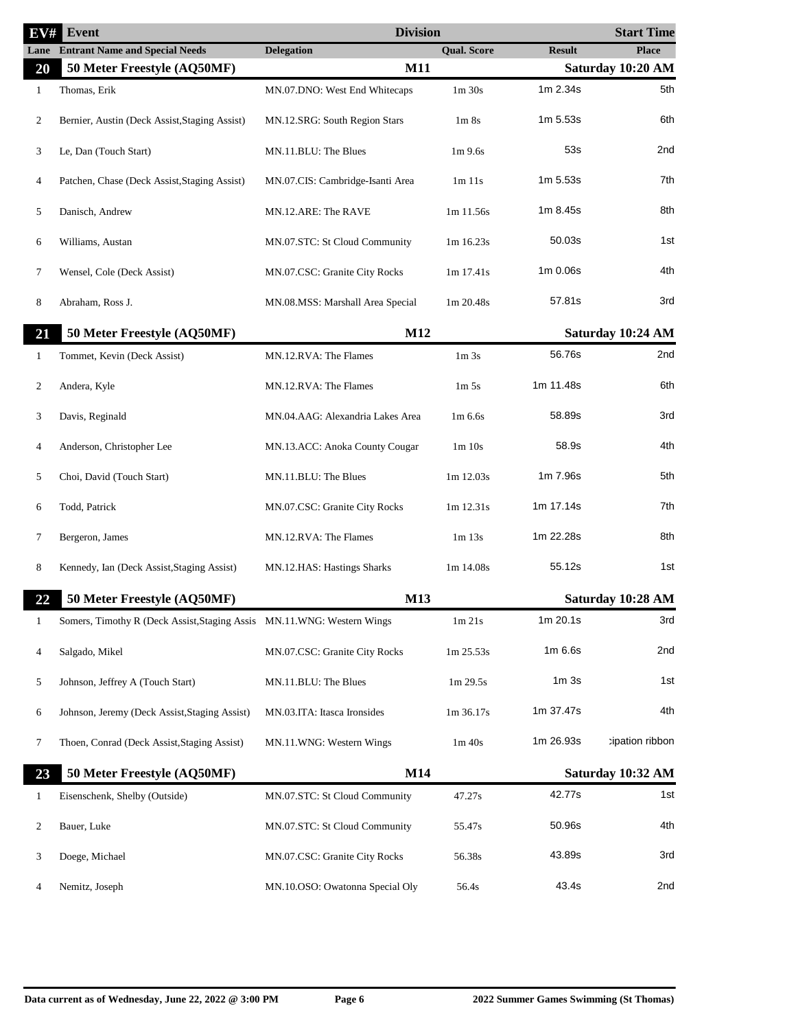| Lane | Entrant Name and Special Needs | Delegation | Qual. Score | Result | Place |
|---|---|---|---|---|---|
| **20** | **50 Meter Freestyle (AQ50MF)** | **M11** | | | **Saturday 10:20 AM** |
| 1 | Thomas, Erik | MN.07.DNO: West End Whitecaps | 1m 30s | 1m 2.34s | 5th |
| 2 | Bernier, Austin (Deck Assist,Staging Assist) | MN.12.SRG: South Region Stars | 1m 8s | 1m 5.53s | 6th |
| 3 | Le, Dan (Touch Start) | MN.11.BLU: The Blues | 1m 9.6s | 53s | 2nd |
| 4 | Patchen, Chase (Deck Assist,Staging Assist) | MN.07.CIS: Cambridge-Isanti Area | 1m 11s | 1m 5.53s | 7th |
| 5 | Danisch, Andrew | MN.12.ARE: The RAVE | 1m 11.56s | 1m 8.45s | 8th |
| 6 | Williams, Austan | MN.07.STC: St Cloud Community | 1m 16.23s | 50.03s | 1st |
| 7 | Wensel, Cole (Deck Assist) | MN.07.CSC: Granite City Rocks | 1m 17.41s | 1m 0.06s | 4th |
| 8 | Abraham, Ross J. | MN.08.MSS: Marshall Area Special | 1m 20.48s | 57.81s | 3rd |
| **21** | **50 Meter Freestyle (AQ50MF)** | **M12** | | | **Saturday 10:24 AM** |
| 1 | Tommet, Kevin (Deck Assist) | MN.12.RVA: The Flames | 1m 3s | 56.76s | 2nd |
| 2 | Andera, Kyle | MN.12.RVA: The Flames | 1m 5s | 1m 11.48s | 6th |
| 3 | Davis, Reginald | MN.04.AAG: Alexandria Lakes Area | 1m 6.6s | 58.89s | 3rd |
| 4 | Anderson, Christopher Lee | MN.13.ACC: Anoka County Cougar | 1m 10s | 58.9s | 4th |
| 5 | Choi, David (Touch Start) | MN.11.BLU: The Blues | 1m 12.03s | 1m 7.96s | 5th |
| 6 | Todd, Patrick | MN.07.CSC: Granite City Rocks | 1m 12.31s | 1m 17.14s | 7th |
| 7 | Bergeron, James | MN.12.RVA: The Flames | 1m 13s | 1m 22.28s | 8th |
| 8 | Kennedy, Ian (Deck Assist,Staging Assist) | MN.12.HAS: Hastings Sharks | 1m 14.08s | 55.12s | 1st |
| **22** | **50 Meter Freestyle (AQ50MF)** | **M13** | | | **Saturday 10:28 AM** |
| 1 | Somers, Timothy R (Deck Assist,Staging Assis | MN.11.WNG: Western Wings | 1m 21s | 1m 20.1s | 3rd |
| 4 | Salgado, Mikel | MN.07.CSC: Granite City Rocks | 1m 25.53s | 1m 6.6s | 2nd |
| 5 | Johnson, Jeffrey A (Touch Start) | MN.11.BLU: The Blues | 1m 29.5s | 1m 3s | 1st |
| 6 | Johnson, Jeremy (Deck Assist,Staging Assist) | MN.03.ITA: Itasca Ironsides | 1m 36.17s | 1m 37.47s | 4th |
| 7 | Thoen, Conrad (Deck Assist,Staging Assist) | MN.11.WNG: Western Wings | 1m 40s | 1m 26.93s | :ipation ribbon |
| **23** | **50 Meter Freestyle (AQ50MF)** | **M14** | | | **Saturday 10:32 AM** |
| 1 | Eisenschenk, Shelby (Outside) | MN.07.STC: St Cloud Community | 47.27s | 42.77s | 1st |
| 2 | Bauer, Luke | MN.07.STC: St Cloud Community | 55.47s | 50.96s | 4th |
| 3 | Doege, Michael | MN.07.CSC: Granite City Rocks | 56.38s | 43.89s | 3rd |
| 4 | Nemitz, Joseph | MN.10.OSO: Owatonna Special Oly | 56.4s | 43.4s | 2nd |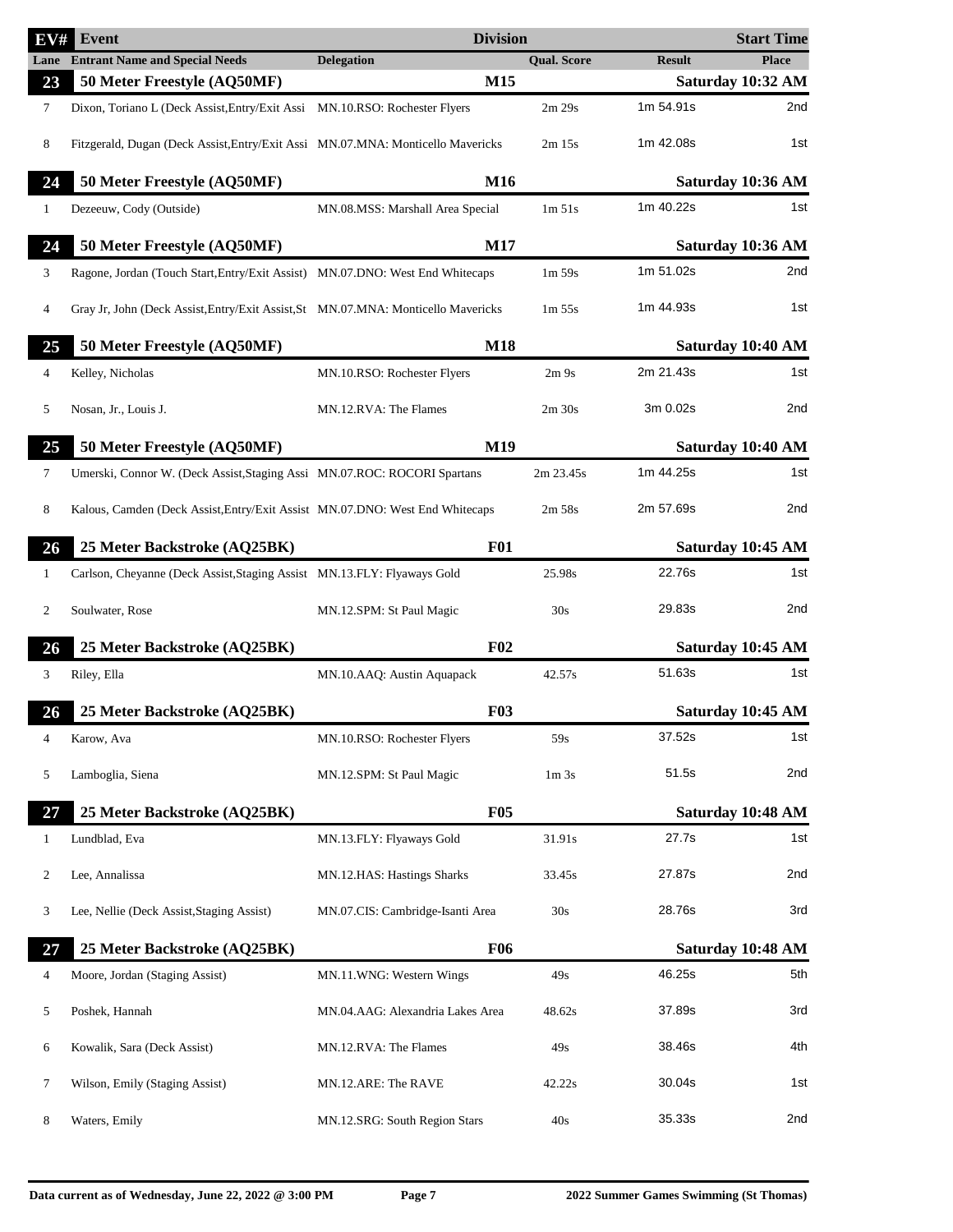| EV# | Event | | Division | | | Start Time |
|---|---|---|---|---|---|---|
| Lane | Entrant Name and Special Needs | Delegation | | Qual. Score | Result | Place |
| **23** | **50 Meter Freestyle (AQ50MF)** | | **M15** | | | **Saturday 10:32 AM** |
| 7 | Dixon, Toriano L (Deck Assist,Entry/Exit Assi | MN.10.RSO: Rochester Flyers | | 2m 29s | 1m 54.91s | 2nd |
| 8 | Fitzgerald, Dugan (Deck Assist,Entry/Exit Assi | MN.07.MNA: Monticello Mavericks | | 2m 15s | 1m 42.08s | 1st |
| **24** | **50 Meter Freestyle (AQ50MF)** | | **M16** | | | **Saturday 10:36 AM** |
| 1 | Dezeeuw, Cody (Outside) | MN.08.MSS: Marshall Area Special | | 1m 51s | 1m 40.22s | 1st |
| **24** | **50 Meter Freestyle (AQ50MF)** | | **M17** | | | **Saturday 10:36 AM** |
| 3 | Ragone, Jordan (Touch Start,Entry/Exit Assist) | MN.07.DNO: West End Whitecaps | | 1m 59s | 1m 51.02s | 2nd |
| 4 | Gray Jr, John (Deck Assist,Entry/Exit Assist,St | MN.07.MNA: Monticello Mavericks | | 1m 55s | 1m 44.93s | 1st |
| **25** | **50 Meter Freestyle (AQ50MF)** | | **M18** | | | **Saturday 10:40 AM** |
| 4 | Kelley, Nicholas | MN.10.RSO: Rochester Flyers | | 2m 9s | 2m 21.43s | 1st |
| 5 | Nosan, Jr., Louis J. | MN.12.RVA: The Flames | | 2m 30s | 3m 0.02s | 2nd |
| **25** | **50 Meter Freestyle (AQ50MF)** | | **M19** | | | **Saturday 10:40 AM** |
| 7 | Umerski, Connor W. (Deck Assist,Staging Assi | MN.07.ROC: ROCORI Spartans | | 2m 23.45s | 1m 44.25s | 1st |
| 8 | Kalous, Camden (Deck Assist,Entry/Exit Assist | MN.07.DNO: West End Whitecaps | | 2m 58s | 2m 57.69s | 2nd |
| **26** | **25 Meter Backstroke (AQ25BK)** | | **F01** | | | **Saturday 10:45 AM** |
| 1 | Carlson, Cheyanne (Deck Assist,Staging Assist | MN.13.FLY: Flyaways Gold | | 25.98s | 22.76s | 1st |
| 2 | Soulwater, Rose | MN.12.SPM: St Paul Magic | | 30s | 29.83s | 2nd |
| **26** | **25 Meter Backstroke (AQ25BK)** | | **F02** | | | **Saturday 10:45 AM** |
| 3 | Riley, Ella | MN.10.AAQ: Austin Aquapack | | 42.57s | 51.63s | 1st |
| **26** | **25 Meter Backstroke (AQ25BK)** | | **F03** | | | **Saturday 10:45 AM** |
| 4 | Karow, Ava | MN.10.RSO: Rochester Flyers | | 59s | 37.52s | 1st |
| 5 | Lamboglia, Siena | MN.12.SPM: St Paul Magic | | 1m 3s | 51.5s | 2nd |
| **27** | **25 Meter Backstroke (AQ25BK)** | | **F05** | | | **Saturday 10:48 AM** |
| 1 | Lundblad, Eva | MN.13.FLY: Flyaways Gold | | 31.91s | 27.7s | 1st |
| 2 | Lee, Annalissa | MN.12.HAS: Hastings Sharks | | 33.45s | 27.87s | 2nd |
| 3 | Lee, Nellie (Deck Assist,Staging Assist) | MN.07.CIS: Cambridge-Isanti Area | | 30s | 28.76s | 3rd |
| **27** | **25 Meter Backstroke (AQ25BK)** | | **F06** | | | **Saturday 10:48 AM** |
| 4 | Moore, Jordan (Staging Assist) | MN.11.WNG: Western Wings | | 49s | 46.25s | 5th |
| 5 | Poshek, Hannah | MN.04.AAG: Alexandria Lakes Area | | 48.62s | 37.89s | 3rd |
| 6 | Kowalik, Sara (Deck Assist) | MN.12.RVA: The Flames | | 49s | 38.46s | 4th |
| 7 | Wilson, Emily (Staging Assist) | MN.12.ARE: The RAVE | | 42.22s | 30.04s | 1st |
| 8 | Waters, Emily | MN.12.SRG: South Region Stars | | 40s | 35.33s | 2nd |

**Data current as of Wednesday, June 22, 2022 @ 3:00 PM** **2022 Summer Games Swimming (St Thomas)**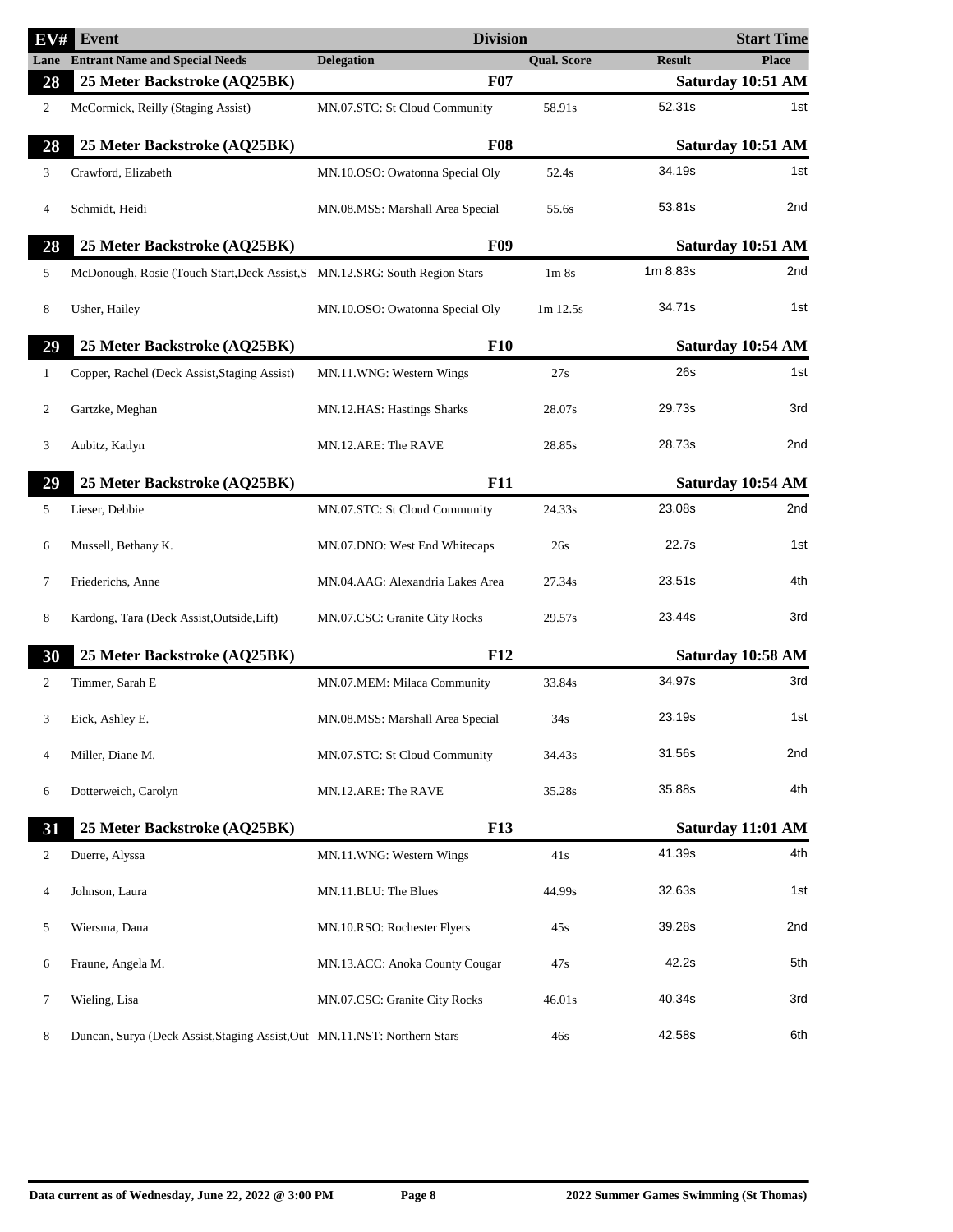| EV# | Event | Delegation | Division / Qual. Score | Result | Start Time / Place |
|---|---|---|---|---|---|
| Lane | Entrant Name and Special Needs | Delegation | Qual. Score | Result | Place |
| **28** | **25 Meter Backstroke (AQ25BK)** | | **F07** | | **Saturday 10:51 AM** |
| 2 | McCormick, Reilly (Staging Assist) | MN.07.STC: St Cloud Community | 58.91s | 52.31s | 1st |
| **28** | **25 Meter Backstroke (AQ25BK)** | | **F08** | | **Saturday 10:51 AM** |
| 3 | Crawford, Elizabeth | MN.10.OSO: Owatonna Special Oly | 52.4s | 34.19s | 1st |
| 4 | Schmidt, Heidi | MN.08.MSS: Marshall Area Special | 55.6s | 53.81s | 2nd |
| **28** | **25 Meter Backstroke (AQ25BK)** | | **F09** | | **Saturday 10:51 AM** |
| 5 | McDonough, Rosie (Touch Start,Deck Assist,S | MN.12.SRG: South Region Stars | 1m 8s | 1m 8.83s | 2nd |
| 8 | Usher, Hailey | MN.10.OSO: Owatonna Special Oly | 1m 12.5s | 34.71s | 1st |
| **29** | **25 Meter Backstroke (AQ25BK)** | | **F10** | | **Saturday 10:54 AM** |
| 1 | Copper, Rachel (Deck Assist,Staging Assist) | MN.11.WNG: Western Wings | 27s | 26s | 1st |
| 2 | Gartzke, Meghan | MN.12.HAS: Hastings Sharks | 28.07s | 29.73s | 3rd |
| 3 | Aubitz, Katlyn | MN.12.ARE: The RAVE | 28.85s | 28.73s | 2nd |
| **29** | **25 Meter Backstroke (AQ25BK)** | | **F11** | | **Saturday 10:54 AM** |
| 5 | Lieser, Debbie | MN.07.STC: St Cloud Community | 24.33s | 23.08s | 2nd |
| 6 | Mussell, Bethany K. | MN.07.DNO: West End Whitecaps | 26s | 22.7s | 1st |
| 7 | Friederichs, Anne | MN.04.AAG: Alexandria Lakes Area | 27.34s | 23.51s | 4th |
| 8 | Kardong, Tara (Deck Assist,Outside,Lift) | MN.07.CSC: Granite City Rocks | 29.57s | 23.44s | 3rd |
| **30** | **25 Meter Backstroke (AQ25BK)** | | **F12** | | **Saturday 10:58 AM** |
| 2 | Timmer, Sarah E | MN.07.MEM: Milaca Community | 33.84s | 34.97s | 3rd |
| 3 | Eick, Ashley E. | MN.08.MSS: Marshall Area Special | 34s | 23.19s | 1st |
| 4 | Miller, Diane M. | MN.07.STC: St Cloud Community | 34.43s | 31.56s | 2nd |
| 6 | Dotterweich, Carolyn | MN.12.ARE: The RAVE | 35.28s | 35.88s | 4th |
| **31** | **25 Meter Backstroke (AQ25BK)** | | **F13** | | **Saturday 11:01 AM** |
| 2 | Duerre, Alyssa | MN.11.WNG: Western Wings | 41s | 41.39s | 4th |
| 4 | Johnson, Laura | MN.11.BLU: The Blues | 44.99s | 32.63s | 1st |
| 5 | Wiersma, Dana | MN.10.RSO: Rochester Flyers | 45s | 39.28s | 2nd |
| 6 | Fraune, Angela M. | MN.13.ACC: Anoka County Cougar | 47s | 42.2s | 5th |
| 7 | Wieling, Lisa | MN.07.CSC: Granite City Rocks | 46.01s | 40.34s | 3rd |
| 8 | Duncan, Surya (Deck Assist,Staging Assist,Out | MN.11.NST: Northern Stars | 46s | 42.58s | 6th |

Data current as of Wednesday, June 22, 2022 @ 3:00 PM — 2022 Summer Games Swimming (St Thomas)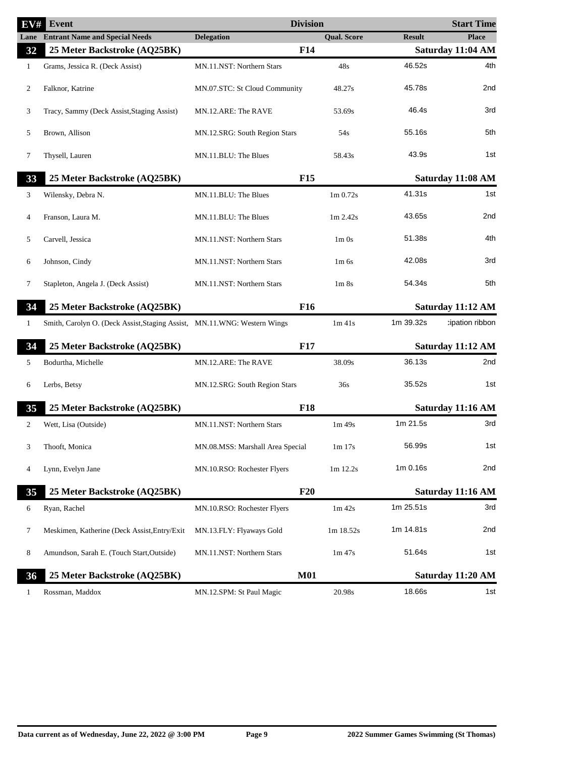| EV# | Event | | Division | | Start Time |
|---|---|---|---|---|---|
| Lane | Entrant Name and Special Needs | Delegation | Qual. Score | Result | Place |
| **32** | **25 Meter Backstroke (AQ25BK)** | | **F14** | | **Saturday 11:04 AM** |
| 1 | Grams, Jessica R. (Deck Assist) | MN.11.NST: Northern Stars | 48s | 46.52s | 4th |
| 2 | Falknor, Katrine | MN.07.STC: St Cloud Community | 48.27s | 45.78s | 2nd |
| 3 | Tracy, Sammy (Deck Assist,Staging Assist) | MN.12.ARE: The RAVE | 53.69s | 46.4s | 3rd |
| 5 | Brown, Allison | MN.12.SRG: South Region Stars | 54s | 55.16s | 5th |
| 7 | Thysell, Lauren | MN.11.BLU: The Blues | 58.43s | 43.9s | 1st |
| **33** | **25 Meter Backstroke (AQ25BK)** | | **F15** | | **Saturday 11:08 AM** |
| 3 | Wilensky, Debra N. | MN.11.BLU: The Blues | 1m 0.72s | 41.31s | 1st |
| 4 | Franson, Laura M. | MN.11.BLU: The Blues | 1m 2.42s | 43.65s | 2nd |
| 5 | Carvell, Jessica | MN.11.NST: Northern Stars | 1m 0s | 51.38s | 4th |
| 6 | Johnson, Cindy | MN.11.NST: Northern Stars | 1m 6s | 42.08s | 3rd |
| 7 | Stapleton, Angela J. (Deck Assist) | MN.11.NST: Northern Stars | 1m 8s | 54.34s | 5th |
| **34** | **25 Meter Backstroke (AQ25BK)** | | **F16** | | **Saturday 11:12 AM** |
| 1 | Smith, Carolyn O. (Deck Assist,Staging Assist, | MN.11.WNG: Western Wings | 1m 41s | 1m 39.32s | :ipation ribbon |
| **34** | **25 Meter Backstroke (AQ25BK)** | | **F17** | | **Saturday 11:12 AM** |
| 5 | Bodurtha, Michelle | MN.12.ARE: The RAVE | 38.09s | 36.13s | 2nd |
| 6 | Lerbs, Betsy | MN.12.SRG: South Region Stars | 36s | 35.52s | 1st |
| **35** | **25 Meter Backstroke (AQ25BK)** | | **F18** | | **Saturday 11:16 AM** |
| 2 | Wett, Lisa (Outside) | MN.11.NST: Northern Stars | 1m 49s | 1m 21.5s | 3rd |
| 3 | Thooft, Monica | MN.08.MSS: Marshall Area Special | 1m 17s | 56.99s | 1st |
| 4 | Lynn, Evelyn Jane | MN.10.RSO: Rochester Flyers | 1m 12.2s | 1m 0.16s | 2nd |
| **35** | **25 Meter Backstroke (AQ25BK)** | | **F20** | | **Saturday 11:16 AM** |
| 6 | Ryan, Rachel | MN.10.RSO: Rochester Flyers | 1m 42s | 1m 25.51s | 3rd |
| 7 | Meskimen, Katherine (Deck Assist,Entry/Exit | MN.13.FLY: Flyaways Gold | 1m 18.52s | 1m 14.81s | 2nd |
| 8 | Amundson, Sarah E. (Touch Start,Outside) | MN.11.NST: Northern Stars | 1m 47s | 51.64s | 1st |
| **36** | **25 Meter Backstroke (AQ25BK)** | | **M01** | | **Saturday 11:20 AM** |
| 1 | Rossman, Maddox | MN.12.SPM: St Paul Magic | 20.98s | 18.66s | 1st |

Data current as of Wednesday, June 22, 2022 @ 3:00 PM — 2022 Summer Games Swimming (St Thomas)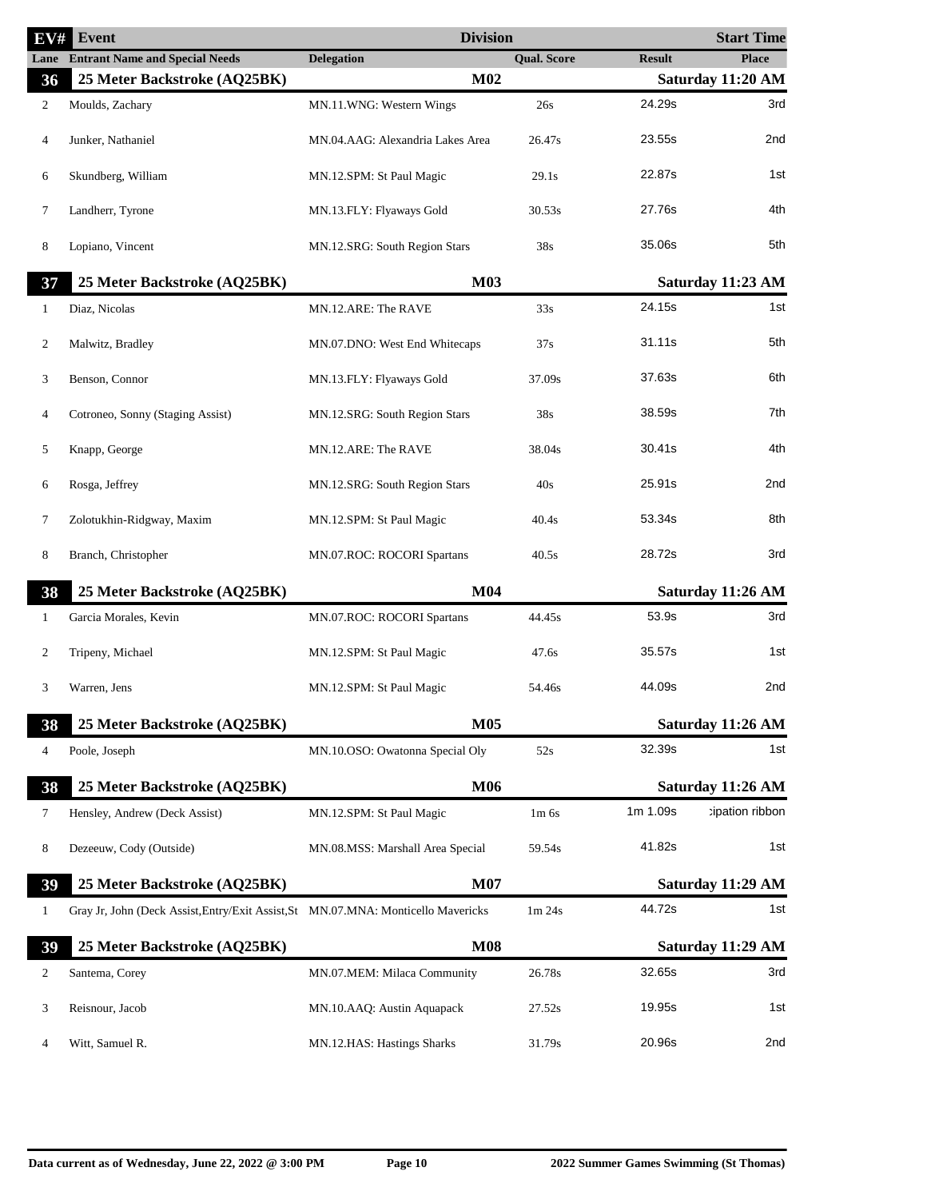| EV# | Event | Delegation | Division | Qual. Score | Result | Place |
|---|---|---|---|---|---|---|
| Lane | Entrant Name and Special Needs | | | | | Start Time |
| **36** | **25 Meter Backstroke (AQ25BK)** | | **M02** | | | **Saturday 11:20 AM** |
| 2 | Moulds, Zachary | MN.11.WNG: Western Wings | | 26s | 24.29s | 3rd |
| 4 | Junker, Nathaniel | MN.04.AAG: Alexandria Lakes Area | | 26.47s | 23.55s | 2nd |
| 6 | Skundberg, William | MN.12.SPM: St Paul Magic | | 29.1s | 22.87s | 1st |
| 7 | Landherr, Tyrone | MN.13.FLY: Flyaways Gold | | 30.53s | 27.76s | 4th |
| 8 | Lopiano, Vincent | MN.12.SRG: South Region Stars | | 38s | 35.06s | 5th |
| **37** | **25 Meter Backstroke (AQ25BK)** | | **M03** | | | **Saturday 11:23 AM** |
| 1 | Diaz, Nicolas | MN.12.ARE: The RAVE | | 33s | 24.15s | 1st |
| 2 | Malwitz, Bradley | MN.07.DNO: West End Whitecaps | | 37s | 31.11s | 5th |
| 3 | Benson, Connor | MN.13.FLY: Flyaways Gold | | 37.09s | 37.63s | 6th |
| 4 | Cotroneo, Sonny (Staging Assist) | MN.12.SRG: South Region Stars | | 38s | 38.59s | 7th |
| 5 | Knapp, George | MN.12.ARE: The RAVE | | 38.04s | 30.41s | 4th |
| 6 | Rosga, Jeffrey | MN.12.SRG: South Region Stars | | 40s | 25.91s | 2nd |
| 7 | Zolotukhin-Ridgway, Maxim | MN.12.SPM: St Paul Magic | | 40.4s | 53.34s | 8th |
| 8 | Branch, Christopher | MN.07.ROC: ROCORI Spartans | | 40.5s | 28.72s | 3rd |
| **38** | **25 Meter Backstroke (AQ25BK)** | | **M04** | | | **Saturday 11:26 AM** |
| 1 | Garcia Morales, Kevin | MN.07.ROC: ROCORI Spartans | | 44.45s | 53.9s | 3rd |
| 2 | Tripeny, Michael | MN.12.SPM: St Paul Magic | | 47.6s | 35.57s | 1st |
| 3 | Warren, Jens | MN.12.SPM: St Paul Magic | | 54.46s | 44.09s | 2nd |
| **38** | **25 Meter Backstroke (AQ25BK)** | | **M05** | | | **Saturday 11:26 AM** |
| 4 | Poole, Joseph | MN.10.OSO: Owatonna Special Oly | | 52s | 32.39s | 1st |
| **38** | **25 Meter Backstroke (AQ25BK)** | | **M06** | | | **Saturday 11:26 AM** |
| 7 | Hensley, Andrew (Deck Assist) | MN.12.SPM: St Paul Magic | | 1m 6s | 1m 1.09s | cipation ribbon |
| 8 | Dezeeuw, Cody (Outside) | MN.08.MSS: Marshall Area Special | | 59.54s | 41.82s | 1st |
| **39** | **25 Meter Backstroke (AQ25BK)** | | **M07** | | | **Saturday 11:29 AM** |
| 1 | Gray Jr, John (Deck Assist,Entry/Exit Assist,St | MN.07.MNA: Monticello Mavericks | | 1m 24s | 44.72s | 1st |
| **39** | **25 Meter Backstroke (AQ25BK)** | | **M08** | | | **Saturday 11:29 AM** |
| 2 | Santema, Corey | MN.07.MEM: Milaca Community | | 26.78s | 32.65s | 3rd |
| 3 | Reisnour, Jacob | MN.10.AAQ: Austin Aquapack | | 27.52s | 19.95s | 1st |
| 4 | Witt, Samuel R. | MN.12.HAS: Hastings Sharks | | 31.79s | 20.96s | 2nd |

Data current as of Wednesday, June 22, 2022 @ 3:00 PM — 2022 Summer Games Swimming (St Thomas)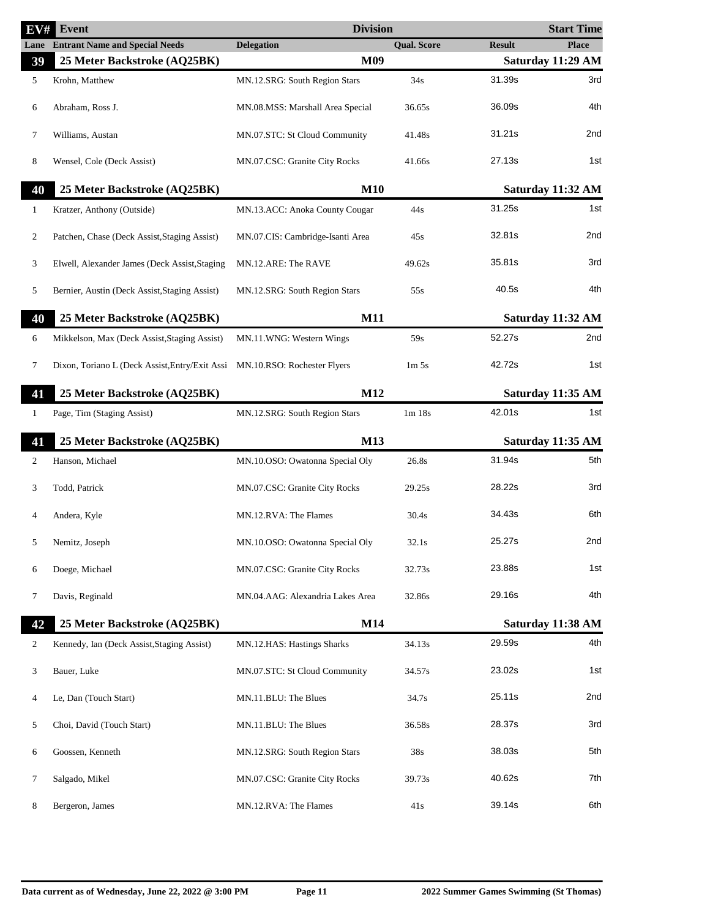| EV# | Event | Division | | | Start Time |
|---|---|---|---|---|---|
| Lane | Entrant Name and Special Needs | Delegation | Qual. Score | Result | Place |
| **39** | **25 Meter Backstroke (AQ25BK)** | **M09** | | | **Saturday 11:29 AM** |
| 5 | Krohn, Matthew | MN.12.SRG: South Region Stars | 34s | 31.39s | 3rd |
| 6 | Abraham, Ross J. | MN.08.MSS: Marshall Area Special | 36.65s | 36.09s | 4th |
| 7 | Williams, Austan | MN.07.STC: St Cloud Community | 41.48s | 31.21s | 2nd |
| 8 | Wensel, Cole (Deck Assist) | MN.07.CSC: Granite City Rocks | 41.66s | 27.13s | 1st |
| **40** | **25 Meter Backstroke (AQ25BK)** | **M10** | | | **Saturday 11:32 AM** |
| 1 | Kratzer, Anthony (Outside) | MN.13.ACC: Anoka County Cougar | 44s | 31.25s | 1st |
| 2 | Patchen, Chase (Deck Assist,Staging Assist) | MN.07.CIS: Cambridge-Isanti Area | 45s | 32.81s | 2nd |
| 3 | Elwell, Alexander James (Deck Assist,Staging | MN.12.ARE: The RAVE | 49.62s | 35.81s | 3rd |
| 5 | Bernier, Austin (Deck Assist,Staging Assist) | MN.12.SRG: South Region Stars | 55s | 40.5s | 4th |
| **40** | **25 Meter Backstroke (AQ25BK)** | **M11** | | | **Saturday 11:32 AM** |
| 6 | Mikkelson, Max (Deck Assist,Staging Assist) | MN.11.WNG: Western Wings | 59s | 52.27s | 2nd |
| 7 | Dixon, Toriano L (Deck Assist,Entry/Exit Assi | MN.10.RSO: Rochester Flyers | 1m 5s | 42.72s | 1st |
| **41** | **25 Meter Backstroke (AQ25BK)** | **M12** | | | **Saturday 11:35 AM** |
| 1 | Page, Tim (Staging Assist) | MN.12.SRG: South Region Stars | 1m 18s | 42.01s | 1st |
| **41** | **25 Meter Backstroke (AQ25BK)** | **M13** | | | **Saturday 11:35 AM** |
| 2 | Hanson, Michael | MN.10.OSO: Owatonna Special Oly | 26.8s | 31.94s | 5th |
| 3 | Todd, Patrick | MN.07.CSC: Granite City Rocks | 29.25s | 28.22s | 3rd |
| 4 | Andera, Kyle | MN.12.RVA: The Flames | 30.4s | 34.43s | 6th |
| 5 | Nemitz, Joseph | MN.10.OSO: Owatonna Special Oly | 32.1s | 25.27s | 2nd |
| 6 | Doege, Michael | MN.07.CSC: Granite City Rocks | 32.73s | 23.88s | 1st |
| 7 | Davis, Reginald | MN.04.AAG: Alexandria Lakes Area | 32.86s | 29.16s | 4th |
| **42** | **25 Meter Backstroke (AQ25BK)** | **M14** | | | **Saturday 11:38 AM** |
| 2 | Kennedy, Ian (Deck Assist,Staging Assist) | MN.12.HAS: Hastings Sharks | 34.13s | 29.59s | 4th |
| 3 | Bauer, Luke | MN.07.STC: St Cloud Community | 34.57s | 23.02s | 1st |
| 4 | Le, Dan (Touch Start) | MN.11.BLU: The Blues | 34.7s | 25.11s | 2nd |
| 5 | Choi, David (Touch Start) | MN.11.BLU: The Blues | 36.58s | 28.37s | 3rd |
| 6 | Goossen, Kenneth | MN.12.SRG: South Region Stars | 38s | 38.03s | 5th |
| 7 | Salgado, Mikel | MN.07.CSC: Granite City Rocks | 39.73s | 40.62s | 7th |
| 8 | Bergeron, James | MN.12.RVA: The Flames | 41s | 39.14s | 6th |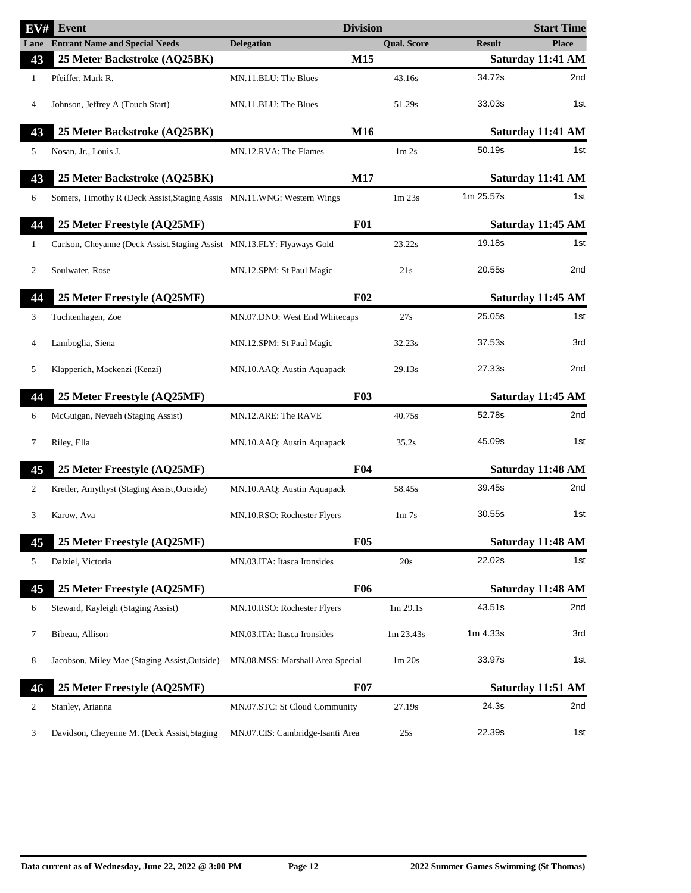| EV# | Event | | Division | | Start Time |
|---|---|---|---|---|---|
| Lane | Entrant Name and Special Needs | Delegation | Qual. Score | Result | Place |
| **43** | **25 Meter Backstroke (AQ25BK)** | | **M15** | | **Saturday 11:41 AM** |
| 1 | Pfeiffer, Mark R. | MN.11.BLU: The Blues | 43.16s | 34.72s | 2nd |
| 4 | Johnson, Jeffrey A (Touch Start) | MN.11.BLU: The Blues | 51.29s | 33.03s | 1st |
| **43** | **25 Meter Backstroke (AQ25BK)** | | **M16** | | **Saturday 11:41 AM** |
| 5 | Nosan, Jr., Louis J. | MN.12.RVA: The Flames | 1m 2s | 50.19s | 1st |
| **43** | **25 Meter Backstroke (AQ25BK)** | | **M17** | | **Saturday 11:41 AM** |
| 6 | Somers, Timothy R (Deck Assist,Staging Assis | MN.11.WNG: Western Wings | 1m 23s | 1m 25.57s | 1st |
| **44** | **25 Meter Freestyle (AQ25MF)** | | **F01** | | **Saturday 11:45 AM** |
| 1 | Carlson, Cheyanne (Deck Assist,Staging Assist | MN.13.FLY: Flyaways Gold | 23.22s | 19.18s | 1st |
| 2 | Soulwater, Rose | MN.12.SPM: St Paul Magic | 21s | 20.55s | 2nd |
| **44** | **25 Meter Freestyle (AQ25MF)** | | **F02** | | **Saturday 11:45 AM** |
| 3 | Tuchtenhagen, Zoe | MN.07.DNO: West End Whitecaps | 27s | 25.05s | 1st |
| 4 | Lamboglia, Siena | MN.12.SPM: St Paul Magic | 32.23s | 37.53s | 3rd |
| 5 | Klapperich, Mackenzi (Kenzi) | MN.10.AAQ: Austin Aquapack | 29.13s | 27.33s | 2nd |
| **44** | **25 Meter Freestyle (AQ25MF)** | | **F03** | | **Saturday 11:45 AM** |
| 6 | McGuigan, Nevaeh (Staging Assist) | MN.12.ARE: The RAVE | 40.75s | 52.78s | 2nd |
| 7 | Riley, Ella | MN.10.AAQ: Austin Aquapack | 35.2s | 45.09s | 1st |
| **45** | **25 Meter Freestyle (AQ25MF)** | | **F04** | | **Saturday 11:48 AM** |
| 2 | Kretler, Amythyst (Staging Assist,Outside) | MN.10.AAQ: Austin Aquapack | 58.45s | 39.45s | 2nd |
| 3 | Karow, Ava | MN.10.RSO: Rochester Flyers | 1m 7s | 30.55s | 1st |
| **45** | **25 Meter Freestyle (AQ25MF)** | | **F05** | | **Saturday 11:48 AM** |
| 5 | Dalziel, Victoria | MN.03.ITA: Itasca Ironsides | 20s | 22.02s | 1st |
| **45** | **25 Meter Freestyle (AQ25MF)** | | **F06** | | **Saturday 11:48 AM** |
| 6 | Steward, Kayleigh (Staging Assist) | MN.10.RSO: Rochester Flyers | 1m 29.1s | 43.51s | 2nd |
| 7 | Bibeau, Allison | MN.03.ITA: Itasca Ironsides | 1m 23.43s | 1m 4.33s | 3rd |
| 8 | Jacobson, Miley Mae (Staging Assist,Outside) | MN.08.MSS: Marshall Area Special | 1m 20s | 33.97s | 1st |
| **46** | **25 Meter Freestyle (AQ25MF)** | | **F07** | | **Saturday 11:51 AM** |
| 2 | Stanley, Arianna | MN.07.STC: St Cloud Community | 27.19s | 24.3s | 2nd |
| 3 | Davidson, Cheyenne M. (Deck Assist,Staging | MN.07.CIS: Cambridge-Isanti Area | 25s | 22.39s | 1st |

Data current as of Wednesday, June 22, 2022 @ 3:00 PM — 2022 Summer Games Swimming (St Thomas)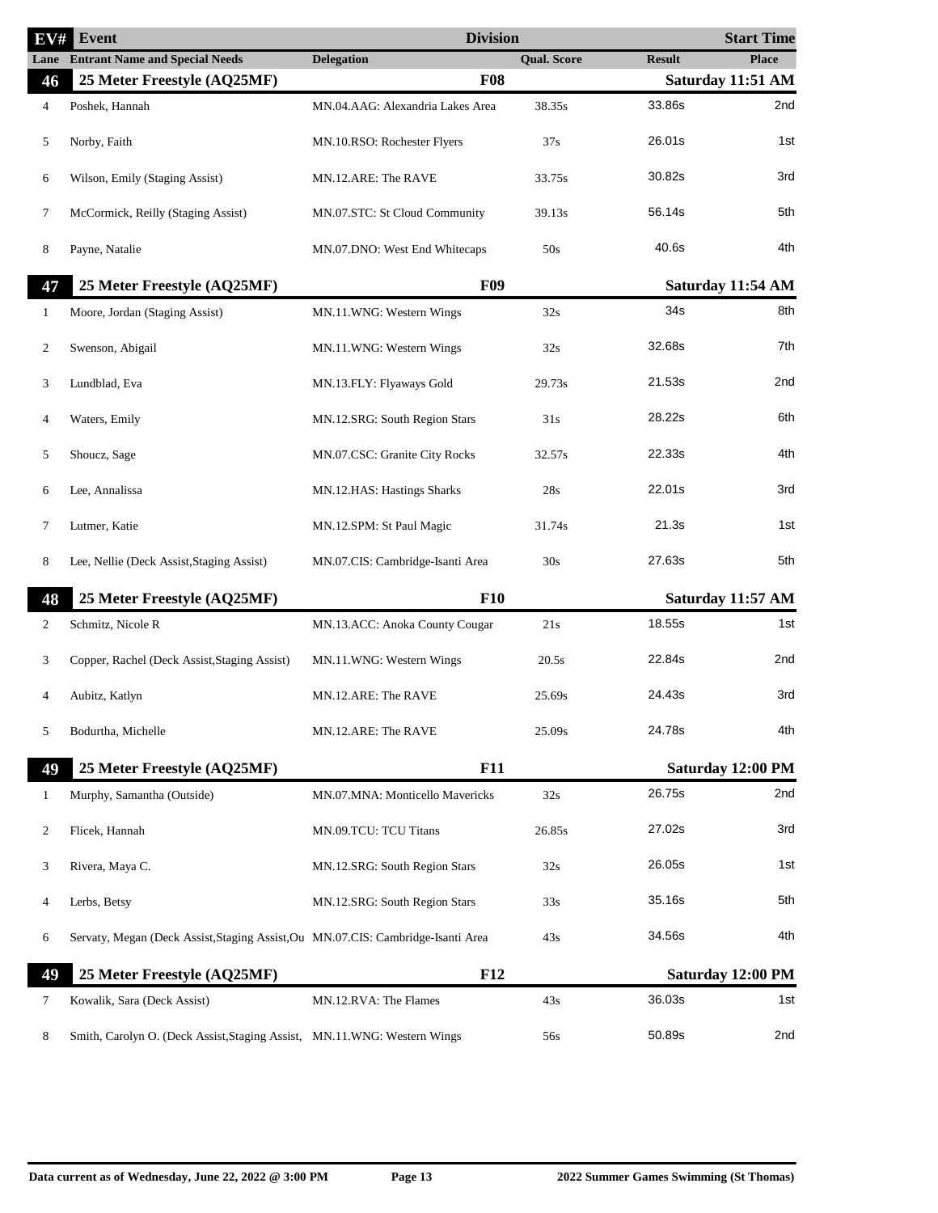| EV# | Event | Division | | | Start Time |
|---|---|---|---|---|---|
| Lane | Entrant Name and Special Needs | Delegation | Qual. Score | Result | Place |
| **46** | **25 Meter Freestyle (AQ25MF)** | **F08** | | **Saturday 11:51 AM** | |
| 4 | Poshek, Hannah | MN.04.AAG: Alexandria Lakes Area | 38.35s | 33.86s | 2nd |
| 5 | Norby, Faith | MN.10.RSO: Rochester Flyers | 37s | 26.01s | 1st |
| 6 | Wilson, Emily (Staging Assist) | MN.12.ARE: The RAVE | 33.75s | 30.82s | 3rd |
| 7 | McCormick, Reilly (Staging Assist) | MN.07.STC: St Cloud Community | 39.13s | 56.14s | 5th |
| 8 | Payne, Natalie | MN.07.DNO: West End Whitecaps | 50s | 40.6s | 4th |
| **47** | **25 Meter Freestyle (AQ25MF)** | **F09** | | **Saturday 11:54 AM** | |
| 1 | Moore, Jordan (Staging Assist) | MN.11.WNG: Western Wings | 32s | 34s | 8th |
| 2 | Swenson, Abigail | MN.11.WNG: Western Wings | 32s | 32.68s | 7th |
| 3 | Lundblad, Eva | MN.13.FLY: Flyaways Gold | 29.73s | 21.53s | 2nd |
| 4 | Waters, Emily | MN.12.SRG: South Region Stars | 31s | 28.22s | 6th |
| 5 | Shoucz, Sage | MN.07.CSC: Granite City Rocks | 32.57s | 22.33s | 4th |
| 6 | Lee, Annalissa | MN.12.HAS: Hastings Sharks | 28s | 22.01s | 3rd |
| 7 | Lutmer, Katie | MN.12.SPM: St Paul Magic | 31.74s | 21.3s | 1st |
| 8 | Lee, Nellie (Deck Assist,Staging Assist) | MN.07.CIS: Cambridge-Isanti Area | 30s | 27.63s | 5th |
| **48** | **25 Meter Freestyle (AQ25MF)** | **F10** | | **Saturday 11:57 AM** | |
| 2 | Schmitz, Nicole R | MN.13.ACC: Anoka County Cougar | 21s | 18.55s | 1st |
| 3 | Copper, Rachel (Deck Assist,Staging Assist) | MN.11.WNG: Western Wings | 20.5s | 22.84s | 2nd |
| 4 | Aubitz, Katlyn | MN.12.ARE: The RAVE | 25.69s | 24.43s | 3rd |
| 5 | Bodurtha, Michelle | MN.12.ARE: The RAVE | 25.09s | 24.78s | 4th |
| **49** | **25 Meter Freestyle (AQ25MF)** | **F11** | | **Saturday 12:00 PM** | |
| 1 | Murphy, Samantha (Outside) | MN.07.MNA: Monticello Mavericks | 32s | 26.75s | 2nd |
| 2 | Flicek, Hannah | MN.09.TCU: TCU Titans | 26.85s | 27.02s | 3rd |
| 3 | Rivera, Maya C. | MN.12.SRG: South Region Stars | 32s | 26.05s | 1st |
| 4 | Lerbs, Betsy | MN.12.SRG: South Region Stars | 33s | 35.16s | 5th |
| 6 | Servaty, Megan (Deck Assist,Staging Assist,Ou | MN.07.CIS: Cambridge-Isanti Area | 43s | 34.56s | 4th |
| **49** | **25 Meter Freestyle (AQ25MF)** | **F12** | | **Saturday 12:00 PM** | |
| 7 | Kowalik, Sara (Deck Assist) | MN.12.RVA: The Flames | 43s | 36.03s | 1st |
| 8 | Smith, Carolyn O. (Deck Assist,Staging Assist, | MN.11.WNG: Western Wings | 56s | 50.89s | 2nd |

Data current as of Wednesday, June 22, 2022 @ 3:00 PM — 2022 Summer Games Swimming (St Thomas)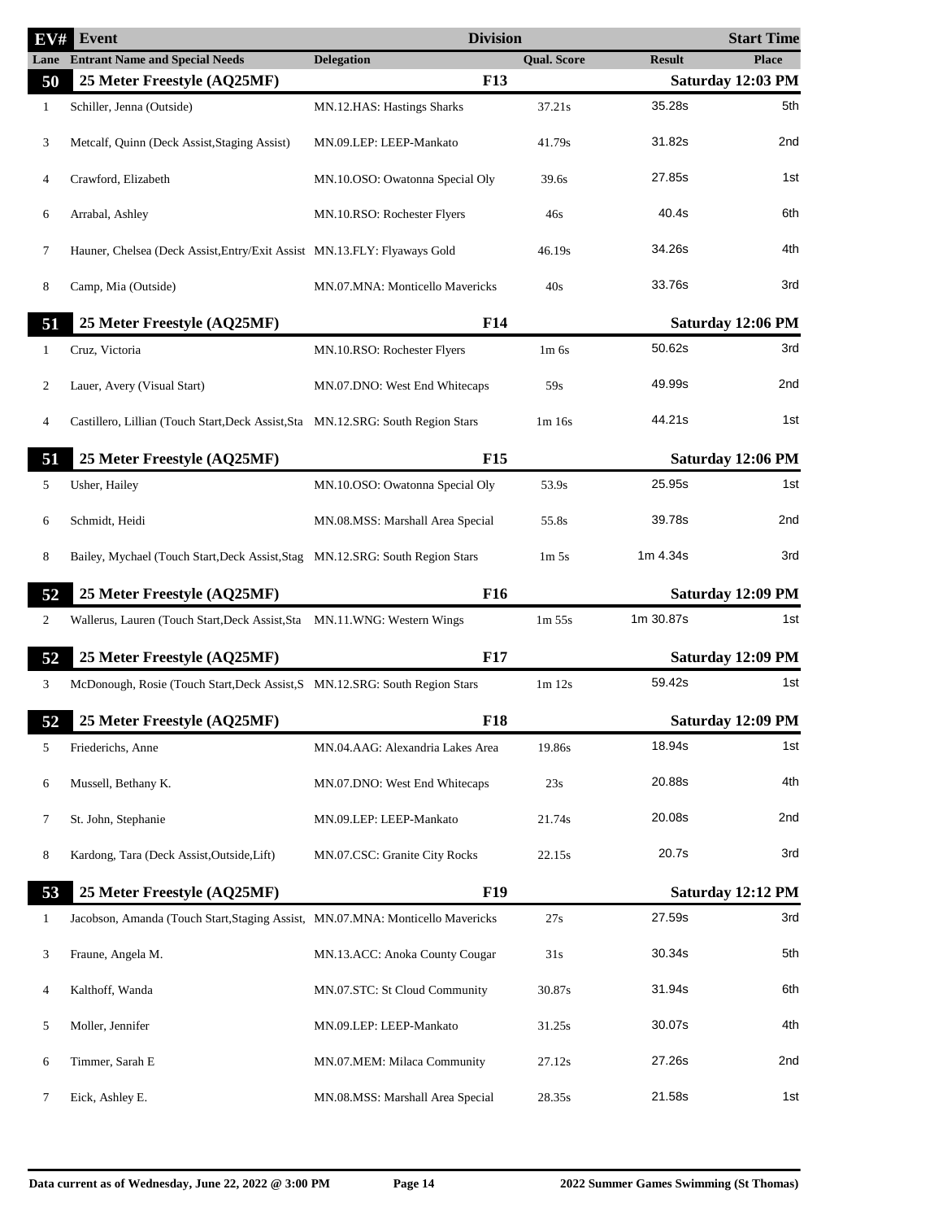| EV# | Event | Delegation | Division | Qual. Score | Result | Start Time |
|---|---|---|---|---|---|---|
| Lane | Entrant Name and Special Needs | Delegation | Qual. Score | Result | Place | |

## 50 25 Meter Freestyle (AQ25MF) — F13 — Saturday 12:03 PM

| Lane | Entrant Name and Special Needs | Delegation | Qual. Score | Result | Place |
|---|---|---|---|---|---|
| 1 | Schiller, Jenna (Outside) | MN.12.HAS: Hastings Sharks | 37.21s | 35.28s | 5th |
| 3 | Metcalf, Quinn (Deck Assist,Staging Assist) | MN.09.LEP: LEEP-Mankato | 41.79s | 31.82s | 2nd |
| 4 | Crawford, Elizabeth | MN.10.OSO: Owatonna Special Oly | 39.6s | 27.85s | 1st |
| 6 | Arrabal, Ashley | MN.10.RSO: Rochester Flyers | 46s | 40.4s | 6th |
| 7 | Hauner, Chelsea (Deck Assist,Entry/Exit Assist | MN.13.FLY: Flyaways Gold | 46.19s | 34.26s | 4th |
| 8 | Camp, Mia (Outside) | MN.07.MNA: Monticello Mavericks | 40s | 33.76s | 3rd |

## 51 25 Meter Freestyle (AQ25MF) — F14 — Saturday 12:06 PM

| Lane | Entrant Name and Special Needs | Delegation | Qual. Score | Result | Place |
|---|---|---|---|---|---|
| 1 | Cruz, Victoria | MN.10.RSO: Rochester Flyers | 1m 6s | 50.62s | 3rd |
| 2 | Lauer, Avery (Visual Start) | MN.07.DNO: West End Whitecaps | 59s | 49.99s | 2nd |
| 4 | Castillero, Lillian (Touch Start,Deck Assist,Sta | MN.12.SRG: South Region Stars | 1m 16s | 44.21s | 1st |

## 51 25 Meter Freestyle (AQ25MF) — F15 — Saturday 12:06 PM

| Lane | Entrant Name and Special Needs | Delegation | Qual. Score | Result | Place |
|---|---|---|---|---|---|
| 5 | Usher, Hailey | MN.10.OSO: Owatonna Special Oly | 53.9s | 25.95s | 1st |
| 6 | Schmidt, Heidi | MN.08.MSS: Marshall Area Special | 55.8s | 39.78s | 2nd |
| 8 | Bailey, Mychael (Touch Start,Deck Assist,Stag | MN.12.SRG: South Region Stars | 1m 5s | 1m 4.34s | 3rd |

## 52 25 Meter Freestyle (AQ25MF) — F16 — Saturday 12:09 PM

| Lane | Entrant Name and Special Needs | Delegation | Qual. Score | Result | Place |
|---|---|---|---|---|---|
| 2 | Wallerus, Lauren (Touch Start,Deck Assist,Sta | MN.11.WNG: Western Wings | 1m 55s | 1m 30.87s | 1st |

## 52 25 Meter Freestyle (AQ25MF) — F17 — Saturday 12:09 PM

| Lane | Entrant Name and Special Needs | Delegation | Qual. Score | Result | Place |
|---|---|---|---|---|---|
| 3 | McDonough, Rosie (Touch Start,Deck Assist,S | MN.12.SRG: South Region Stars | 1m 12s | 59.42s | 1st |

## 52 25 Meter Freestyle (AQ25MF) — F18 — Saturday 12:09 PM

| Lane | Entrant Name and Special Needs | Delegation | Qual. Score | Result | Place |
|---|---|---|---|---|---|
| 5 | Friederichs, Anne | MN.04.AAG: Alexandria Lakes Area | 19.86s | 18.94s | 1st |
| 6 | Mussell, Bethany K. | MN.07.DNO: West End Whitecaps | 23s | 20.88s | 4th |
| 7 | St. John, Stephanie | MN.09.LEP: LEEP-Mankato | 21.74s | 20.08s | 2nd |
| 8 | Kardong, Tara (Deck Assist,Outside,Lift) | MN.07.CSC: Granite City Rocks | 22.15s | 20.7s | 3rd |

## 53 25 Meter Freestyle (AQ25MF) — F19 — Saturday 12:12 PM

| Lane | Entrant Name and Special Needs | Delegation | Qual. Score | Result | Place |
|---|---|---|---|---|---|
| 1 | Jacobson, Amanda (Touch Start,Staging Assist, | MN.07.MNA: Monticello Mavericks | 27s | 27.59s | 3rd |
| 3 | Fraune, Angela M. | MN.13.ACC: Anoka County Cougar | 31s | 30.34s | 5th |
| 4 | Kalthoff, Wanda | MN.07.STC: St Cloud Community | 30.87s | 31.94s | 6th |
| 5 | Moller, Jennifer | MN.09.LEP: LEEP-Mankato | 31.25s | 30.07s | 4th |
| 6 | Timmer, Sarah E | MN.07.MEM: Milaca Community | 27.12s | 27.26s | 2nd |
| 7 | Eick, Ashley E. | MN.08.MSS: Marshall Area Special | 28.35s | 21.58s | 1st |

Data current as of Wednesday, June 22, 2022 @ 3:00 PM — 2022 Summer Games Swimming (St Thomas)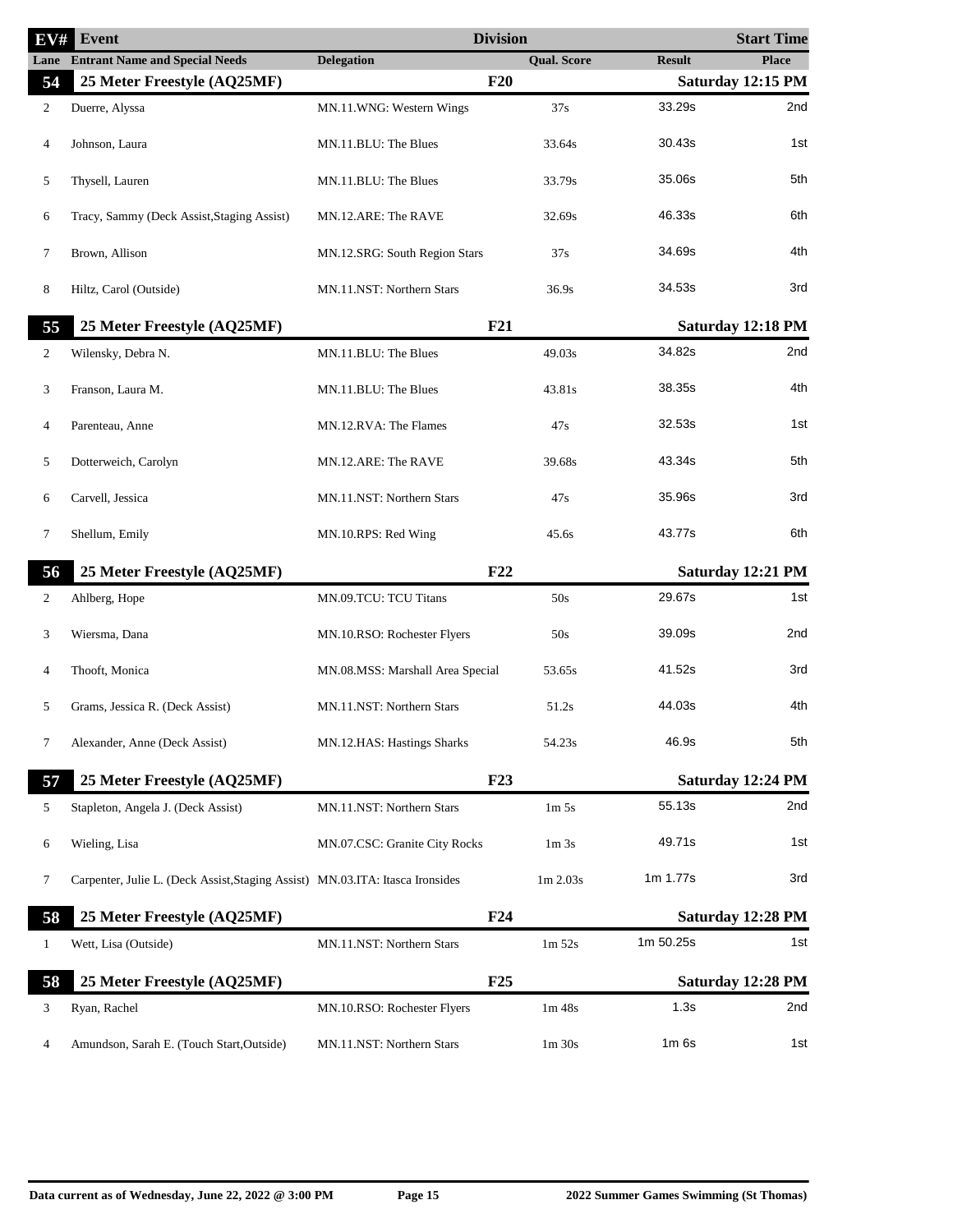| EV# | Event | Division | | | Start Time |
|---|---|---|---|---|---|
| Lane | Entrant Name and Special Needs | Delegation | Qual. Score | Result | Place |
| **54** | **25 Meter Freestyle (AQ25MF)** | **F20** | | | **Saturday 12:15 PM** |
| 2 | Duerre, Alyssa | MN.11.WNG: Western Wings | 37s | 33.29s | 2nd |
| 4 | Johnson, Laura | MN.11.BLU: The Blues | 33.64s | 30.43s | 1st |
| 5 | Thysell, Lauren | MN.11.BLU: The Blues | 33.79s | 35.06s | 5th |
| 6 | Tracy, Sammy (Deck Assist,Staging Assist) | MN.12.ARE: The RAVE | 32.69s | 46.33s | 6th |
| 7 | Brown, Allison | MN.12.SRG: South Region Stars | 37s | 34.69s | 4th |
| 8 | Hiltz, Carol (Outside) | MN.11.NST: Northern Stars | 36.9s | 34.53s | 3rd |
| **55** | **25 Meter Freestyle (AQ25MF)** | **F21** | | | **Saturday 12:18 PM** |
| 2 | Wilensky, Debra N. | MN.11.BLU: The Blues | 49.03s | 34.82s | 2nd |
| 3 | Franson, Laura M. | MN.11.BLU: The Blues | 43.81s | 38.35s | 4th |
| 4 | Parenteau, Anne | MN.12.RVA: The Flames | 47s | 32.53s | 1st |
| 5 | Dotterweich, Carolyn | MN.12.ARE: The RAVE | 39.68s | 43.34s | 5th |
| 6 | Carvell, Jessica | MN.11.NST: Northern Stars | 47s | 35.96s | 3rd |
| 7 | Shellum, Emily | MN.10.RPS: Red Wing | 45.6s | 43.77s | 6th |
| **56** | **25 Meter Freestyle (AQ25MF)** | **F22** | | | **Saturday 12:21 PM** |
| 2 | Ahlberg, Hope | MN.09.TCU: TCU Titans | 50s | 29.67s | 1st |
| 3 | Wiersma, Dana | MN.10.RSO: Rochester Flyers | 50s | 39.09s | 2nd |
| 4 | Thooft, Monica | MN.08.MSS: Marshall Area Special | 53.65s | 41.52s | 3rd |
| 5 | Grams, Jessica R. (Deck Assist) | MN.11.NST: Northern Stars | 51.2s | 44.03s | 4th |
| 7 | Alexander, Anne (Deck Assist) | MN.12.HAS: Hastings Sharks | 54.23s | 46.9s | 5th |
| **57** | **25 Meter Freestyle (AQ25MF)** | **F23** | | | **Saturday 12:24 PM** |
| 5 | Stapleton, Angela J. (Deck Assist) | MN.11.NST: Northern Stars | 1m 5s | 55.13s | 2nd |
| 6 | Wieling, Lisa | MN.07.CSC: Granite City Rocks | 1m 3s | 49.71s | 1st |
| 7 | Carpenter, Julie L. (Deck Assist,Staging Assist) | MN.03.ITA: Itasca Ironsides | 1m 2.03s | 1m 1.77s | 3rd |
| **58** | **25 Meter Freestyle (AQ25MF)** | **F24** | | | **Saturday 12:28 PM** |
| 1 | Wett, Lisa (Outside) | MN.11.NST: Northern Stars | 1m 52s | 1m 50.25s | 1st |
| **58** | **25 Meter Freestyle (AQ25MF)** | **F25** | | | **Saturday 12:28 PM** |
| 3 | Ryan, Rachel | MN.10.RSO: Rochester Flyers | 1m 48s | 1.3s | 2nd |
| 4 | Amundson, Sarah E. (Touch Start,Outside) | MN.11.NST: Northern Stars | 1m 30s | 1m 6s | 1st |

Data current as of Wednesday, June 22, 2022 @ 3:00 PM — 2022 Summer Games Swimming (St Thomas)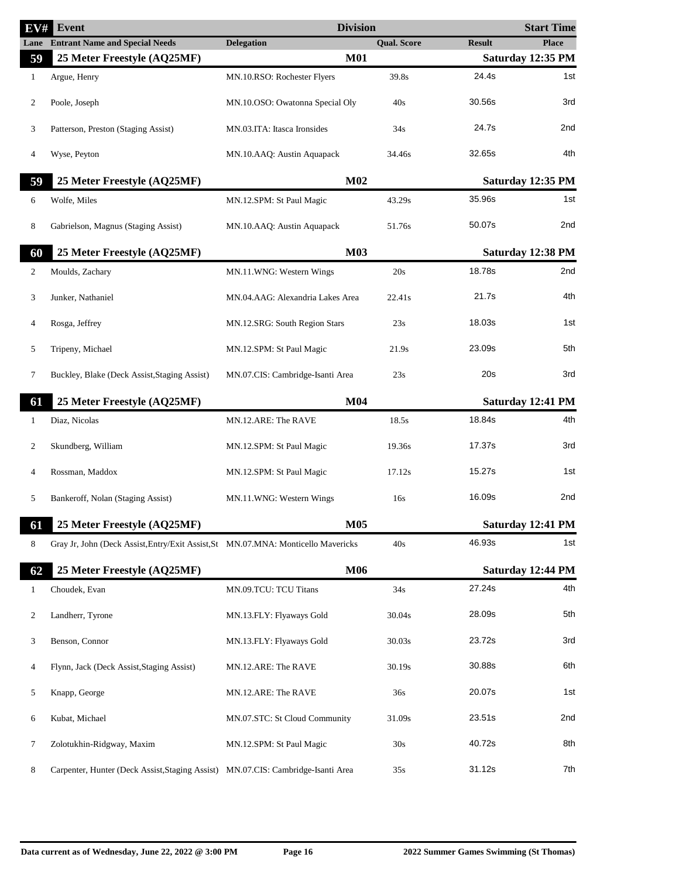| EV# | Event | Division | | Start Time | |
|---|---|---|---|---|---|
| Lane | Entrant Name and Special Needs | Delegation | Qual. Score | Result | Place |
| **59** | **25 Meter Freestyle (AQ25MF)** | **M01** | | **Saturday 12:35 PM** | |
| 1 | Argue, Henry | MN.10.RSO: Rochester Flyers | 39.8s | 24.4s | 1st |
| 2 | Poole, Joseph | MN.10.OSO: Owatonna Special Oly | 40s | 30.56s | 3rd |
| 3 | Patterson, Preston (Staging Assist) | MN.03.ITA: Itasca Ironsides | 34s | 24.7s | 2nd |
| 4 | Wyse, Peyton | MN.10.AAQ: Austin Aquapack | 34.46s | 32.65s | 4th |
| **59** | **25 Meter Freestyle (AQ25MF)** | **M02** | | **Saturday 12:35 PM** | |
| 6 | Wolfe, Miles | MN.12.SPM: St Paul Magic | 43.29s | 35.96s | 1st |
| 8 | Gabrielson, Magnus (Staging Assist) | MN.10.AAQ: Austin Aquapack | 51.76s | 50.07s | 2nd |
| **60** | **25 Meter Freestyle (AQ25MF)** | **M03** | | **Saturday 12:38 PM** | |
| 2 | Moulds, Zachary | MN.11.WNG: Western Wings | 20s | 18.78s | 2nd |
| 3 | Junker, Nathaniel | MN.04.AAG: Alexandria Lakes Area | 22.41s | 21.7s | 4th |
| 4 | Rosga, Jeffrey | MN.12.SRG: South Region Stars | 23s | 18.03s | 1st |
| 5 | Tripeny, Michael | MN.12.SPM: St Paul Magic | 21.9s | 23.09s | 5th |
| 7 | Buckley, Blake (Deck Assist,Staging Assist) | MN.07.CIS: Cambridge-Isanti Area | 23s | 20s | 3rd |
| **61** | **25 Meter Freestyle (AQ25MF)** | **M04** | | **Saturday 12:41 PM** | |
| 1 | Diaz, Nicolas | MN.12.ARE: The RAVE | 18.5s | 18.84s | 4th |
| 2 | Skundberg, William | MN.12.SPM: St Paul Magic | 19.36s | 17.37s | 3rd |
| 4 | Rossman, Maddox | MN.12.SPM: St Paul Magic | 17.12s | 15.27s | 1st |
| 5 | Bankeroff, Nolan (Staging Assist) | MN.11.WNG: Western Wings | 16s | 16.09s | 2nd |
| **61** | **25 Meter Freestyle (AQ25MF)** | **M05** | | **Saturday 12:41 PM** | |
| 8 | Gray Jr, John (Deck Assist,Entry/Exit Assist,St | MN.07.MNA: Monticello Mavericks | 40s | 46.93s | 1st |
| **62** | **25 Meter Freestyle (AQ25MF)** | **M06** | | **Saturday 12:44 PM** | |
| 1 | Choudek, Evan | MN.09.TCU: TCU Titans | 34s | 27.24s | 4th |
| 2 | Landherr, Tyrone | MN.13.FLY: Flyaways Gold | 30.04s | 28.09s | 5th |
| 3 | Benson, Connor | MN.13.FLY: Flyaways Gold | 30.03s | 23.72s | 3rd |
| 4 | Flynn, Jack (Deck Assist,Staging Assist) | MN.12.ARE: The RAVE | 30.19s | 30.88s | 6th |
| 5 | Knapp, George | MN.12.ARE: The RAVE | 36s | 20.07s | 1st |
| 6 | Kubat, Michael | MN.07.STC: St Cloud Community | 31.09s | 23.51s | 2nd |
| 7 | Zolotukhin-Ridgway, Maxim | MN.12.SPM: St Paul Magic | 30s | 40.72s | 8th |
| 8 | Carpenter, Hunter (Deck Assist,Staging Assist) | MN.07.CIS: Cambridge-Isanti Area | 35s | 31.12s | 7th |

Data current as of Wednesday, June 22, 2022 @ 3:00 PM — 2022 Summer Games Swimming (St Thomas)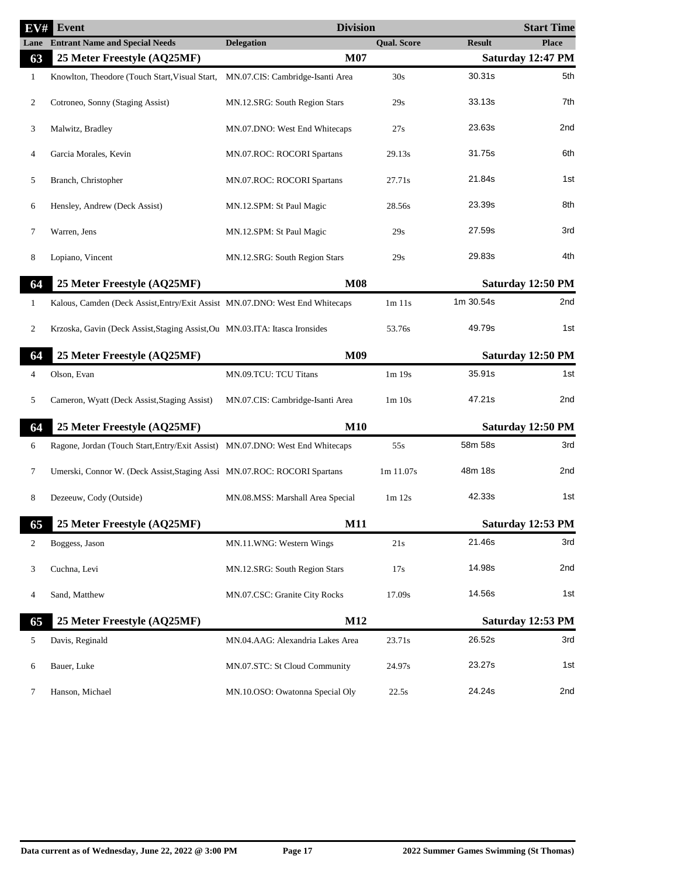| EV# | Event | Division | | | Start Time |
|---|---|---|---|---|---|
| Lane | Entrant Name and Special Needs | Delegation | Qual. Score | Result | Place |
| **63** | **25 Meter Freestyle (AQ25MF)** | **M07** | | | **Saturday 12:47 PM** |
| 1 | Knowlton, Theodore (Touch Start,Visual Start, | MN.07.CIS: Cambridge-Isanti Area | 30s | 30.31s | 5th |
| 2 | Cotroneo, Sonny (Staging Assist) | MN.12.SRG: South Region Stars | 29s | 33.13s | 7th |
| 3 | Malwitz, Bradley | MN.07.DNO: West End Whitecaps | 27s | 23.63s | 2nd |
| 4 | Garcia Morales, Kevin | MN.07.ROC: ROCORI Spartans | 29.13s | 31.75s | 6th |
| 5 | Branch, Christopher | MN.07.ROC: ROCORI Spartans | 27.71s | 21.84s | 1st |
| 6 | Hensley, Andrew (Deck Assist) | MN.12.SPM: St Paul Magic | 28.56s | 23.39s | 8th |
| 7 | Warren, Jens | MN.12.SPM: St Paul Magic | 29s | 27.59s | 3rd |
| 8 | Lopiano, Vincent | MN.12.SRG: South Region Stars | 29s | 29.83s | 4th |
| **64** | **25 Meter Freestyle (AQ25MF)** | **M08** | | | **Saturday 12:50 PM** |
| 1 | Kalous, Camden (Deck Assist,Entry/Exit Assist | MN.07.DNO: West End Whitecaps | 1m 11s | 1m 30.54s | 2nd |
| 2 | Krzoska, Gavin (Deck Assist,Staging Assist,Ou | MN.03.ITA: Itasca Ironsides | 53.76s | 49.79s | 1st |
| **64** | **25 Meter Freestyle (AQ25MF)** | **M09** | | | **Saturday 12:50 PM** |
| 4 | Olson, Evan | MN.09.TCU: TCU Titans | 1m 19s | 35.91s | 1st |
| 5 | Cameron, Wyatt (Deck Assist,Staging Assist) | MN.07.CIS: Cambridge-Isanti Area | 1m 10s | 47.21s | 2nd |
| **64** | **25 Meter Freestyle (AQ25MF)** | **M10** | | | **Saturday 12:50 PM** |
| 6 | Ragone, Jordan (Touch Start,Entry/Exit Assist) | MN.07.DNO: West End Whitecaps | 55s | 58m 58s | 3rd |
| 7 | Umerski, Connor W. (Deck Assist,Staging Assi | MN.07.ROC: ROCORI Spartans | 1m 11.07s | 48m 18s | 2nd |
| 8 | Dezeeuw, Cody (Outside) | MN.08.MSS: Marshall Area Special | 1m 12s | 42.33s | 1st |
| **65** | **25 Meter Freestyle (AQ25MF)** | **M11** | | | **Saturday 12:53 PM** |
| 2 | Boggess, Jason | MN.11.WNG: Western Wings | 21s | 21.46s | 3rd |
| 3 | Cuchna, Levi | MN.12.SRG: South Region Stars | 17s | 14.98s | 2nd |
| 4 | Sand, Matthew | MN.07.CSC: Granite City Rocks | 17.09s | 14.56s | 1st |
| **65** | **25 Meter Freestyle (AQ25MF)** | **M12** | | | **Saturday 12:53 PM** |
| 5 | Davis, Reginald | MN.04.AAG: Alexandria Lakes Area | 23.71s | 26.52s | 3rd |
| 6 | Bauer, Luke | MN.07.STC: St Cloud Community | 24.97s | 23.27s | 1st |
| 7 | Hanson, Michael | MN.10.OSO: Owatonna Special Oly | 22.5s | 24.24s | 2nd |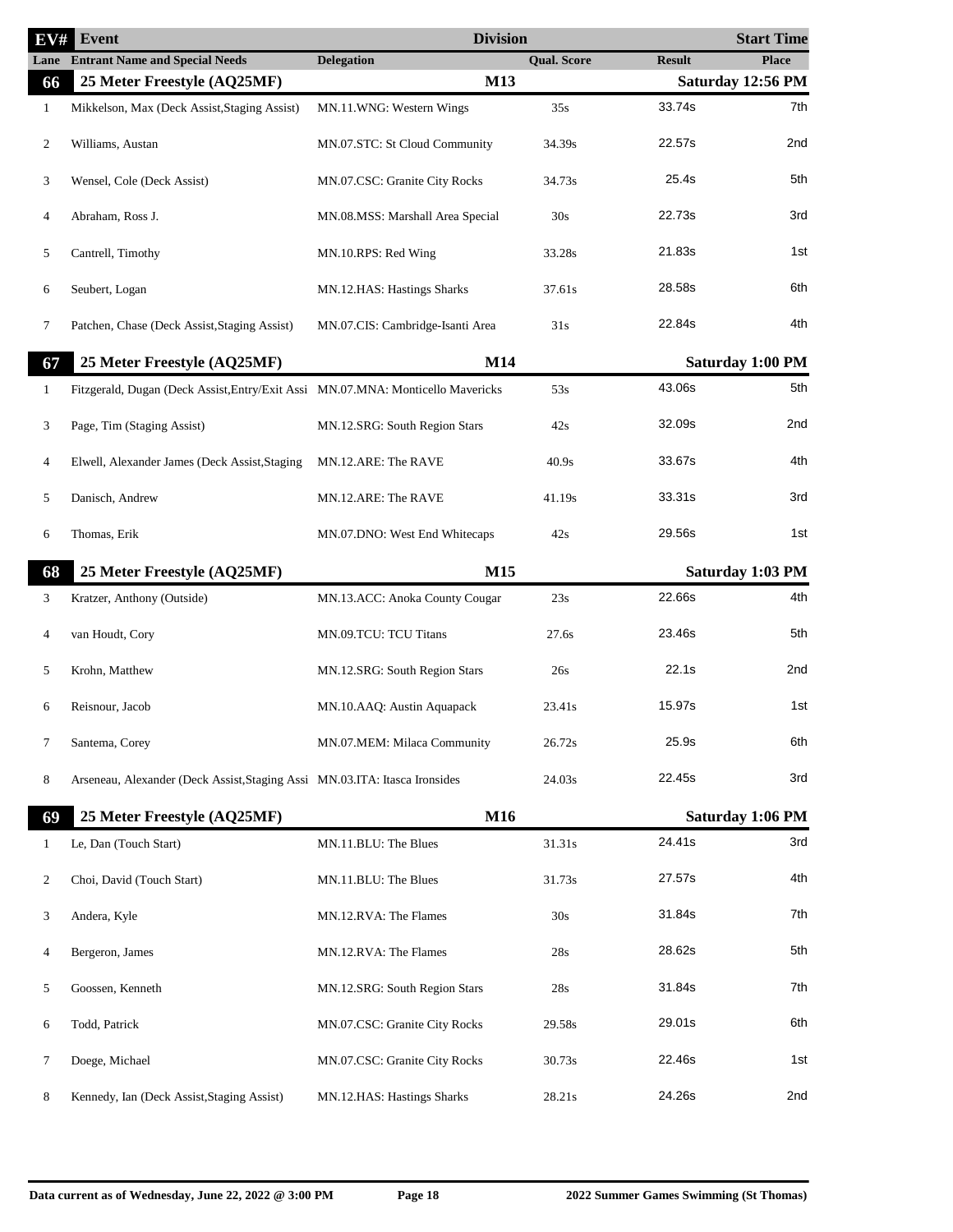| EV# | Event | Division | | | Start Time |
|---|---|---|---|---|---|
| Lane | Entrant Name and Special Needs | Delegation | Qual. Score | Result | Place |
| **66** | **25 Meter Freestyle (AQ25MF)** | **M13** | | | **Saturday 12:56 PM** |
| 1 | Mikkelson, Max (Deck Assist,Staging Assist) | MN.11.WNG: Western Wings | 35s | 33.74s | 7th |
| 2 | Williams, Austan | MN.07.STC: St Cloud Community | 34.39s | 22.57s | 2nd |
| 3 | Wensel, Cole (Deck Assist) | MN.07.CSC: Granite City Rocks | 34.73s | 25.4s | 5th |
| 4 | Abraham, Ross J. | MN.08.MSS: Marshall Area Special | 30s | 22.73s | 3rd |
| 5 | Cantrell, Timothy | MN.10.RPS: Red Wing | 33.28s | 21.83s | 1st |
| 6 | Seubert, Logan | MN.12.HAS: Hastings Sharks | 37.61s | 28.58s | 6th |
| 7 | Patchen, Chase (Deck Assist,Staging Assist) | MN.07.CIS: Cambridge-Isanti Area | 31s | 22.84s | 4th |
| **67** | **25 Meter Freestyle (AQ25MF)** | **M14** | | | **Saturday 1:00 PM** |
| 1 | Fitzgerald, Dugan (Deck Assist,Entry/Exit Assi | MN.07.MNA: Monticello Mavericks | 53s | 43.06s | 5th |
| 3 | Page, Tim (Staging Assist) | MN.12.SRG: South Region Stars | 42s | 32.09s | 2nd |
| 4 | Elwell, Alexander James (Deck Assist,Staging | MN.12.ARE: The RAVE | 40.9s | 33.67s | 4th |
| 5 | Danisch, Andrew | MN.12.ARE: The RAVE | 41.19s | 33.31s | 3rd |
| 6 | Thomas, Erik | MN.07.DNO: West End Whitecaps | 42s | 29.56s | 1st |
| **68** | **25 Meter Freestyle (AQ25MF)** | **M15** | | | **Saturday 1:03 PM** |
| 3 | Kratzer, Anthony (Outside) | MN.13.ACC: Anoka County Cougar | 23s | 22.66s | 4th |
| 4 | van Houdt, Cory | MN.09.TCU: TCU Titans | 27.6s | 23.46s | 5th |
| 5 | Krohn, Matthew | MN.12.SRG: South Region Stars | 26s | 22.1s | 2nd |
| 6 | Reisnour, Jacob | MN.10.AAQ: Austin Aquapack | 23.41s | 15.97s | 1st |
| 7 | Santema, Corey | MN.07.MEM: Milaca Community | 26.72s | 25.9s | 6th |
| 8 | Arseneau, Alexander (Deck Assist,Staging Assi | MN.03.ITA: Itasca Ironsides | 24.03s | 22.45s | 3rd |
| **69** | **25 Meter Freestyle (AQ25MF)** | **M16** | | | **Saturday 1:06 PM** |
| 1 | Le, Dan (Touch Start) | MN.11.BLU: The Blues | 31.31s | 24.41s | 3rd |
| 2 | Choi, David (Touch Start) | MN.11.BLU: The Blues | 31.73s | 27.57s | 4th |
| 3 | Andera, Kyle | MN.12.RVA: The Flames | 30s | 31.84s | 7th |
| 4 | Bergeron, James | MN.12.RVA: The Flames | 28s | 28.62s | 5th |
| 5 | Goossen, Kenneth | MN.12.SRG: South Region Stars | 28s | 31.84s | 7th |
| 6 | Todd, Patrick | MN.07.CSC: Granite City Rocks | 29.58s | 29.01s | 6th |
| 7 | Doege, Michael | MN.07.CSC: Granite City Rocks | 30.73s | 22.46s | 1st |
| 8 | Kennedy, Ian (Deck Assist,Staging Assist) | MN.12.HAS: Hastings Sharks | 28.21s | 24.26s | 2nd |

**Data current as of Wednesday, June 22, 2022 @ 3:00 PM** **2022 Summer Games Swimming (St Thomas)**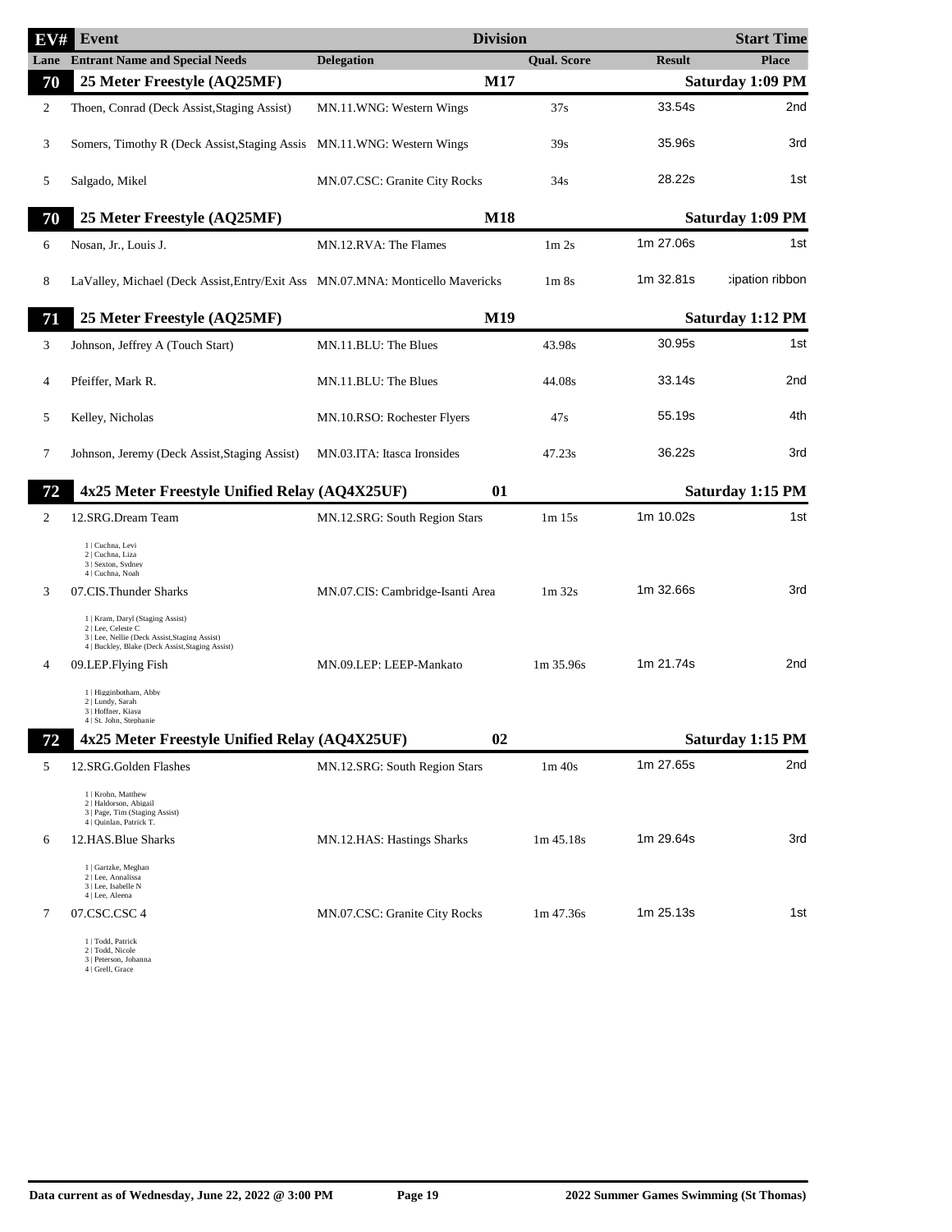| EV# | Event | Division | | | Start Time |
|---|---|---|---|---|---|
| Lane | Entrant Name and Special Needs | Delegation | Qual. Score | Result | Place |
| **70** | **25 Meter Freestyle (AQ25MF)** | **M17** | | | **Saturday 1:09 PM** |
| 2 | Thoen, Conrad (Deck Assist,Staging Assist) | MN.11.WNG: Western Wings | 37s | 33.54s | 2nd |
| 3 | Somers, Timothy R (Deck Assist,Staging Assis | MN.11.WNG: Western Wings | 39s | 35.96s | 3rd |
| 5 | Salgado, Mikel | MN.07.CSC: Granite City Rocks | 34s | 28.22s | 1st |
| **70** | **25 Meter Freestyle (AQ25MF)** | **M18** | | | **Saturday 1:09 PM** |
| 6 | Nosan, Jr., Louis J. | MN.12.RVA: The Flames | 1m 2s | 1m 27.06s | 1st |
| 8 | LaValley, Michael (Deck Assist,Entry/Exit Ass | MN.07.MNA: Monticello Mavericks | 1m 8s | 1m 32.81s | :ipation ribbon |
| **71** | **25 Meter Freestyle (AQ25MF)** | **M19** | | | **Saturday 1:12 PM** |
| 3 | Johnson, Jeffrey A (Touch Start) | MN.11.BLU: The Blues | 43.98s | 30.95s | 1st |
| 4 | Pfeiffer, Mark R. | MN.11.BLU: The Blues | 44.08s | 33.14s | 2nd |
| 5 | Kelley, Nicholas | MN.10.RSO: Rochester Flyers | 47s | 55.19s | 4th |
| 7 | Johnson, Jeremy (Deck Assist,Staging Assist) | MN.03.ITA: Itasca Ironsides | 47.23s | 36.22s | 3rd |
| **72** | **4x25 Meter Freestyle Unified Relay (AQ4X25UF)** | **01** | | | **Saturday 1:15 PM** |
| 2 | 12.SRG.Dream Team<br>1 \| Cuchna, Levi<br>2 \| Cuchna, Liza<br>3 \| Sexton, Sydney<br>4 \| Cuchna, Noah | MN.12.SRG: South Region Stars | 1m 15s | 1m 10.02s | 1st |
| 3 | 07.CIS.Thunder Sharks<br>1 \| Kram, Daryl (Staging Assist)<br>2 \| Lee, Celeste C<br>3 \| Lee, Nellie (Deck Assist,Staging Assist)<br>4 \| Buckley, Blake (Deck Assist,Staging Assist) | MN.07.CIS: Cambridge-Isanti Area | 1m 32s | 1m 32.66s | 3rd |
| 4 | 09.LEP.Flying Fish<br>1 \| Higginbotham, Abby<br>2 \| Lundy, Sarah<br>3 \| Hoffner, Kiaya<br>4 \| St. John, Stephanie | MN.09.LEP: LEEP-Mankato | 1m 35.96s | 1m 21.74s | 2nd |
| **72** | **4x25 Meter Freestyle Unified Relay (AQ4X25UF)** | **02** | | | **Saturday 1:15 PM** |
| 5 | 12.SRG.Golden Flashes<br>1 \| Krohn, Matthew<br>2 \| Haldorson, Abigail<br>3 \| Page, Tim (Staging Assist)<br>4 \| Quinlan, Patrick T. | MN.12.SRG: South Region Stars | 1m 40s | 1m 27.65s | 2nd |
| 6 | 12.HAS.Blue Sharks<br>1 \| Gartzke, Meghan<br>2 \| Lee, Annalissa<br>3 \| Lee, Isabelle N<br>4 \| Lee, Aleena | MN.12.HAS: Hastings Sharks | 1m 45.18s | 1m 29.64s | 3rd |
| 7 | 07.CSC.CSC 4<br>1 \| Todd, Patrick<br>2 \| Todd, Nicole<br>3 \| Peterson, Johanna<br>4 \| Grell, Grace | MN.07.CSC: Granite City Rocks | 1m 47.36s | 1m 25.13s | 1st |

Data current as of Wednesday, June 22, 2022 @ 3:00 PM — 2022 Summer Games Swimming (St Thomas)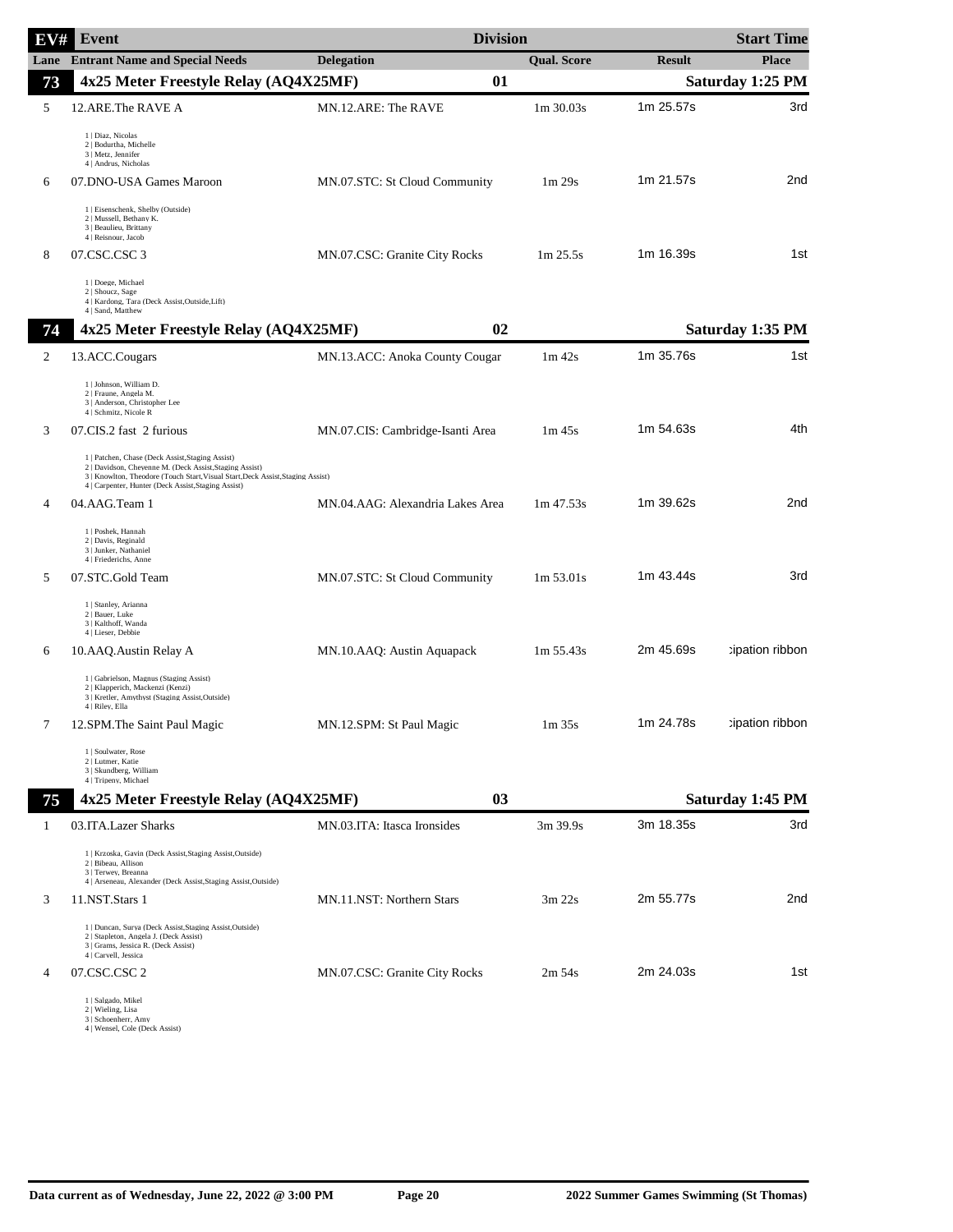| EV# | Event | | Division | | Start Time |
|---|---|---|---|---|---|
| Lane | Entrant Name and Special Needs | Delegation | Qual. Score | Result | Place |
| **73** | **4x25 Meter Freestyle Relay (AQ4X25MF)** | | **01** | | **Saturday 1:25 PM** |
| 5 | 12.ARE.The RAVE A<br>1 \| Diaz, Nicolas<br>2 \| Bodurtha, Michelle<br>3 \| Metz, Jennifer<br>4 \| Andrus, Nicholas | MN.12.ARE: The RAVE | 1m 30.03s | 1m 25.57s | 3rd |
| 6 | 07.DNO-USA Games Maroon<br>1 \| Eisenschenk, Shelby (Outside)<br>2 \| Mussell, Bethany K.<br>3 \| Beaulieu, Brittany<br>4 \| Reisnour, Jacob | MN.07.STC: St Cloud Community | 1m 29s | 1m 21.57s | 2nd |
| 8 | 07.CSC.CSC 3<br>1 \| Doege, Michael<br>2 \| Shoucz, Sage<br>4 \| Kardong, Tara (Deck Assist,Outside,Lift)<br>4 \| Sand, Matthew | MN.07.CSC: Granite City Rocks | 1m 25.5s | 1m 16.39s | 1st |
| **74** | **4x25 Meter Freestyle Relay (AQ4X25MF)** | | **02** | | **Saturday 1:35 PM** |
| 2 | 13.ACC.Cougars<br>1 \| Johnson, William D.<br>2 \| Fraune, Angela M.<br>3 \| Anderson, Christopher Lee<br>4 \| Schmitz, Nicole R | MN.13.ACC: Anoka County Cougar | 1m 42s | 1m 35.76s | 1st |
| 3 | 07.CIS.2 fast 2 furious<br>1 \| Patchen, Chase (Deck Assist,Staging Assist)<br>2 \| Davidson, Cheyenne M. (Deck Assist,Staging Assist)<br>3 \| Knowlton, Theodore (Touch Start,Visual Start,Deck Assist,Staging Assist)<br>4 \| Carpenter, Hunter (Deck Assist,Staging Assist) | MN.07.CIS: Cambridge-Isanti Area | 1m 45s | 1m 54.63s | 4th |
| 4 | 04.AAG.Team 1<br>1 \| Poshek, Hannah<br>2 \| Davis, Reginald<br>3 \| Junker, Nathaniel<br>4 \| Friederichs, Anne | MN.04.AAG: Alexandria Lakes Area | 1m 47.53s | 1m 39.62s | 2nd |
| 5 | 07.STC.Gold Team<br>1 \| Stanley, Arianna<br>2 \| Bauer, Luke<br>3 \| Kalthoff, Wanda<br>4 \| Lieser, Debbie | MN.07.STC: St Cloud Community | 1m 53.01s | 1m 43.44s | 3rd |
| 6 | 10.AAQ.Austin Relay A<br>1 \| Gabrielson, Magnus (Staging Assist)<br>2 \| Klapperich, Mackenzi (Kenzi)<br>3 \| Kretler, Amythyst (Staging Assist,Outside)<br>4 \| Riley, Ella | MN.10.AAQ: Austin Aquapack | 1m 55.43s | 2m 45.69s | cipation ribbon |
| 7 | 12.SPM.The Saint Paul Magic<br>1 \| Soulwater, Rose<br>2 \| Lutmer, Katie<br>3 \| Skundberg, William<br>4 \| Tripeny, Michael | MN.12.SPM: St Paul Magic | 1m 35s | 1m 24.78s | cipation ribbon |
| **75** | **4x25 Meter Freestyle Relay (AQ4X25MF)** | | **03** | | **Saturday 1:45 PM** |
| 1 | 03.ITA.Lazer Sharks<br>1 \| Krzoska, Gavin (Deck Assist,Staging Assist,Outside)<br>2 \| Bibeau, Allison<br>3 \| Terwey, Breanna<br>4 \| Arseneau, Alexander (Deck Assist,Staging Assist,Outside) | MN.03.ITA: Itasca Ironsides | 3m 39.9s | 3m 18.35s | 3rd |
| 3 | 11.NST.Stars 1<br>1 \| Duncan, Surya (Deck Assist,Staging Assist,Outside)<br>2 \| Stapleton, Angela J. (Deck Assist)<br>3 \| Grams, Jessica R. (Deck Assist)<br>4 \| Carvell, Jessica | MN.11.NST: Northern Stars | 3m 22s | 2m 55.77s | 2nd |
| 4 | 07.CSC.CSC 2<br>1 \| Salgado, Mikel<br>2 \| Wieling, Lisa<br>3 \| Schoenherr, Amy<br>4 \| Wensel, Cole (Deck Assist) | MN.07.CSC: Granite City Rocks | 2m 54s | 2m 24.03s | 1st |

Data current as of Wednesday, June 22, 2022 @ 3:00 PM — 2022 Summer Games Swimming (St Thomas)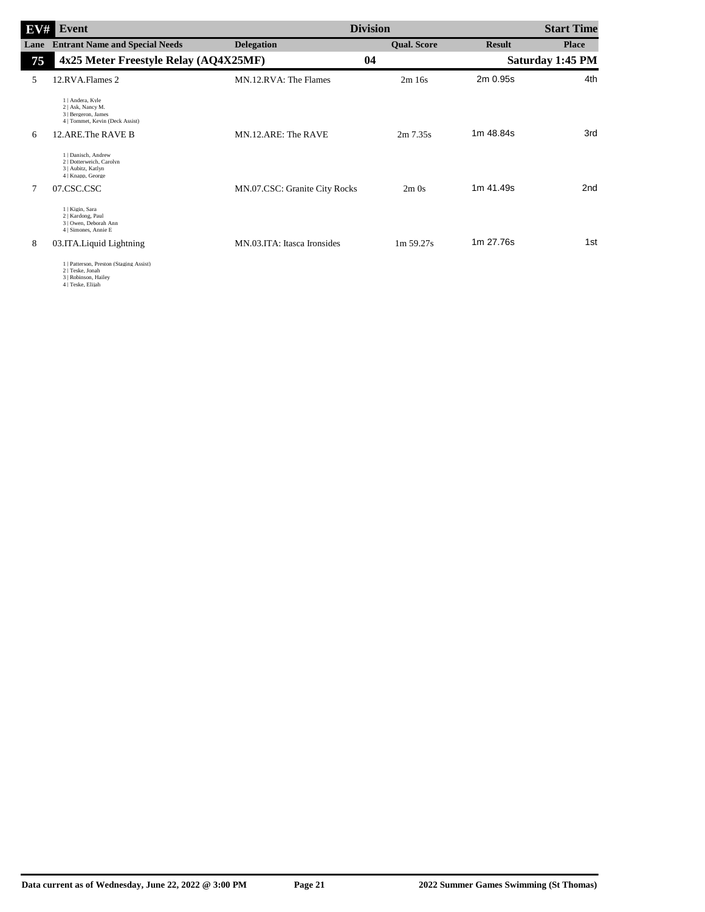| EV# | Event | | Division | | Start Time |
|---|---|---|---|---|---|
| **Lane** | **Entrant Name and Special Needs** | **Delegation** | **Qual. Score** | **Result** | **Place** |
| **75** | **4x25 Meter Freestyle Relay (AQ4X25MF)** | | **04** | | **Saturday 1:45 PM** |
| 5 | 12.RVA.Flames 2<br>1 \| Andera, Kyle<br>2 \| Ask, Nancy M.<br>3 \| Bergeron, James<br>4 \| Tommet, Kevin (Deck Assist) | MN.12.RVA: The Flames | 2m 16s | 2m 0.95s | 4th |
| 6 | 12.ARE.The RAVE B<br>1 \| Danisch, Andrew<br>2 \| Dotterweich, Carolyn<br>3 \| Aubitz, Katlyn<br>4 \| Knapp, George | MN.12.ARE: The RAVE | 2m 7.35s | 1m 48.84s | 3rd |
| 7 | 07.CSC.CSC<br>1 \| Kigin, Sara<br>2 \| Kardong, Paul<br>3 \| Owen, Deborah Ann<br>4 \| Simones, Annie E | MN.07.CSC: Granite City Rocks | 2m 0s | 1m 41.49s | 2nd |
| 8 | 03.ITA.Liquid Lightning<br>1 \| Patterson, Preston (Staging Assist)<br>2 \| Teske, Jonah<br>3 \| Robinson, Hailey<br>4 \| Teske, Elijah | MN.03.ITA: Itasca Ironsides | 1m 59.27s | 1m 27.76s | 1st |

Data current as of Wednesday, June 22, 2022 @ 3:00 PM

2022 Summer Games Swimming (St Thomas)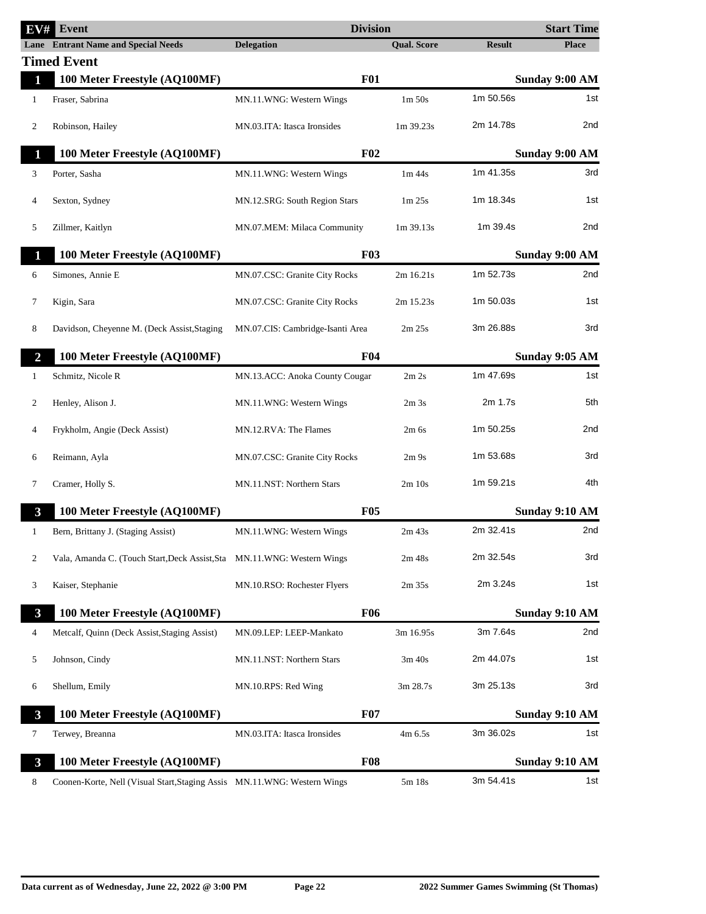| EV# | Event | Division | | | Start Time |
|---|---|---|---|---|---|
| **Lane** | **Entrant Name and Special Needs** | **Delegation** | **Qual. Score** | **Result** | **Place** |

## Timed Event

| EV# | Event | Division | | | Start Time |
|---|---|---|---|---|---|
| **1** | **100 Meter Freestyle (AQ100MF)** | **F01** | | | **Sunday 9:00 AM** |
| 1 | Fraser, Sabrina | MN.11.WNG: Western Wings | 1m 50s | 1m 50.56s | 1st |
| 2 | Robinson, Hailey | MN.03.ITA: Itasca Ironsides | 1m 39.23s | 2m 14.78s | 2nd |
| **1** | **100 Meter Freestyle (AQ100MF)** | **F02** | | | **Sunday 9:00 AM** |
| 3 | Porter, Sasha | MN.11.WNG: Western Wings | 1m 44s | 1m 41.35s | 3rd |
| 4 | Sexton, Sydney | MN.12.SRG: South Region Stars | 1m 25s | 1m 18.34s | 1st |
| 5 | Zillmer, Kaitlyn | MN.07.MEM: Milaca Community | 1m 39.13s | 1m 39.4s | 2nd |
| **1** | **100 Meter Freestyle (AQ100MF)** | **F03** | | | **Sunday 9:00 AM** |
| 6 | Simones, Annie E | MN.07.CSC: Granite City Rocks | 2m 16.21s | 1m 52.73s | 2nd |
| 7 | Kigin, Sara | MN.07.CSC: Granite City Rocks | 2m 15.23s | 1m 50.03s | 1st |
| 8 | Davidson, Cheyenne M. (Deck Assist,Staging | MN.07.CIS: Cambridge-Isanti Area | 2m 25s | 3m 26.88s | 3rd |
| **2** | **100 Meter Freestyle (AQ100MF)** | **F04** | | | **Sunday 9:05 AM** |
| 1 | Schmitz, Nicole R | MN.13.ACC: Anoka County Cougar | 2m 2s | 1m 47.69s | 1st |
| 2 | Henley, Alison J. | MN.11.WNG: Western Wings | 2m 3s | 2m 1.7s | 5th |
| 4 | Frykholm, Angie (Deck Assist) | MN.12.RVA: The Flames | 2m 6s | 1m 50.25s | 2nd |
| 6 | Reimann, Ayla | MN.07.CSC: Granite City Rocks | 2m 9s | 1m 53.68s | 3rd |
| 7 | Cramer, Holly S. | MN.11.NST: Northern Stars | 2m 10s | 1m 59.21s | 4th |
| **3** | **100 Meter Freestyle (AQ100MF)** | **F05** | | | **Sunday 9:10 AM** |
| 1 | Bern, Brittany J. (Staging Assist) | MN.11.WNG: Western Wings | 2m 43s | 2m 32.41s | 2nd |
| 2 | Vala, Amanda C. (Touch Start,Deck Assist,Sta | MN.11.WNG: Western Wings | 2m 48s | 2m 32.54s | 3rd |
| 3 | Kaiser, Stephanie | MN.10.RSO: Rochester Flyers | 2m 35s | 2m 3.24s | 1st |
| **3** | **100 Meter Freestyle (AQ100MF)** | **F06** | | | **Sunday 9:10 AM** |
| 4 | Metcalf, Quinn (Deck Assist,Staging Assist) | MN.09.LEP: LEEP-Mankato | 3m 16.95s | 3m 7.64s | 2nd |
| 5 | Johnson, Cindy | MN.11.NST: Northern Stars | 3m 40s | 2m 44.07s | 1st |
| 6 | Shellum, Emily | MN.10.RPS: Red Wing | 3m 28.7s | 3m 25.13s | 3rd |
| **3** | **100 Meter Freestyle (AQ100MF)** | **F07** | | | **Sunday 9:10 AM** |
| 7 | Terwey, Breanna | MN.03.ITA: Itasca Ironsides | 4m 6.5s | 3m 36.02s | 1st |
| **3** | **100 Meter Freestyle (AQ100MF)** | **F08** | | | **Sunday 9:10 AM** |
| 8 | Coonen-Korte, Nell (Visual Start,Staging Assis | MN.11.WNG: Western Wings | 5m 18s | 3m 54.41s | 1st |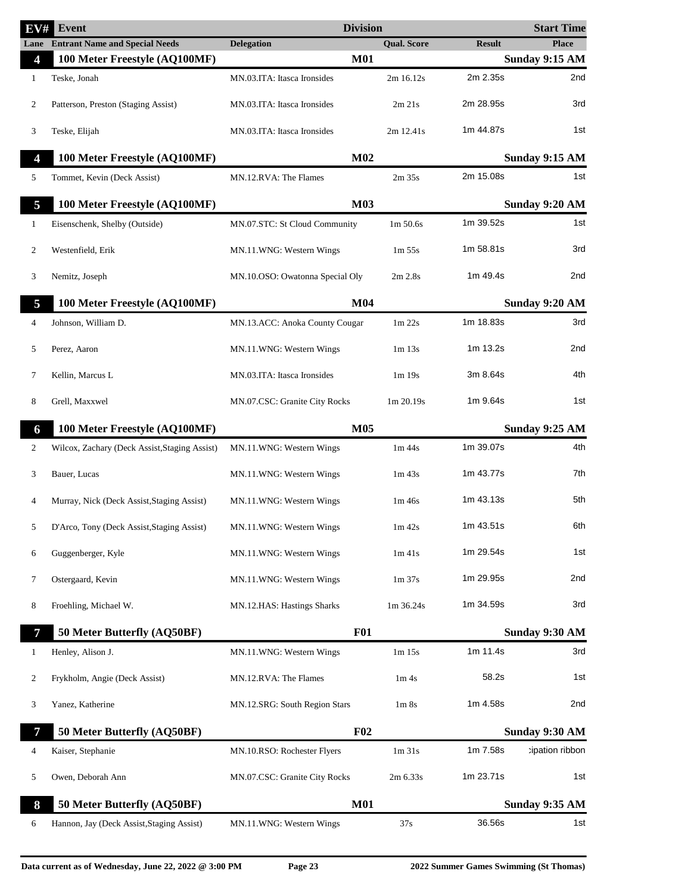| EV# | Event | | Division | | Start Time |
|---|---|---|---|---|---|
| Lane | Entrant Name and Special Needs | Delegation | Qual. Score | Result | Place |
| **4** | **100 Meter Freestyle (AQ100MF)** | | **M01** | | **Sunday 9:15 AM** |
| 1 | Teske, Jonah | MN.03.ITA: Itasca Ironsides | 2m 16.12s | 2m 2.35s | 2nd |
| 2 | Patterson, Preston (Staging Assist) | MN.03.ITA: Itasca Ironsides | 2m 21s | 2m 28.95s | 3rd |
| 3 | Teske, Elijah | MN.03.ITA: Itasca Ironsides | 2m 12.41s | 1m 44.87s | 1st |
| **4** | **100 Meter Freestyle (AQ100MF)** | | **M02** | | **Sunday 9:15 AM** |
| 5 | Tommet, Kevin (Deck Assist) | MN.12.RVA: The Flames | 2m 35s | 2m 15.08s | 1st |
| **5** | **100 Meter Freestyle (AQ100MF)** | | **M03** | | **Sunday 9:20 AM** |
| 1 | Eisenschenk, Shelby (Outside) | MN.07.STC: St Cloud Community | 1m 50.6s | 1m 39.52s | 1st |
| 2 | Westenfield, Erik | MN.11.WNG: Western Wings | 1m 55s | 1m 58.81s | 3rd |
| 3 | Nemitz, Joseph | MN.10.OSO: Owatonna Special Oly | 2m 2.8s | 1m 49.4s | 2nd |
| **5** | **100 Meter Freestyle (AQ100MF)** | | **M04** | | **Sunday 9:20 AM** |
| 4 | Johnson, William D. | MN.13.ACC: Anoka County Cougar | 1m 22s | 1m 18.83s | 3rd |
| 5 | Perez, Aaron | MN.11.WNG: Western Wings | 1m 13s | 1m 13.2s | 2nd |
| 7 | Kellin, Marcus L | MN.03.ITA: Itasca Ironsides | 1m 19s | 3m 8.64s | 4th |
| 8 | Grell, Maxxwel | MN.07.CSC: Granite City Rocks | 1m 20.19s | 1m 9.64s | 1st |
| **6** | **100 Meter Freestyle (AQ100MF)** | | **M05** | | **Sunday 9:25 AM** |
| 2 | Wilcox, Zachary (Deck Assist,Staging Assist) | MN.11.WNG: Western Wings | 1m 44s | 1m 39.07s | 4th |
| 3 | Bauer, Lucas | MN.11.WNG: Western Wings | 1m 43s | 1m 43.77s | 7th |
| 4 | Murray, Nick (Deck Assist,Staging Assist) | MN.11.WNG: Western Wings | 1m 46s | 1m 43.13s | 5th |
| 5 | D'Arco, Tony (Deck Assist,Staging Assist) | MN.11.WNG: Western Wings | 1m 42s | 1m 43.51s | 6th |
| 6 | Guggenberger, Kyle | MN.11.WNG: Western Wings | 1m 41s | 1m 29.54s | 1st |
| 7 | Ostergaard, Kevin | MN.11.WNG: Western Wings | 1m 37s | 1m 29.95s | 2nd |
| 8 | Froehling, Michael W. | MN.12.HAS: Hastings Sharks | 1m 36.24s | 1m 34.59s | 3rd |
| **7** | **50 Meter Butterfly (AQ50BF)** | | **F01** | | **Sunday 9:30 AM** |
| 1 | Henley, Alison J. | MN.11.WNG: Western Wings | 1m 15s | 1m 11.4s | 3rd |
| 2 | Frykholm, Angie (Deck Assist) | MN.12.RVA: The Flames | 1m 4s | 58.2s | 1st |
| 3 | Yanez, Katherine | MN.12.SRG: South Region Stars | 1m 8s | 1m 4.58s | 2nd |
| **7** | **50 Meter Butterfly (AQ50BF)** | | **F02** | | **Sunday 9:30 AM** |
| 4 | Kaiser, Stephanie | MN.10.RSO: Rochester Flyers | 1m 31s | 1m 7.58s | :ipation ribbon |
| 5 | Owen, Deborah Ann | MN.07.CSC: Granite City Rocks | 2m 6.33s | 1m 23.71s | 1st |
| **8** | **50 Meter Butterfly (AQ50BF)** | | **M01** | | **Sunday 9:35 AM** |
| 6 | Hannon, Jay (Deck Assist,Staging Assist) | MN.11.WNG: Western Wings | 37s | 36.56s | 1st |

Data current as of Wednesday, June 22, 2022 @ 3:00 PM — 2022 Summer Games Swimming (St Thomas)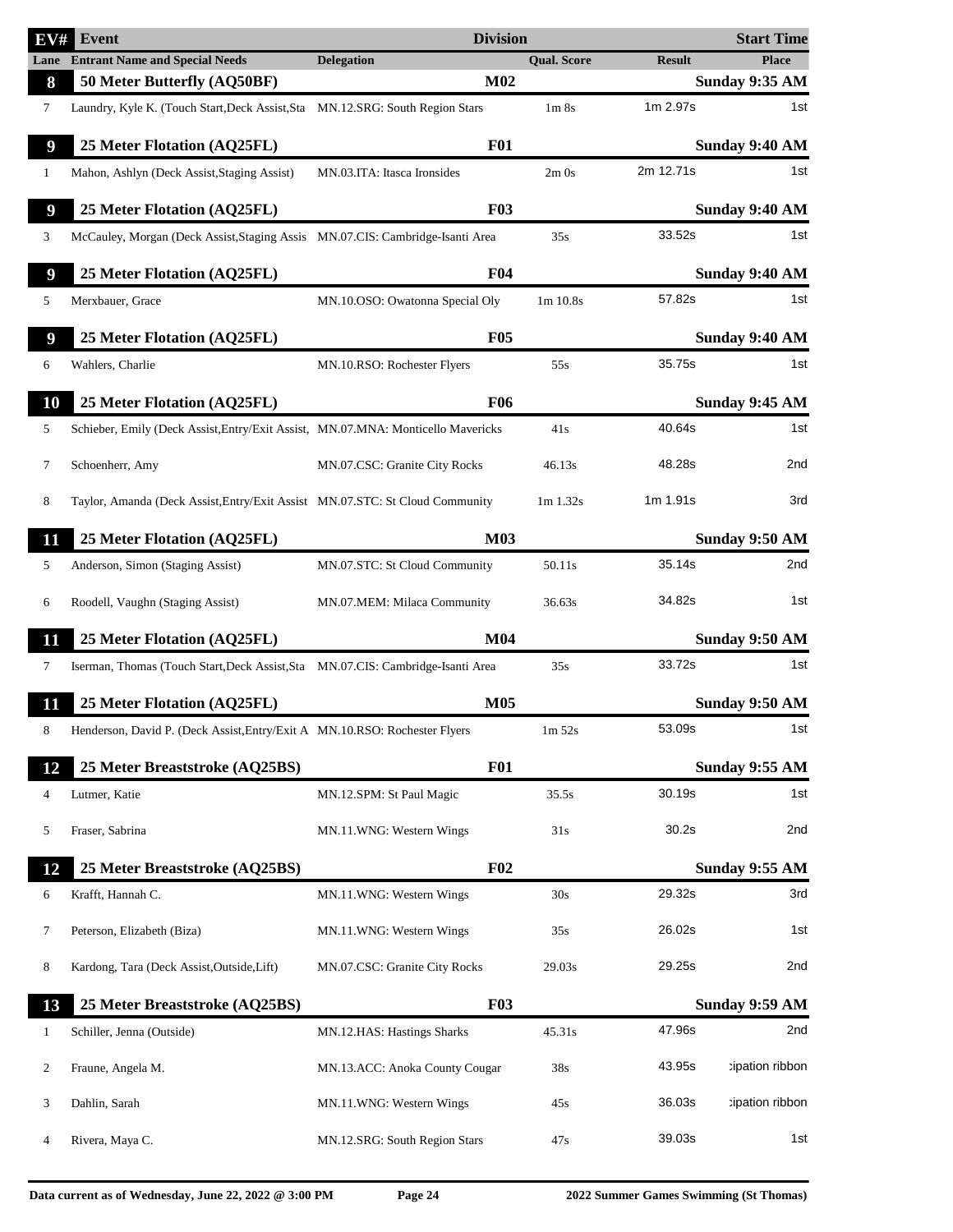| EV# | Event | | Division | | Start Time |
|---|---|---|---|---|---|
| Lane | Entrant Name and Special Needs | Delegation | Qual. Score | Result | Place |
| **8** | **50 Meter Butterfly (AQ50BF)** | | **M02** | | **Sunday 9:35 AM** |
| 7 | Laundry, Kyle K. (Touch Start,Deck Assist,Sta | MN.12.SRG: South Region Stars | 1m 8s | 1m 2.97s | 1st |
| **9** | **25 Meter Flotation (AQ25FL)** | | **F01** | | **Sunday 9:40 AM** |
| 1 | Mahon, Ashlyn (Deck Assist,Staging Assist) | MN.03.ITA: Itasca Ironsides | 2m 0s | 2m 12.71s | 1st |
| **9** | **25 Meter Flotation (AQ25FL)** | | **F03** | | **Sunday 9:40 AM** |
| 3 | McCauley, Morgan (Deck Assist,Staging Assis | MN.07.CIS: Cambridge-Isanti Area | 35s | 33.52s | 1st |
| **9** | **25 Meter Flotation (AQ25FL)** | | **F04** | | **Sunday 9:40 AM** |
| 5 | Merxbauer, Grace | MN.10.OSO: Owatonna Special Oly | 1m 10.8s | 57.82s | 1st |
| **9** | **25 Meter Flotation (AQ25FL)** | | **F05** | | **Sunday 9:40 AM** |
| 6 | Wahlers, Charlie | MN.10.RSO: Rochester Flyers | 55s | 35.75s | 1st |
| **10** | **25 Meter Flotation (AQ25FL)** | | **F06** | | **Sunday 9:45 AM** |
| 5 | Schieber, Emily (Deck Assist,Entry/Exit Assist, | MN.07.MNA: Monticello Mavericks | 41s | 40.64s | 1st |
| 7 | Schoenherr, Amy | MN.07.CSC: Granite City Rocks | 46.13s | 48.28s | 2nd |
| 8 | Taylor, Amanda (Deck Assist,Entry/Exit Assist | MN.07.STC: St Cloud Community | 1m 1.32s | 1m 1.91s | 3rd |
| **11** | **25 Meter Flotation (AQ25FL)** | | **M03** | | **Sunday 9:50 AM** |
| 5 | Anderson, Simon (Staging Assist) | MN.07.STC: St Cloud Community | 50.11s | 35.14s | 2nd |
| 6 | Roodell, Vaughn (Staging Assist) | MN.07.MEM: Milaca Community | 36.63s | 34.82s | 1st |
| **11** | **25 Meter Flotation (AQ25FL)** | | **M04** | | **Sunday 9:50 AM** |
| 7 | Iserman, Thomas (Touch Start,Deck Assist,Sta | MN.07.CIS: Cambridge-Isanti Area | 35s | 33.72s | 1st |
| **11** | **25 Meter Flotation (AQ25FL)** | | **M05** | | **Sunday 9:50 AM** |
| 8 | Henderson, David P. (Deck Assist,Entry/Exit A | MN.10.RSO: Rochester Flyers | 1m 52s | 53.09s | 1st |
| **12** | **25 Meter Breaststroke (AQ25BS)** | | **F01** | | **Sunday 9:55 AM** |
| 4 | Lutmer, Katie | MN.12.SPM: St Paul Magic | 35.5s | 30.19s | 1st |
| 5 | Fraser, Sabrina | MN.11.WNG: Western Wings | 31s | 30.2s | 2nd |
| **12** | **25 Meter Breaststroke (AQ25BS)** | | **F02** | | **Sunday 9:55 AM** |
| 6 | Krafft, Hannah C. | MN.11.WNG: Western Wings | 30s | 29.32s | 3rd |
| 7 | Peterson, Elizabeth (Biza) | MN.11.WNG: Western Wings | 35s | 26.02s | 1st |
| 8 | Kardong, Tara (Deck Assist,Outside,Lift) | MN.07.CSC: Granite City Rocks | 29.03s | 29.25s | 2nd |
| **13** | **25 Meter Breaststroke (AQ25BS)** | | **F03** | | **Sunday 9:59 AM** |
| 1 | Schiller, Jenna (Outside) | MN.12.HAS: Hastings Sharks | 45.31s | 47.96s | 2nd |
| 2 | Fraune, Angela M. | MN.13.ACC: Anoka County Cougar | 38s | 43.95s | :ipation ribbon |
| 3 | Dahlin, Sarah | MN.11.WNG: Western Wings | 45s | 36.03s | :ipation ribbon |
| 4 | Rivera, Maya C. | MN.12.SRG: South Region Stars | 47s | 39.03s | 1st |

Data current as of Wednesday, June 22, 2022 @ 3:00 PM — 2022 Summer Games Swimming (St Thomas)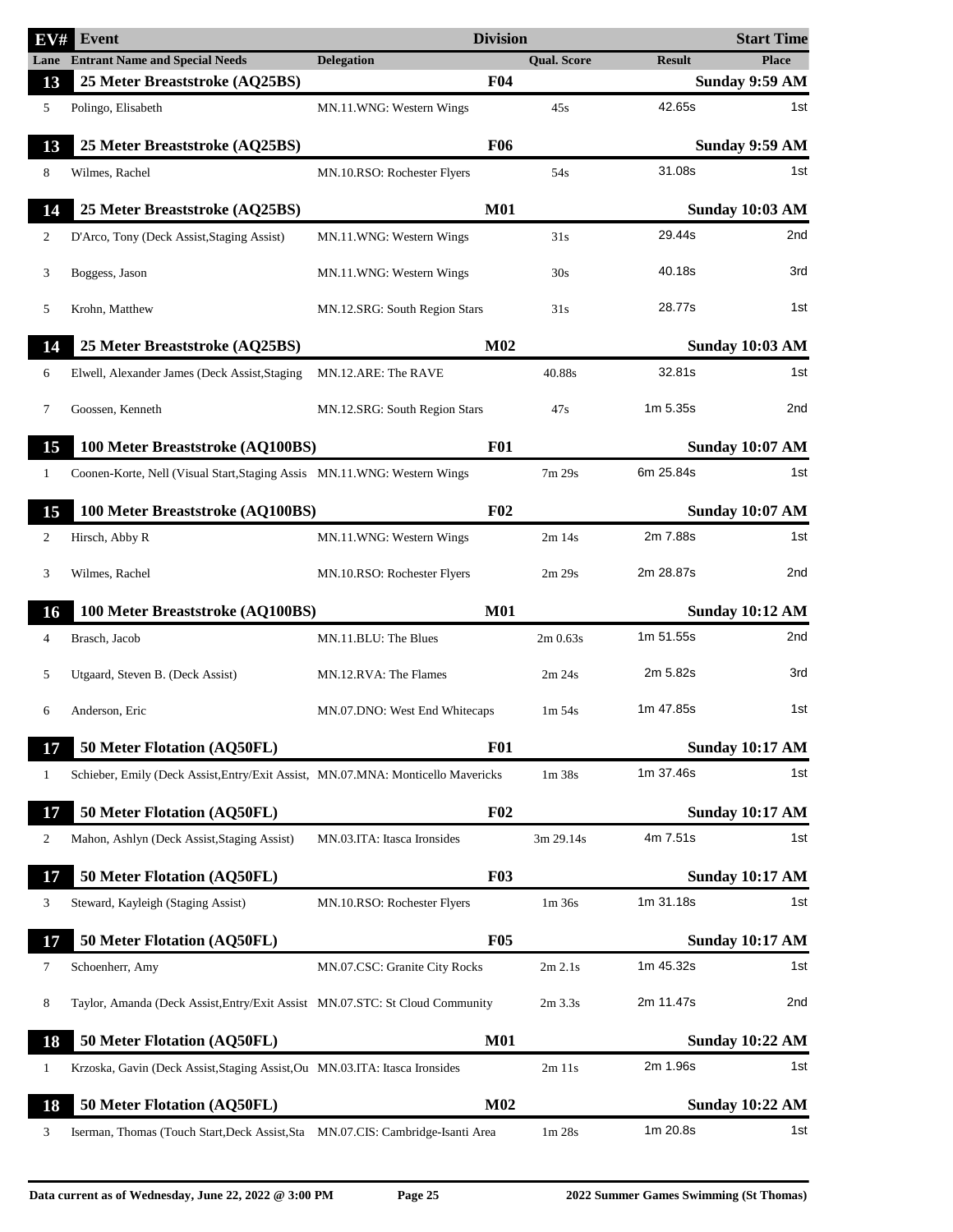| EV# | Event | Division | | | Start Time |
|---|---|---|---|---|---|
| Lane | Entrant Name and Special Needs | Delegation | Qual. Score | Result | Place |
| **13** | **25 Meter Breaststroke (AQ25BS)** | **F04** | | | **Sunday 9:59 AM** |
| 5 | Polingo, Elisabeth | MN.11.WNG: Western Wings | 45s | 42.65s | 1st |
| **13** | **25 Meter Breaststroke (AQ25BS)** | **F06** | | | **Sunday 9:59 AM** |
| 8 | Wilmes, Rachel | MN.10.RSO: Rochester Flyers | 54s | 31.08s | 1st |
| **14** | **25 Meter Breaststroke (AQ25BS)** | **M01** | | | **Sunday 10:03 AM** |
| 2 | D'Arco, Tony (Deck Assist,Staging Assist) | MN.11.WNG: Western Wings | 31s | 29.44s | 2nd |
| 3 | Boggess, Jason | MN.11.WNG: Western Wings | 30s | 40.18s | 3rd |
| 5 | Krohn, Matthew | MN.12.SRG: South Region Stars | 31s | 28.77s | 1st |
| **14** | **25 Meter Breaststroke (AQ25BS)** | **M02** | | | **Sunday 10:03 AM** |
| 6 | Elwell, Alexander James (Deck Assist,Staging | MN.12.ARE: The RAVE | 40.88s | 32.81s | 1st |
| 7 | Goossen, Kenneth | MN.12.SRG: South Region Stars | 47s | 1m 5.35s | 2nd |
| **15** | **100 Meter Breaststroke (AQ100BS)** | **F01** | | | **Sunday 10:07 AM** |
| 1 | Coonen-Korte, Nell (Visual Start,Staging Assis | MN.11.WNG: Western Wings | 7m 29s | 6m 25.84s | 1st |
| **15** | **100 Meter Breaststroke (AQ100BS)** | **F02** | | | **Sunday 10:07 AM** |
| 2 | Hirsch, Abby R | MN.11.WNG: Western Wings | 2m 14s | 2m 7.88s | 1st |
| 3 | Wilmes, Rachel | MN.10.RSO: Rochester Flyers | 2m 29s | 2m 28.87s | 2nd |
| **16** | **100 Meter Breaststroke (AQ100BS)** | **M01** | | | **Sunday 10:12 AM** |
| 4 | Brasch, Jacob | MN.11.BLU: The Blues | 2m 0.63s | 1m 51.55s | 2nd |
| 5 | Utgaard, Steven B. (Deck Assist) | MN.12.RVA: The Flames | 2m 24s | 2m 5.82s | 3rd |
| 6 | Anderson, Eric | MN.07.DNO: West End Whitecaps | 1m 54s | 1m 47.85s | 1st |
| **17** | **50 Meter Flotation (AQ50FL)** | **F01** | | | **Sunday 10:17 AM** |
| 1 | Schieber, Emily (Deck Assist,Entry/Exit Assist, | MN.07.MNA: Monticello Mavericks | 1m 38s | 1m 37.46s | 1st |
| **17** | **50 Meter Flotation (AQ50FL)** | **F02** | | | **Sunday 10:17 AM** |
| 2 | Mahon, Ashlyn (Deck Assist,Staging Assist) | MN.03.ITA: Itasca Ironsides | 3m 29.14s | 4m 7.51s | 1st |
| **17** | **50 Meter Flotation (AQ50FL)** | **F03** | | | **Sunday 10:17 AM** |
| 3 | Steward, Kayleigh (Staging Assist) | MN.10.RSO: Rochester Flyers | 1m 36s | 1m 31.18s | 1st |
| **17** | **50 Meter Flotation (AQ50FL)** | **F05** | | | **Sunday 10:17 AM** |
| 7 | Schoenherr, Amy | MN.07.CSC: Granite City Rocks | 2m 2.1s | 1m 45.32s | 1st |
| 8 | Taylor, Amanda (Deck Assist,Entry/Exit Assist | MN.07.STC: St Cloud Community | 2m 3.3s | 2m 11.47s | 2nd |
| **18** | **50 Meter Flotation (AQ50FL)** | **M01** | | | **Sunday 10:22 AM** |
| 1 | Krzoska, Gavin (Deck Assist,Staging Assist,Ou | MN.03.ITA: Itasca Ironsides | 2m 11s | 2m 1.96s | 1st |
| **18** | **50 Meter Flotation (AQ50FL)** | **M02** | | | **Sunday 10:22 AM** |
| 3 | Iserman, Thomas (Touch Start,Deck Assist,Sta | MN.07.CIS: Cambridge-Isanti Area | 1m 28s | 1m 20.8s | 1st |

Data current as of Wednesday, June 22, 2022 @ 3:00 PM — 2022 Summer Games Swimming (St Thomas)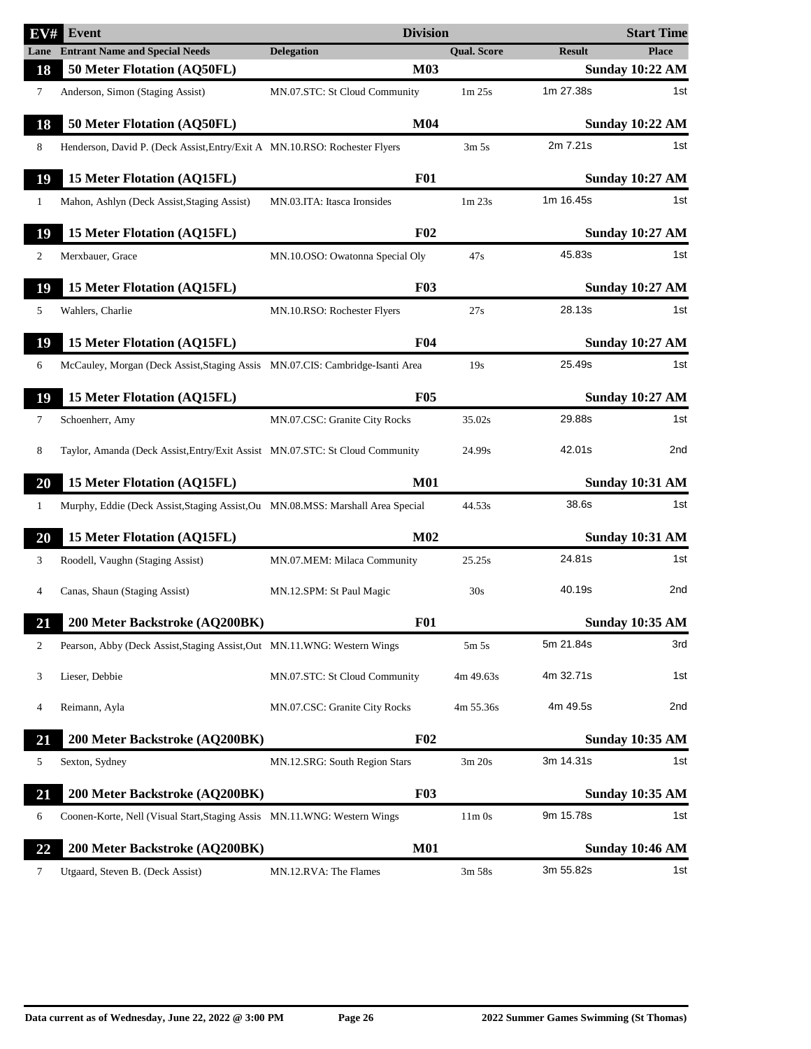| EV# | Event | Delegation | Division | Qual. Score | Result | Start Time / Place |
|---|---|---|---|---|---|---|
| Lane | Entrant Name and Special Needs | Delegation | | Qual. Score | Result | Place |
| **18** | **50 Meter Flotation (AQ50FL)** | | **M03** | | | **Sunday 10:22 AM** |
| 7 | Anderson, Simon (Staging Assist) | MN.07.STC: St Cloud Community | | 1m 25s | 1m 27.38s | 1st |
| **18** | **50 Meter Flotation (AQ50FL)** | | **M04** | | | **Sunday 10:22 AM** |
| 8 | Henderson, David P. (Deck Assist,Entry/Exit A | MN.10.RSO: Rochester Flyers | | 3m 5s | 2m 7.21s | 1st |
| **19** | **15 Meter Flotation (AQ15FL)** | | **F01** | | | **Sunday 10:27 AM** |
| 1 | Mahon, Ashlyn (Deck Assist,Staging Assist) | MN.03.ITA: Itasca Ironsides | | 1m 23s | 1m 16.45s | 1st |
| **19** | **15 Meter Flotation (AQ15FL)** | | **F02** | | | **Sunday 10:27 AM** |
| 2 | Merxbauer, Grace | MN.10.OSO: Owatonna Special Oly | | 47s | 45.83s | 1st |
| **19** | **15 Meter Flotation (AQ15FL)** | | **F03** | | | **Sunday 10:27 AM** |
| 5 | Wahlers, Charlie | MN.10.RSO: Rochester Flyers | | 27s | 28.13s | 1st |
| **19** | **15 Meter Flotation (AQ15FL)** | | **F04** | | | **Sunday 10:27 AM** |
| 6 | McCauley, Morgan (Deck Assist,Staging Assis | MN.07.CIS: Cambridge-Isanti Area | | 19s | 25.49s | 1st |
| **19** | **15 Meter Flotation (AQ15FL)** | | **F05** | | | **Sunday 10:27 AM** |
| 7 | Schoenherr, Amy | MN.07.CSC: Granite City Rocks | | 35.02s | 29.88s | 1st |
| 8 | Taylor, Amanda (Deck Assist,Entry/Exit Assist | MN.07.STC: St Cloud Community | | 24.99s | 42.01s | 2nd |
| **20** | **15 Meter Flotation (AQ15FL)** | | **M01** | | | **Sunday 10:31 AM** |
| 1 | Murphy, Eddie (Deck Assist,Staging Assist,Ou | MN.08.MSS: Marshall Area Special | | 44.53s | 38.6s | 1st |
| **20** | **15 Meter Flotation (AQ15FL)** | | **M02** | | | **Sunday 10:31 AM** |
| 3 | Roodell, Vaughn (Staging Assist) | MN.07.MEM: Milaca Community | | 25.25s | 24.81s | 1st |
| 4 | Canas, Shaun (Staging Assist) | MN.12.SPM: St Paul Magic | | 30s | 40.19s | 2nd |
| **21** | **200 Meter Backstroke (AQ200BK)** | | **F01** | | | **Sunday 10:35 AM** |
| 2 | Pearson, Abby (Deck Assist,Staging Assist,Out | MN.11.WNG: Western Wings | | 5m 5s | 5m 21.84s | 3rd |
| 3 | Lieser, Debbie | MN.07.STC: St Cloud Community | | 4m 49.63s | 4m 32.71s | 1st |
| 4 | Reimann, Ayla | MN.07.CSC: Granite City Rocks | | 4m 55.36s | 4m 49.5s | 2nd |
| **21** | **200 Meter Backstroke (AQ200BK)** | | **F02** | | | **Sunday 10:35 AM** |
| 5 | Sexton, Sydney | MN.12.SRG: South Region Stars | | 3m 20s | 3m 14.31s | 1st |
| **21** | **200 Meter Backstroke (AQ200BK)** | | **F03** | | | **Sunday 10:35 AM** |
| 6 | Coonen-Korte, Nell (Visual Start,Staging Assis | MN.11.WNG: Western Wings | | 11m 0s | 9m 15.78s | 1st |
| **22** | **200 Meter Backstroke (AQ200BK)** | | **M01** | | | **Sunday 10:46 AM** |
| 7 | Utgaard, Steven B. (Deck Assist) | MN.12.RVA: The Flames | | 3m 58s | 3m 55.82s | 1st |

Data current as of Wednesday, June 22, 2022 @ 3:00 PM — 2022 Summer Games Swimming (St Thomas)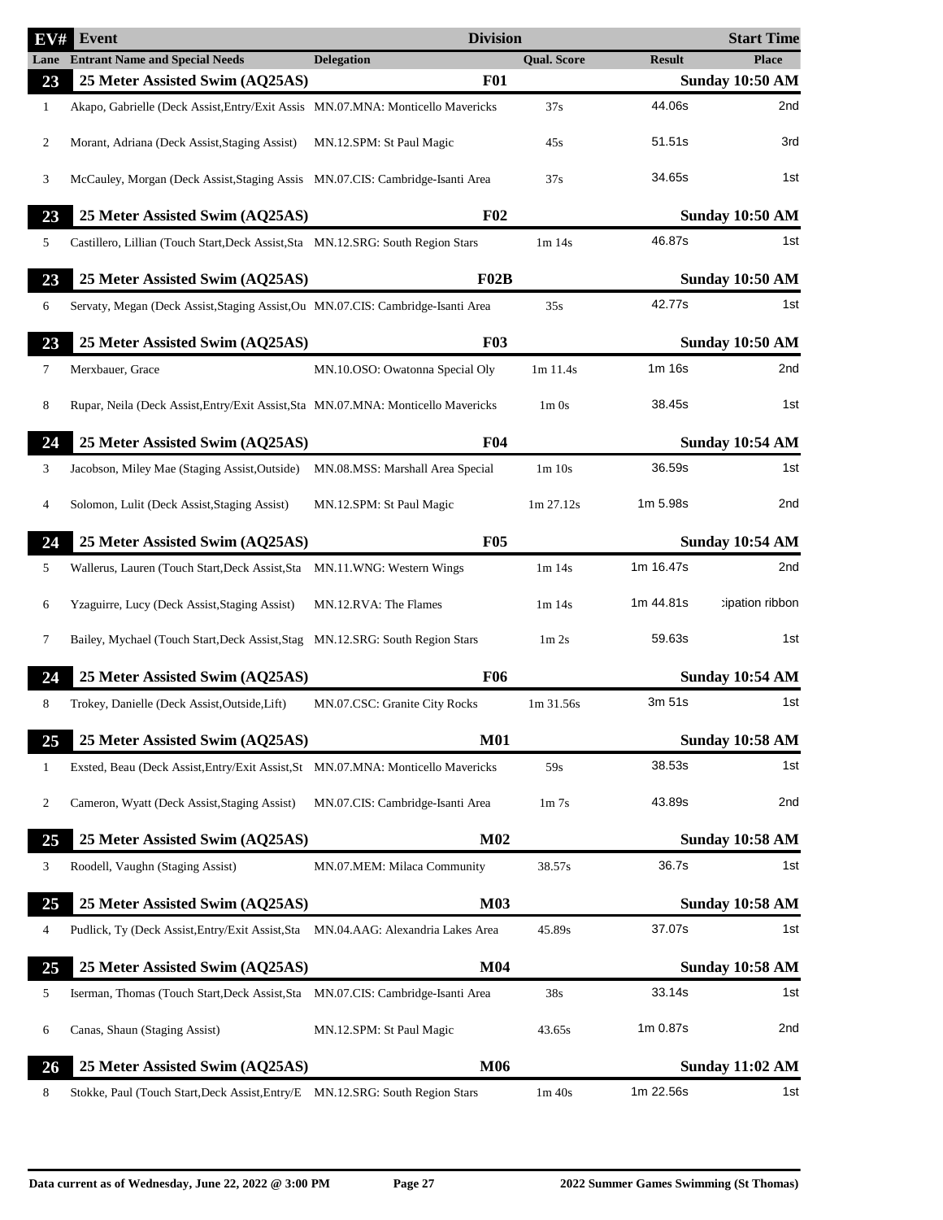| EV# | Event | Division | | | Start Time |
|---|---|---|---|---|---|
| Lane | Entrant Name and Special Needs | Delegation | Qual. Score | Result | Place |
| **23** | **25 Meter Assisted Swim (AQ25AS)** | **F01** | | | **Sunday 10:50 AM** |
| 1 | Akapo, Gabrielle (Deck Assist,Entry/Exit Assis | MN.07.MNA: Monticello Mavericks | 37s | 44.06s | 2nd |
| 2 | Morant, Adriana (Deck Assist,Staging Assist) | MN.12.SPM: St Paul Magic | 45s | 51.51s | 3rd |
| 3 | McCauley, Morgan (Deck Assist,Staging Assis | MN.07.CIS: Cambridge-Isanti Area | 37s | 34.65s | 1st |
| **23** | **25 Meter Assisted Swim (AQ25AS)** | **F02** | | | **Sunday 10:50 AM** |
| 5 | Castillero, Lillian (Touch Start,Deck Assist,Sta | MN.12.SRG: South Region Stars | 1m 14s | 46.87s | 1st |
| **23** | **25 Meter Assisted Swim (AQ25AS)** | **F02B** | | | **Sunday 10:50 AM** |
| 6 | Servaty, Megan (Deck Assist,Staging Assist,Ou | MN.07.CIS: Cambridge-Isanti Area | 35s | 42.77s | 1st |
| **23** | **25 Meter Assisted Swim (AQ25AS)** | **F03** | | | **Sunday 10:50 AM** |
| 7 | Merxbauer, Grace | MN.10.OSO: Owatonna Special Oly | 1m 11.4s | 1m 16s | 2nd |
| 8 | Rupar, Neila (Deck Assist,Entry/Exit Assist,Sta | MN.07.MNA: Monticello Mavericks | 1m 0s | 38.45s | 1st |
| **24** | **25 Meter Assisted Swim (AQ25AS)** | **F04** | | | **Sunday 10:54 AM** |
| 3 | Jacobson, Miley Mae (Staging Assist,Outside) | MN.08.MSS: Marshall Area Special | 1m 10s | 36.59s | 1st |
| 4 | Solomon, Lulit (Deck Assist,Staging Assist) | MN.12.SPM: St Paul Magic | 1m 27.12s | 1m 5.98s | 2nd |
| **24** | **25 Meter Assisted Swim (AQ25AS)** | **F05** | | | **Sunday 10:54 AM** |
| 5 | Wallerus, Lauren (Touch Start,Deck Assist,Sta | MN.11.WNG: Western Wings | 1m 14s | 1m 16.47s | 2nd |
| 6 | Yzaguirre, Lucy (Deck Assist,Staging Assist) | MN.12.RVA: The Flames | 1m 14s | 1m 44.81s | :ipation ribbon |
| 7 | Bailey, Mychael (Touch Start,Deck Assist,Stag | MN.12.SRG: South Region Stars | 1m 2s | 59.63s | 1st |
| **24** | **25 Meter Assisted Swim (AQ25AS)** | **F06** | | | **Sunday 10:54 AM** |
| 8 | Trokey, Danielle (Deck Assist,Outside,Lift) | MN.07.CSC: Granite City Rocks | 1m 31.56s | 3m 51s | 1st |
| **25** | **25 Meter Assisted Swim (AQ25AS)** | **M01** | | | **Sunday 10:58 AM** |
| 1 | Exsted, Beau (Deck Assist,Entry/Exit Assist,St | MN.07.MNA: Monticello Mavericks | 59s | 38.53s | 1st |
| 2 | Cameron, Wyatt (Deck Assist,Staging Assist) | MN.07.CIS: Cambridge-Isanti Area | 1m 7s | 43.89s | 2nd |
| **25** | **25 Meter Assisted Swim (AQ25AS)** | **M02** | | | **Sunday 10:58 AM** |
| 3 | Roodell, Vaughn (Staging Assist) | MN.07.MEM: Milaca Community | 38.57s | 36.7s | 1st |
| **25** | **25 Meter Assisted Swim (AQ25AS)** | **M03** | | | **Sunday 10:58 AM** |
| 4 | Pudlick, Ty (Deck Assist,Entry/Exit Assist,Sta | MN.04.AAG: Alexandria Lakes Area | 45.89s | 37.07s | 1st |
| **25** | **25 Meter Assisted Swim (AQ25AS)** | **M04** | | | **Sunday 10:58 AM** |
| 5 | Iserman, Thomas (Touch Start,Deck Assist,Sta | MN.07.CIS: Cambridge-Isanti Area | 38s | 33.14s | 1st |
| 6 | Canas, Shaun (Staging Assist) | MN.12.SPM: St Paul Magic | 43.65s | 1m 0.87s | 2nd |
| **26** | **25 Meter Assisted Swim (AQ25AS)** | **M06** | | | **Sunday 11:02 AM** |
| 8 | Stokke, Paul (Touch Start,Deck Assist,Entry/E | MN.12.SRG: South Region Stars | 1m 40s | 1m 22.56s | 1st |

Data current as of Wednesday, June 22, 2022 @ 3:00 PM — 2022 Summer Games Swimming (St Thomas)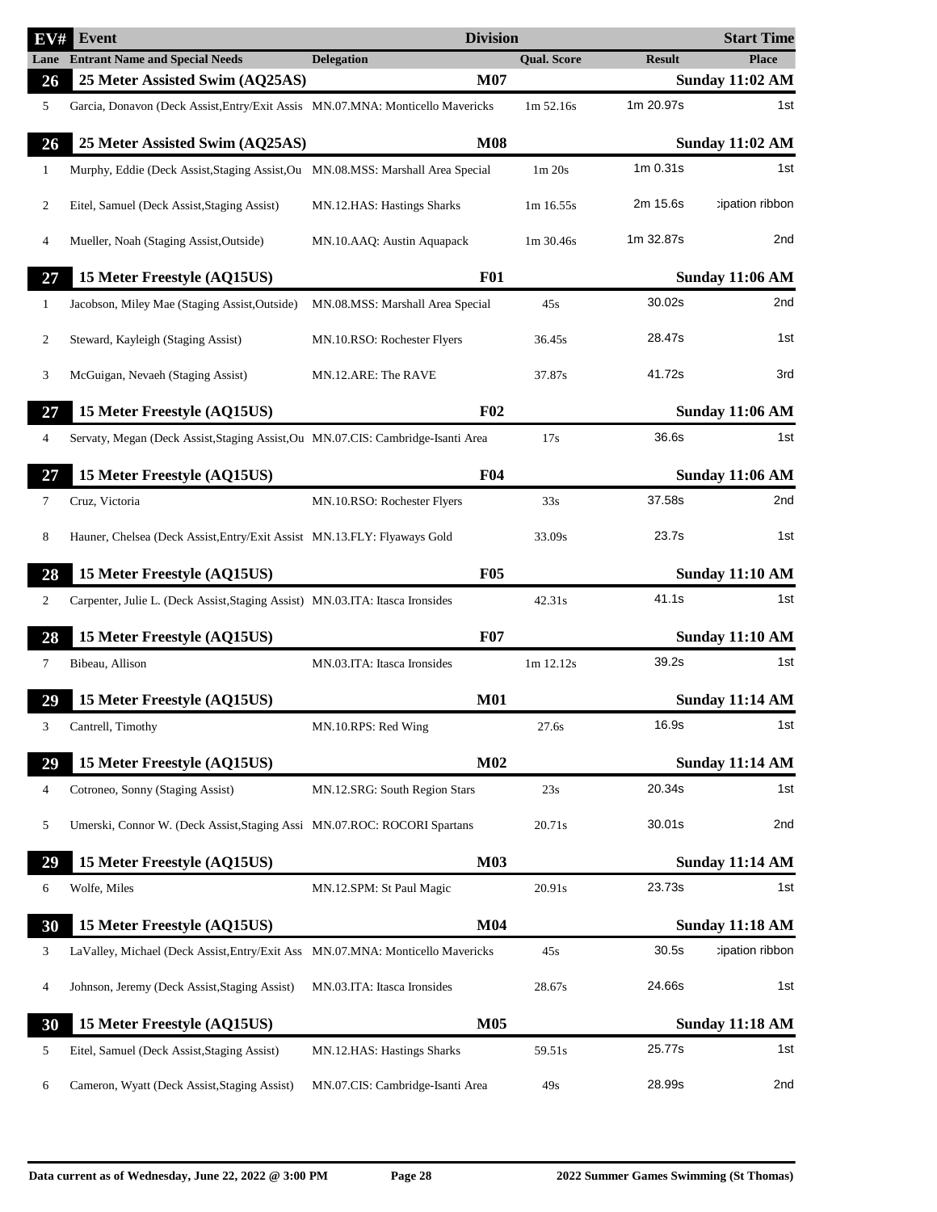| EV# | Event | Delegation | Division | Qual. Score | Result | Start Time / Place |
|---|---|---|---|---|---|---|
| Lane | Entrant Name and Special Needs | Delegation | | Qual. Score | Result | Place |
| **26** | **25 Meter Assisted Swim (AQ25AS)** | | **M07** | | | **Sunday 11:02 AM** |
| 5 | Garcia, Donavon (Deck Assist,Entry/Exit Assis | MN.07.MNA: Monticello Mavericks | | 1m 52.16s | 1m 20.97s | 1st |
| **26** | **25 Meter Assisted Swim (AQ25AS)** | | **M08** | | | **Sunday 11:02 AM** |
| 1 | Murphy, Eddie (Deck Assist,Staging Assist,Ou | MN.08.MSS: Marshall Area Special | | 1m 20s | 1m 0.31s | 1st |
| 2 | Eitel, Samuel (Deck Assist,Staging Assist) | MN.12.HAS: Hastings Sharks | | 1m 16.55s | 2m 15.6s | :ipation ribbon |
| 4 | Mueller, Noah (Staging Assist,Outside) | MN.10.AAQ: Austin Aquapack | | 1m 30.46s | 1m 32.87s | 2nd |
| **27** | **15 Meter Freestyle (AQ15US)** | | **F01** | | | **Sunday 11:06 AM** |
| 1 | Jacobson, Miley Mae (Staging Assist,Outside) | MN.08.MSS: Marshall Area Special | | 45s | 30.02s | 2nd |
| 2 | Steward, Kayleigh (Staging Assist) | MN.10.RSO: Rochester Flyers | | 36.45s | 28.47s | 1st |
| 3 | McGuigan, Nevaeh (Staging Assist) | MN.12.ARE: The RAVE | | 37.87s | 41.72s | 3rd |
| **27** | **15 Meter Freestyle (AQ15US)** | | **F02** | | | **Sunday 11:06 AM** |
| 4 | Servaty, Megan (Deck Assist,Staging Assist,Ou | MN.07.CIS: Cambridge-Isanti Area | | 17s | 36.6s | 1st |
| **27** | **15 Meter Freestyle (AQ15US)** | | **F04** | | | **Sunday 11:06 AM** |
| 7 | Cruz, Victoria | MN.10.RSO: Rochester Flyers | | 33s | 37.58s | 2nd |
| 8 | Hauner, Chelsea (Deck Assist,Entry/Exit Assist | MN.13.FLY: Flyaways Gold | | 33.09s | 23.7s | 1st |
| **28** | **15 Meter Freestyle (AQ15US)** | | **F05** | | | **Sunday 11:10 AM** |
| 2 | Carpenter, Julie L. (Deck Assist,Staging Assist) | MN.03.ITA: Itasca Ironsides | | 42.31s | 41.1s | 1st |
| **28** | **15 Meter Freestyle (AQ15US)** | | **F07** | | | **Sunday 11:10 AM** |
| 7 | Bibeau, Allison | MN.03.ITA: Itasca Ironsides | | 1m 12.12s | 39.2s | 1st |
| **29** | **15 Meter Freestyle (AQ15US)** | | **M01** | | | **Sunday 11:14 AM** |
| 3 | Cantrell, Timothy | MN.10.RPS: Red Wing | | 27.6s | 16.9s | 1st |
| **29** | **15 Meter Freestyle (AQ15US)** | | **M02** | | | **Sunday 11:14 AM** |
| 4 | Cotroneo, Sonny (Staging Assist) | MN.12.SRG: South Region Stars | | 23s | 20.34s | 1st |
| 5 | Umerski, Connor W. (Deck Assist,Staging Assi | MN.07.ROC: ROCORI Spartans | | 20.71s | 30.01s | 2nd |
| **29** | **15 Meter Freestyle (AQ15US)** | | **M03** | | | **Sunday 11:14 AM** |
| 6 | Wolfe, Miles | MN.12.SPM: St Paul Magic | | 20.91s | 23.73s | 1st |
| **30** | **15 Meter Freestyle (AQ15US)** | | **M04** | | | **Sunday 11:18 AM** |
| 3 | LaValley, Michael (Deck Assist,Entry/Exit Ass | MN.07.MNA: Monticello Mavericks | | 45s | 30.5s | :ipation ribbon |
| 4 | Johnson, Jeremy (Deck Assist,Staging Assist) | MN.03.ITA: Itasca Ironsides | | 28.67s | 24.66s | 1st |
| **30** | **15 Meter Freestyle (AQ15US)** | | **M05** | | | **Sunday 11:18 AM** |
| 5 | Eitel, Samuel (Deck Assist,Staging Assist) | MN.12.HAS: Hastings Sharks | | 59.51s | 25.77s | 1st |
| 6 | Cameron, Wyatt (Deck Assist,Staging Assist) | MN.07.CIS: Cambridge-Isanti Area | | 49s | 28.99s | 2nd |

Data current as of Wednesday, June 22, 2022 @ 3:00 PM — 2022 Summer Games Swimming (St Thomas)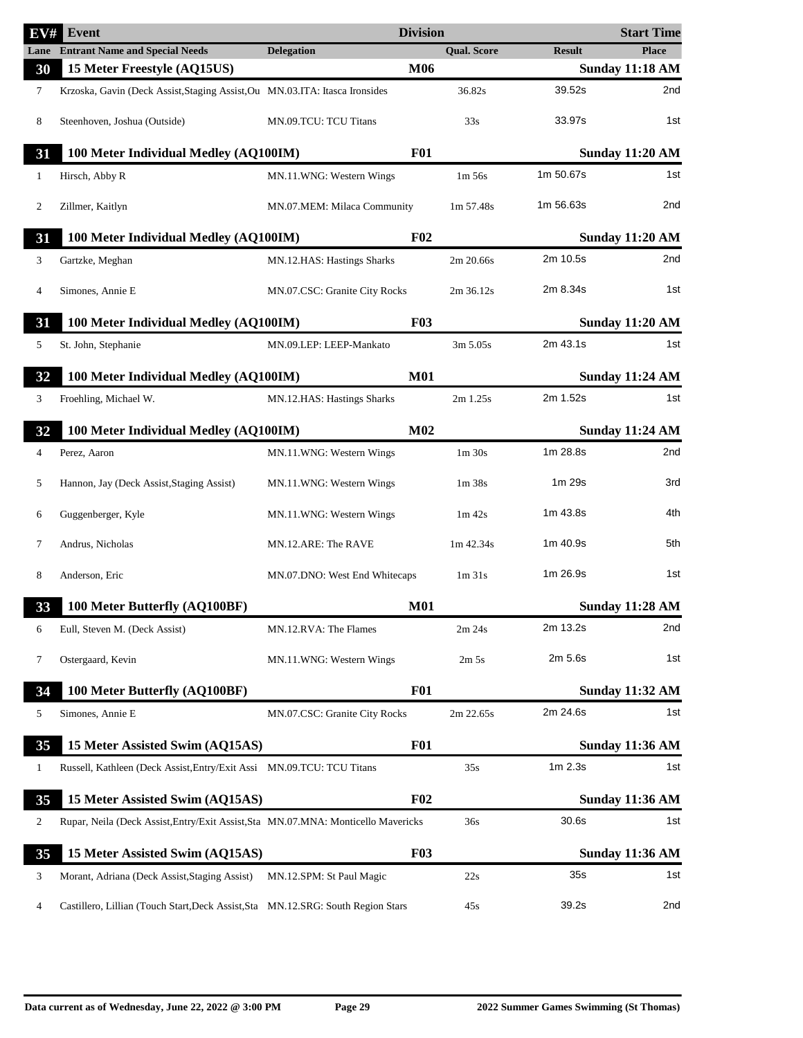| EV# | Event | Delegation | Division | Qual. Score | Result | Place / Start Time |
|---|---|---|---|---|---|---|
| Lane | Entrant Name and Special Needs | | | | | |
| **30** | **15 Meter Freestyle (AQ15US)** | | **M06** | | | **Sunday 11:18 AM** |
| 7 | Krzoska, Gavin (Deck Assist,Staging Assist,Ou | MN.03.ITA: Itasca Ironsides | | 36.82s | 39.52s | 2nd |
| 8 | Steenhoven, Joshua (Outside) | MN.09.TCU: TCU Titans | | 33s | 33.97s | 1st |
| **31** | **100 Meter Individual Medley (AQ100IM)** | | **F01** | | | **Sunday 11:20 AM** |
| 1 | Hirsch, Abby R | MN.11.WNG: Western Wings | | 1m 56s | 1m 50.67s | 1st |
| 2 | Zillmer, Kaitlyn | MN.07.MEM: Milaca Community | | 1m 57.48s | 1m 56.63s | 2nd |
| **31** | **100 Meter Individual Medley (AQ100IM)** | | **F02** | | | **Sunday 11:20 AM** |
| 3 | Gartzke, Meghan | MN.12.HAS: Hastings Sharks | | 2m 20.66s | 2m 10.5s | 2nd |
| 4 | Simones, Annie E | MN.07.CSC: Granite City Rocks | | 2m 36.12s | 2m 8.34s | 1st |
| **31** | **100 Meter Individual Medley (AQ100IM)** | | **F03** | | | **Sunday 11:20 AM** |
| 5 | St. John, Stephanie | MN.09.LEP: LEEP-Mankato | | 3m 5.05s | 2m 43.1s | 1st |
| **32** | **100 Meter Individual Medley (AQ100IM)** | | **M01** | | | **Sunday 11:24 AM** |
| 3 | Froehling, Michael W. | MN.12.HAS: Hastings Sharks | | 2m 1.25s | 2m 1.52s | 1st |
| **32** | **100 Meter Individual Medley (AQ100IM)** | | **M02** | | | **Sunday 11:24 AM** |
| 4 | Perez, Aaron | MN.11.WNG: Western Wings | | 1m 30s | 1m 28.8s | 2nd |
| 5 | Hannon, Jay (Deck Assist,Staging Assist) | MN.11.WNG: Western Wings | | 1m 38s | 1m 29s | 3rd |
| 6 | Guggenberger, Kyle | MN.11.WNG: Western Wings | | 1m 42s | 1m 43.8s | 4th |
| 7 | Andrus, Nicholas | MN.12.ARE: The RAVE | | 1m 42.34s | 1m 40.9s | 5th |
| 8 | Anderson, Eric | MN.07.DNO: West End Whitecaps | | 1m 31s | 1m 26.9s | 1st |
| **33** | **100 Meter Butterfly (AQ100BF)** | | **M01** | | | **Sunday 11:28 AM** |
| 6 | Eull, Steven M. (Deck Assist) | MN.12.RVA: The Flames | | 2m 24s | 2m 13.2s | 2nd |
| 7 | Ostergaard, Kevin | MN.11.WNG: Western Wings | | 2m 5s | 2m 5.6s | 1st |
| **34** | **100 Meter Butterfly (AQ100BF)** | | **F01** | | | **Sunday 11:32 AM** |
| 5 | Simones, Annie E | MN.07.CSC: Granite City Rocks | | 2m 22.65s | 2m 24.6s | 1st |
| **35** | **15 Meter Assisted Swim (AQ15AS)** | | **F01** | | | **Sunday 11:36 AM** |
| 1 | Russell, Kathleen (Deck Assist,Entry/Exit Assi | MN.09.TCU: TCU Titans | | 35s | 1m 2.3s | 1st |
| **35** | **15 Meter Assisted Swim (AQ15AS)** | | **F02** | | | **Sunday 11:36 AM** |
| 2 | Rupar, Neila (Deck Assist,Entry/Exit Assist,Sta | MN.07.MNA: Monticello Mavericks | | 36s | 30.6s | 1st |
| **35** | **15 Meter Assisted Swim (AQ15AS)** | | **F03** | | | **Sunday 11:36 AM** |
| 3 | Morant, Adriana (Deck Assist,Staging Assist) | MN.12.SPM: St Paul Magic | | 22s | 35s | 1st |
| 4 | Castillero, Lillian (Touch Start,Deck Assist,Sta | MN.12.SRG: South Region Stars | | 45s | 39.2s | 2nd |

Data current as of Wednesday, June 22, 2022 @ 3:00 PM — 2022 Summer Games Swimming (St Thomas)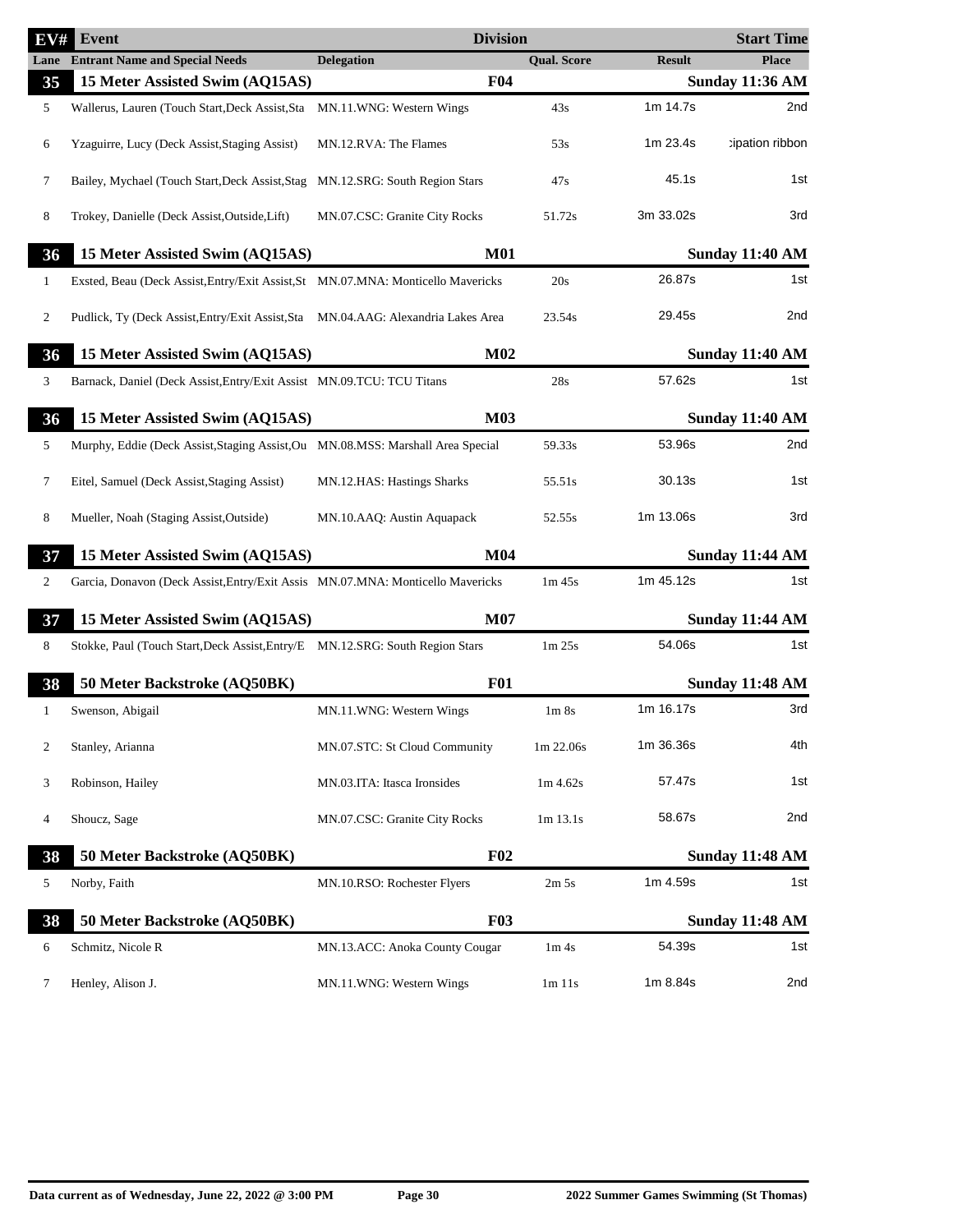| EV# | Event | Division | | | Start Time |
|---|---|---|---|---|---|
| Lane | Entrant Name and Special Needs | Delegation | Qual. Score | Result | Place |
| **35** | **15 Meter Assisted Swim (AQ15AS)** | **F04** | | | **Sunday 11:36 AM** |
| 5 | Wallerus, Lauren (Touch Start,Deck Assist,Sta | MN.11.WNG: Western Wings | 43s | 1m 14.7s | 2nd |
| 6 | Yzaguirre, Lucy (Deck Assist,Staging Assist) | MN.12.RVA: The Flames | 53s | 1m 23.4s | :ipation ribbon |
| 7 | Bailey, Mychael (Touch Start,Deck Assist,Stag | MN.12.SRG: South Region Stars | 47s | 45.1s | 1st |
| 8 | Trokey, Danielle (Deck Assist,Outside,Lift) | MN.07.CSC: Granite City Rocks | 51.72s | 3m 33.02s | 3rd |
| **36** | **15 Meter Assisted Swim (AQ15AS)** | **M01** | | | **Sunday 11:40 AM** |
| 1 | Exsted, Beau (Deck Assist,Entry/Exit Assist,St | MN.07.MNA: Monticello Mavericks | 20s | 26.87s | 1st |
| 2 | Pudlick, Ty (Deck Assist,Entry/Exit Assist,Sta | MN.04.AAG: Alexandria Lakes Area | 23.54s | 29.45s | 2nd |
| **36** | **15 Meter Assisted Swim (AQ15AS)** | **M02** | | | **Sunday 11:40 AM** |
| 3 | Barnack, Daniel (Deck Assist,Entry/Exit Assist | MN.09.TCU: TCU Titans | 28s | 57.62s | 1st |
| **36** | **15 Meter Assisted Swim (AQ15AS)** | **M03** | | | **Sunday 11:40 AM** |
| 5 | Murphy, Eddie (Deck Assist,Staging Assist,Ou | MN.08.MSS: Marshall Area Special | 59.33s | 53.96s | 2nd |
| 7 | Eitel, Samuel (Deck Assist,Staging Assist) | MN.12.HAS: Hastings Sharks | 55.51s | 30.13s | 1st |
| 8 | Mueller, Noah (Staging Assist,Outside) | MN.10.AAQ: Austin Aquapack | 52.55s | 1m 13.06s | 3rd |
| **37** | **15 Meter Assisted Swim (AQ15AS)** | **M04** | | | **Sunday 11:44 AM** |
| 2 | Garcia, Donavon (Deck Assist,Entry/Exit Assis | MN.07.MNA: Monticello Mavericks | 1m 45s | 1m 45.12s | 1st |
| **37** | **15 Meter Assisted Swim (AQ15AS)** | **M07** | | | **Sunday 11:44 AM** |
| 8 | Stokke, Paul (Touch Start,Deck Assist,Entry/E | MN.12.SRG: South Region Stars | 1m 25s | 54.06s | 1st |
| **38** | **50 Meter Backstroke (AQ50BK)** | **F01** | | | **Sunday 11:48 AM** |
| 1 | Swenson, Abigail | MN.11.WNG: Western Wings | 1m 8s | 1m 16.17s | 3rd |
| 2 | Stanley, Arianna | MN.07.STC: St Cloud Community | 1m 22.06s | 1m 36.36s | 4th |
| 3 | Robinson, Hailey | MN.03.ITA: Itasca Ironsides | 1m 4.62s | 57.47s | 1st |
| 4 | Shoucz, Sage | MN.07.CSC: Granite City Rocks | 1m 13.1s | 58.67s | 2nd |
| **38** | **50 Meter Backstroke (AQ50BK)** | **F02** | | | **Sunday 11:48 AM** |
| 5 | Norby, Faith | MN.10.RSO: Rochester Flyers | 2m 5s | 1m 4.59s | 1st |
| **38** | **50 Meter Backstroke (AQ50BK)** | **F03** | | | **Sunday 11:48 AM** |
| 6 | Schmitz, Nicole R | MN.13.ACC: Anoka County Cougar | 1m 4s | 54.39s | 1st |
| 7 | Henley, Alison J. | MN.11.WNG: Western Wings | 1m 11s | 1m 8.84s | 2nd |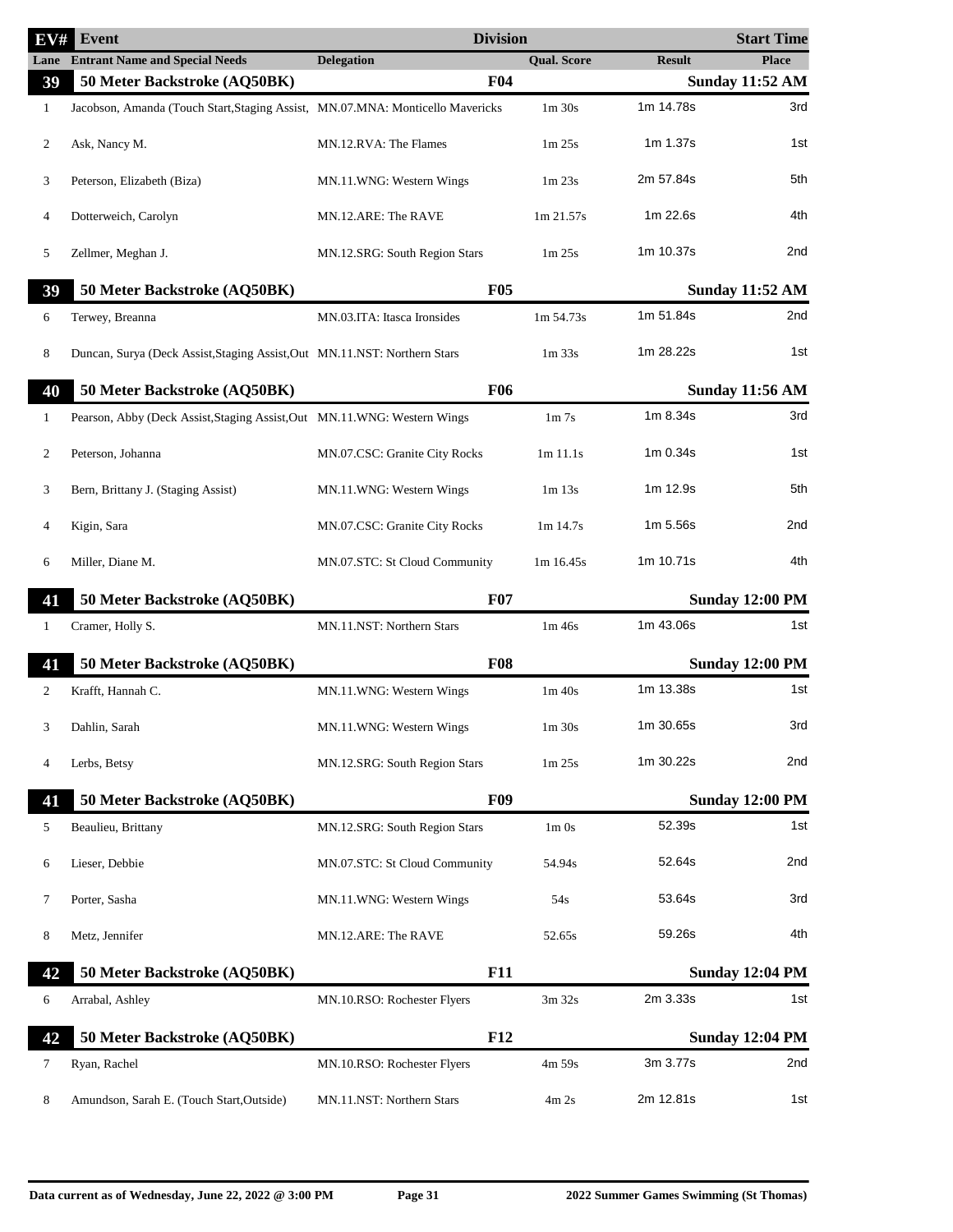| EV# | Event | Delegation | Division | Qual. Score | Result | Place / Start Time |
|---|---|---|---|---|---|---|
| Lane | Entrant Name and Special Needs | Delegation | | Qual. Score | Result | Place |
| **39** | **50 Meter Backstroke (AQ50BK)** | | **F04** | | | **Sunday 11:52 AM** |
| 1 | Jacobson, Amanda (Touch Start,Staging Assist, | MN.07.MNA: Monticello Mavericks | | 1m 30s | 1m 14.78s | 3rd |
| 2 | Ask, Nancy M. | MN.12.RVA: The Flames | | 1m 25s | 1m 1.37s | 1st |
| 3 | Peterson, Elizabeth (Biza) | MN.11.WNG: Western Wings | | 1m 23s | 2m 57.84s | 5th |
| 4 | Dotterweich, Carolyn | MN.12.ARE: The RAVE | | 1m 21.57s | 1m 22.6s | 4th |
| 5 | Zellmer, Meghan J. | MN.12.SRG: South Region Stars | | 1m 25s | 1m 10.37s | 2nd |
| **39** | **50 Meter Backstroke (AQ50BK)** | | **F05** | | | **Sunday 11:52 AM** |
| 6 | Terwey, Breanna | MN.03.ITA: Itasca Ironsides | | 1m 54.73s | 1m 51.84s | 2nd |
| 8 | Duncan, Surya (Deck Assist,Staging Assist,Out | MN.11.NST: Northern Stars | | 1m 33s | 1m 28.22s | 1st |
| **40** | **50 Meter Backstroke (AQ50BK)** | | **F06** | | | **Sunday 11:56 AM** |
| 1 | Pearson, Abby (Deck Assist,Staging Assist,Out | MN.11.WNG: Western Wings | | 1m 7s | 1m 8.34s | 3rd |
| 2 | Peterson, Johanna | MN.07.CSC: Granite City Rocks | | 1m 11.1s | 1m 0.34s | 1st |
| 3 | Bern, Brittany J. (Staging Assist) | MN.11.WNG: Western Wings | | 1m 13s | 1m 12.9s | 5th |
| 4 | Kigin, Sara | MN.07.CSC: Granite City Rocks | | 1m 14.7s | 1m 5.56s | 2nd |
| 6 | Miller, Diane M. | MN.07.STC: St Cloud Community | | 1m 16.45s | 1m 10.71s | 4th |
| **41** | **50 Meter Backstroke (AQ50BK)** | | **F07** | | | **Sunday 12:00 PM** |
| 1 | Cramer, Holly S. | MN.11.NST: Northern Stars | | 1m 46s | 1m 43.06s | 1st |
| **41** | **50 Meter Backstroke (AQ50BK)** | | **F08** | | | **Sunday 12:00 PM** |
| 2 | Krafft, Hannah C. | MN.11.WNG: Western Wings | | 1m 40s | 1m 13.38s | 1st |
| 3 | Dahlin, Sarah | MN.11.WNG: Western Wings | | 1m 30s | 1m 30.65s | 3rd |
| 4 | Lerbs, Betsy | MN.12.SRG: South Region Stars | | 1m 25s | 1m 30.22s | 2nd |
| **41** | **50 Meter Backstroke (AQ50BK)** | | **F09** | | | **Sunday 12:00 PM** |
| 5 | Beaulieu, Brittany | MN.12.SRG: South Region Stars | | 1m 0s | 52.39s | 1st |
| 6 | Lieser, Debbie | MN.07.STC: St Cloud Community | | 54.94s | 52.64s | 2nd |
| 7 | Porter, Sasha | MN.11.WNG: Western Wings | | 54s | 53.64s | 3rd |
| 8 | Metz, Jennifer | MN.12.ARE: The RAVE | | 52.65s | 59.26s | 4th |
| **42** | **50 Meter Backstroke (AQ50BK)** | | **F11** | | | **Sunday 12:04 PM** |
| 6 | Arrabal, Ashley | MN.10.RSO: Rochester Flyers | | 3m 32s | 2m 3.33s | 1st |
| **42** | **50 Meter Backstroke (AQ50BK)** | | **F12** | | | **Sunday 12:04 PM** |
| 7 | Ryan, Rachel | MN.10.RSO: Rochester Flyers | | 4m 59s | 3m 3.77s | 2nd |
| 8 | Amundson, Sarah E. (Touch Start,Outside) | MN.11.NST: Northern Stars | | 4m 2s | 2m 12.81s | 1st |

Data current as of Wednesday, June 22, 2022 @ 3:00 PM — 2022 Summer Games Swimming (St Thomas)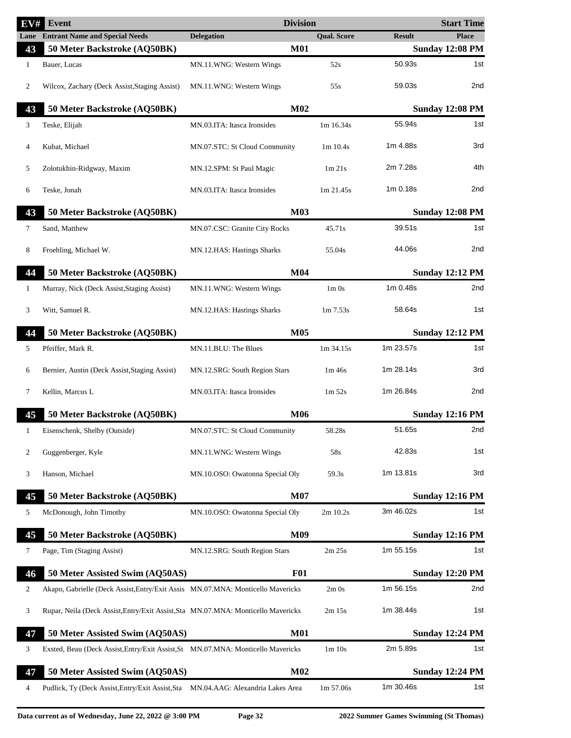| EV# | Event | Division | | | Start Time |
|---|---|---|---|---|---|
| Lane | Entrant Name and Special Needs | Delegation | Qual. Score | Result | Place |
| **43** | **50 Meter Backstroke (AQ50BK)** | **M01** | | | **Sunday 12:08 PM** |
| 1 | Bauer, Lucas | MN.11.WNG: Western Wings | 52s | 50.93s | 1st |
| 2 | Wilcox, Zachary (Deck Assist,Staging Assist) | MN.11.WNG: Western Wings | 55s | 59.03s | 2nd |
| **43** | **50 Meter Backstroke (AQ50BK)** | **M02** | | | **Sunday 12:08 PM** |
| 3 | Teske, Elijah | MN.03.ITA: Itasca Ironsides | 1m 16.34s | 55.94s | 1st |
| 4 | Kubat, Michael | MN.07.STC: St Cloud Community | 1m 10.4s | 1m 4.88s | 3rd |
| 5 | Zolotukhin-Ridgway, Maxim | MN.12.SPM: St Paul Magic | 1m 21s | 2m 7.28s | 4th |
| 6 | Teske, Jonah | MN.03.ITA: Itasca Ironsides | 1m 21.45s | 1m 0.18s | 2nd |
| **43** | **50 Meter Backstroke (AQ50BK)** | **M03** | | | **Sunday 12:08 PM** |
| 7 | Sand, Matthew | MN.07.CSC: Granite City Rocks | 45.71s | 39.51s | 1st |
| 8 | Froehling, Michael W. | MN.12.HAS: Hastings Sharks | 55.04s | 44.06s | 2nd |
| **44** | **50 Meter Backstroke (AQ50BK)** | **M04** | | | **Sunday 12:12 PM** |
| 1 | Murray, Nick (Deck Assist,Staging Assist) | MN.11.WNG: Western Wings | 1m 0s | 1m 0.48s | 2nd |
| 3 | Witt, Samuel R. | MN.12.HAS: Hastings Sharks | 1m 7.53s | 58.64s | 1st |
| **44** | **50 Meter Backstroke (AQ50BK)** | **M05** | | | **Sunday 12:12 PM** |
| 5 | Pfeiffer, Mark R. | MN.11.BLU: The Blues | 1m 34.15s | 1m 23.57s | 1st |
| 6 | Bernier, Austin (Deck Assist,Staging Assist) | MN.12.SRG: South Region Stars | 1m 46s | 1m 28.14s | 3rd |
| 7 | Kellin, Marcus L | MN.03.ITA: Itasca Ironsides | 1m 52s | 1m 26.84s | 2nd |
| **45** | **50 Meter Backstroke (AQ50BK)** | **M06** | | | **Sunday 12:16 PM** |
| 1 | Eisenschenk, Shelby (Outside) | MN.07.STC: St Cloud Community | 58.28s | 51.65s | 2nd |
| 2 | Guggenberger, Kyle | MN.11.WNG: Western Wings | 58s | 42.83s | 1st |
| 3 | Hanson, Michael | MN.10.OSO: Owatonna Special Oly | 59.3s | 1m 13.81s | 3rd |
| **45** | **50 Meter Backstroke (AQ50BK)** | **M07** | | | **Sunday 12:16 PM** |
| 5 | McDonough, John Timothy | MN.10.OSO: Owatonna Special Oly | 2m 10.2s | 3m 46.02s | 1st |
| **45** | **50 Meter Backstroke (AQ50BK)** | **M09** | | | **Sunday 12:16 PM** |
| 7 | Page, Tim (Staging Assist) | MN.12.SRG: South Region Stars | 2m 25s | 1m 55.15s | 1st |
| **46** | **50 Meter Assisted Swim (AQ50AS)** | **F01** | | | **Sunday 12:20 PM** |
| 2 | Akapo, Gabrielle (Deck Assist,Entry/Exit Assis | MN.07.MNA: Monticello Mavericks | 2m 0s | 1m 56.15s | 2nd |
| 3 | Rupar, Neila (Deck Assist,Entry/Exit Assist,Sta | MN.07.MNA: Monticello Mavericks | 2m 15s | 1m 38.44s | 1st |
| **47** | **50 Meter Assisted Swim (AQ50AS)** | **M01** | | | **Sunday 12:24 PM** |
| 3 | Exsted, Beau (Deck Assist,Entry/Exit Assist,St | MN.07.MNA: Monticello Mavericks | 1m 10s | 2m 5.89s | 1st |
| **47** | **50 Meter Assisted Swim (AQ50AS)** | **M02** | | | **Sunday 12:24 PM** |
| 4 | Pudlick, Ty (Deck Assist,Entry/Exit Assist,Sta | MN.04.AAG: Alexandria Lakes Area | 1m 57.06s | 1m 30.46s | 1st |

Data current as of Wednesday, June 22, 2022 @ 3:00 PM — 2022 Summer Games Swimming (St Thomas)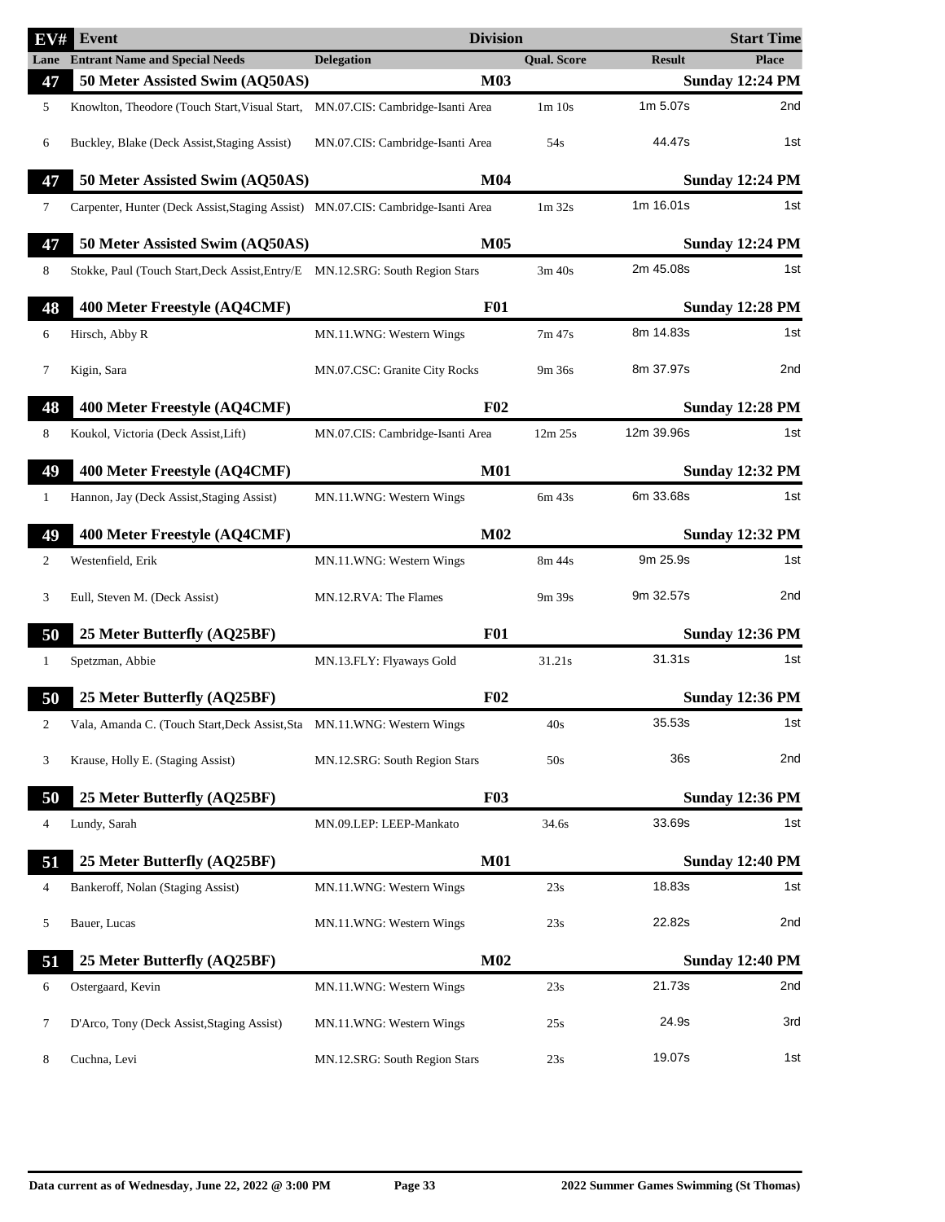| EV# | Event | | Division | | Start Time |
|---|---|---|---|---|---|
| Lane | Entrant Name and Special Needs | Delegation | Qual. Score | Result | Place |
| 47 | 50 Meter Assisted Swim (AQ50AS) | | M03 | | Sunday 12:24 PM |
| 5 | Knowlton, Theodore (Touch Start,Visual Start, | MN.07.CIS: Cambridge-Isanti Area | 1m 10s | 1m 5.07s | 2nd |
| 6 | Buckley, Blake (Deck Assist,Staging Assist) | MN.07.CIS: Cambridge-Isanti Area | 54s | 44.47s | 1st |
| 47 | 50 Meter Assisted Swim (AQ50AS) | | M04 | | Sunday 12:24 PM |
| 7 | Carpenter, Hunter (Deck Assist,Staging Assist) | MN.07.CIS: Cambridge-Isanti Area | 1m 32s | 1m 16.01s | 1st |
| 47 | 50 Meter Assisted Swim (AQ50AS) | | M05 | | Sunday 12:24 PM |
| 8 | Stokke, Paul (Touch Start,Deck Assist,Entry/E | MN.12.SRG: South Region Stars | 3m 40s | 2m 45.08s | 1st |
| 48 | 400 Meter Freestyle (AQ4CMF) | | F01 | | Sunday 12:28 PM |
| 6 | Hirsch, Abby R | MN.11.WNG: Western Wings | 7m 47s | 8m 14.83s | 1st |
| 7 | Kigin, Sara | MN.07.CSC: Granite City Rocks | 9m 36s | 8m 37.97s | 2nd |
| 48 | 400 Meter Freestyle (AQ4CMF) | | F02 | | Sunday 12:28 PM |
| 8 | Koukol, Victoria (Deck Assist,Lift) | MN.07.CIS: Cambridge-Isanti Area | 12m 25s | 12m 39.96s | 1st |
| 49 | 400 Meter Freestyle (AQ4CMF) | | M01 | | Sunday 12:32 PM |
| 1 | Hannon, Jay (Deck Assist,Staging Assist) | MN.11.WNG: Western Wings | 6m 43s | 6m 33.68s | 1st |
| 49 | 400 Meter Freestyle (AQ4CMF) | | M02 | | Sunday 12:32 PM |
| 2 | Westenfield, Erik | MN.11.WNG: Western Wings | 8m 44s | 9m 25.9s | 1st |
| 3 | Eull, Steven M. (Deck Assist) | MN.12.RVA: The Flames | 9m 39s | 9m 32.57s | 2nd |
| 50 | 25 Meter Butterfly (AQ25BF) | | F01 | | Sunday 12:36 PM |
| 1 | Spetzman, Abbie | MN.13.FLY: Flyaways Gold | 31.21s | 31.31s | 1st |
| 50 | 25 Meter Butterfly (AQ25BF) | | F02 | | Sunday 12:36 PM |
| 2 | Vala, Amanda C. (Touch Start,Deck Assist,Sta | MN.11.WNG: Western Wings | 40s | 35.53s | 1st |
| 3 | Krause, Holly E. (Staging Assist) | MN.12.SRG: South Region Stars | 50s | 36s | 2nd |
| 50 | 25 Meter Butterfly (AQ25BF) | | F03 | | Sunday 12:36 PM |
| 4 | Lundy, Sarah | MN.09.LEP: LEEP-Mankato | 34.6s | 33.69s | 1st |
| 51 | 25 Meter Butterfly (AQ25BF) | | M01 | | Sunday 12:40 PM |
| 4 | Bankeroff, Nolan (Staging Assist) | MN.11.WNG: Western Wings | 23s | 18.83s | 1st |
| 5 | Bauer, Lucas | MN.11.WNG: Western Wings | 23s | 22.82s | 2nd |
| 51 | 25 Meter Butterfly (AQ25BF) | | M02 | | Sunday 12:40 PM |
| 6 | Ostergaard, Kevin | MN.11.WNG: Western Wings | 23s | 21.73s | 2nd |
| 7 | D'Arco, Tony (Deck Assist,Staging Assist) | MN.11.WNG: Western Wings | 25s | 24.9s | 3rd |
| 8 | Cuchna, Levi | MN.12.SRG: South Region Stars | 23s | 19.07s | 1st |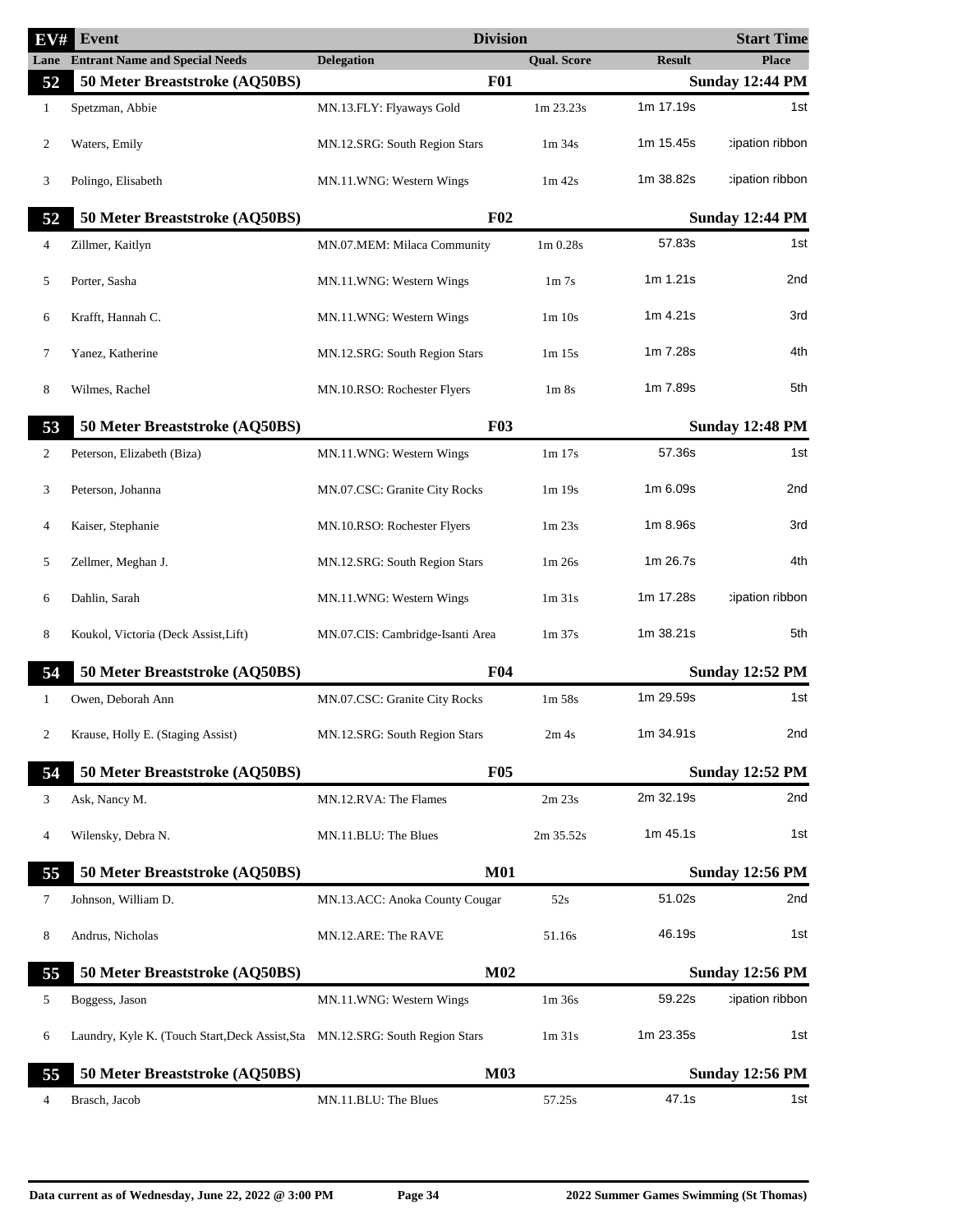| EV# | Event | Division | | | Start Time |
|---|---|---|---|---|---|
| Lane | Entrant Name and Special Needs | Delegation | Qual. Score | Result | Place |
| **52** | **50 Meter Breaststroke (AQ50BS)** | **F01** | | | **Sunday 12:44 PM** |
| 1 | Spetzman, Abbie | MN.13.FLY: Flyaways Gold | 1m 23.23s | 1m 17.19s | 1st |
| 2 | Waters, Emily | MN.12.SRG: South Region Stars | 1m 34s | 1m 15.45s | :ipation ribbon |
| 3 | Polingo, Elisabeth | MN.11.WNG: Western Wings | 1m 42s | 1m 38.82s | :ipation ribbon |
| **52** | **50 Meter Breaststroke (AQ50BS)** | **F02** | | | **Sunday 12:44 PM** |
| 4 | Zillmer, Kaitlyn | MN.07.MEM: Milaca Community | 1m 0.28s | 57.83s | 1st |
| 5 | Porter, Sasha | MN.11.WNG: Western Wings | 1m 7s | 1m 1.21s | 2nd |
| 6 | Krafft, Hannah C. | MN.11.WNG: Western Wings | 1m 10s | 1m 4.21s | 3rd |
| 7 | Yanez, Katherine | MN.12.SRG: South Region Stars | 1m 15s | 1m 7.28s | 4th |
| 8 | Wilmes, Rachel | MN.10.RSO: Rochester Flyers | 1m 8s | 1m 7.89s | 5th |
| **53** | **50 Meter Breaststroke (AQ50BS)** | **F03** | | | **Sunday 12:48 PM** |
| 2 | Peterson, Elizabeth (Biza) | MN.11.WNG: Western Wings | 1m 17s | 57.36s | 1st |
| 3 | Peterson, Johanna | MN.07.CSC: Granite City Rocks | 1m 19s | 1m 6.09s | 2nd |
| 4 | Kaiser, Stephanie | MN.10.RSO: Rochester Flyers | 1m 23s | 1m 8.96s | 3rd |
| 5 | Zellmer, Meghan J. | MN.12.SRG: South Region Stars | 1m 26s | 1m 26.7s | 4th |
| 6 | Dahlin, Sarah | MN.11.WNG: Western Wings | 1m 31s | 1m 17.28s | :ipation ribbon |
| 8 | Koukol, Victoria (Deck Assist,Lift) | MN.07.CIS: Cambridge-Isanti Area | 1m 37s | 1m 38.21s | 5th |
| **54** | **50 Meter Breaststroke (AQ50BS)** | **F04** | | | **Sunday 12:52 PM** |
| 1 | Owen, Deborah Ann | MN.07.CSC: Granite City Rocks | 1m 58s | 1m 29.59s | 1st |
| 2 | Krause, Holly E. (Staging Assist) | MN.12.SRG: South Region Stars | 2m 4s | 1m 34.91s | 2nd |
| **54** | **50 Meter Breaststroke (AQ50BS)** | **F05** | | | **Sunday 12:52 PM** |
| 3 | Ask, Nancy M. | MN.12.RVA: The Flames | 2m 23s | 2m 32.19s | 2nd |
| 4 | Wilensky, Debra N. | MN.11.BLU: The Blues | 2m 35.52s | 1m 45.1s | 1st |
| **55** | **50 Meter Breaststroke (AQ50BS)** | **M01** | | | **Sunday 12:56 PM** |
| 7 | Johnson, William D. | MN.13.ACC: Anoka County Cougar | 52s | 51.02s | 2nd |
| 8 | Andrus, Nicholas | MN.12.ARE: The RAVE | 51.16s | 46.19s | 1st |
| **55** | **50 Meter Breaststroke (AQ50BS)** | **M02** | | | **Sunday 12:56 PM** |
| 5 | Boggess, Jason | MN.11.WNG: Western Wings | 1m 36s | 59.22s | :ipation ribbon |
| 6 | Laundry, Kyle K. (Touch Start,Deck Assist,Sta | MN.12.SRG: South Region Stars | 1m 31s | 1m 23.35s | 1st |
| **55** | **50 Meter Breaststroke (AQ50BS)** | **M03** | | | **Sunday 12:56 PM** |
| 4 | Brasch, Jacob | MN.11.BLU: The Blues | 57.25s | 47.1s | 1st |

Data current as of Wednesday, June 22, 2022 @ 3:00 PM — 2022 Summer Games Swimming (St Thomas)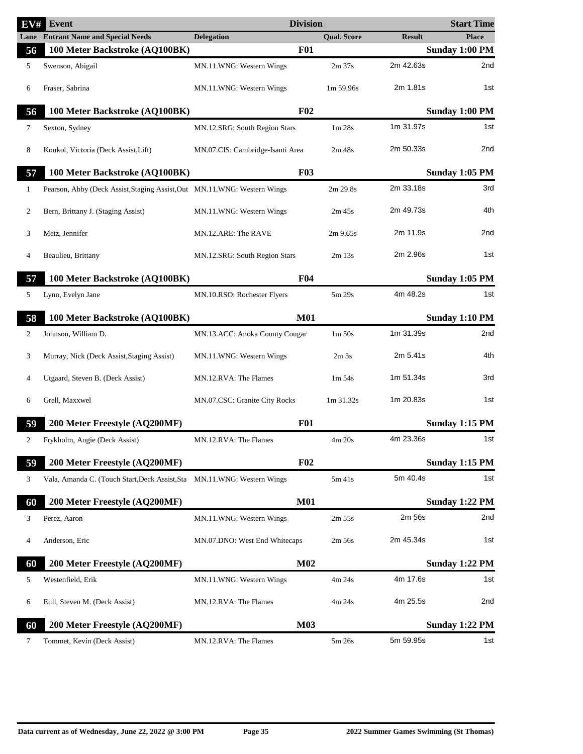| EV# | Event | Division | | | Start Time |
|---|---|---|---|---|---|
| Lane | Entrant Name and Special Needs | Delegation | Qual. Score | Result | Place |
| **56** | **100 Meter Backstroke (AQ100BK)** | **F01** | | | **Sunday 1:00 PM** |
| 5 | Swenson, Abigail | MN.11.WNG: Western Wings | 2m 37s | 2m 42.63s | 2nd |
| 6 | Fraser, Sabrina | MN.11.WNG: Western Wings | 1m 59.96s | 2m 1.81s | 1st |
| **56** | **100 Meter Backstroke (AQ100BK)** | **F02** | | | **Sunday 1:00 PM** |
| 7 | Sexton, Sydney | MN.12.SRG: South Region Stars | 1m 28s | 1m 31.97s | 1st |
| 8 | Koukol, Victoria (Deck Assist,Lift) | MN.07.CIS: Cambridge-Isanti Area | 2m 48s | 2m 50.33s | 2nd |
| **57** | **100 Meter Backstroke (AQ100BK)** | **F03** | | | **Sunday 1:05 PM** |
| 1 | Pearson, Abby (Deck Assist,Staging Assist,Out | MN.11.WNG: Western Wings | 2m 29.8s | 2m 33.18s | 3rd |
| 2 | Bern, Brittany J. (Staging Assist) | MN.11.WNG: Western Wings | 2m 45s | 2m 49.73s | 4th |
| 3 | Metz, Jennifer | MN.12.ARE: The RAVE | 2m 9.65s | 2m 11.9s | 2nd |
| 4 | Beaulieu, Brittany | MN.12.SRG: South Region Stars | 2m 13s | 2m 2.96s | 1st |
| **57** | **100 Meter Backstroke (AQ100BK)** | **F04** | | | **Sunday 1:05 PM** |
| 5 | Lynn, Evelyn Jane | MN.10.RSO: Rochester Flyers | 5m 29s | 4m 48.2s | 1st |
| **58** | **100 Meter Backstroke (AQ100BK)** | **M01** | | | **Sunday 1:10 PM** |
| 2 | Johnson, William D. | MN.13.ACC: Anoka County Cougar | 1m 50s | 1m 31.39s | 2nd |
| 3 | Murray, Nick (Deck Assist,Staging Assist) | MN.11.WNG: Western Wings | 2m 3s | 2m 5.41s | 4th |
| 4 | Utgaard, Steven B. (Deck Assist) | MN.12.RVA: The Flames | 1m 54s | 1m 51.34s | 3rd |
| 6 | Grell, Maxxwel | MN.07.CSC: Granite City Rocks | 1m 31.32s | 1m 20.83s | 1st |
| **59** | **200 Meter Freestyle (AQ200MF)** | **F01** | | | **Sunday 1:15 PM** |
| 2 | Frykholm, Angie (Deck Assist) | MN.12.RVA: The Flames | 4m 20s | 4m 23.36s | 1st |
| **59** | **200 Meter Freestyle (AQ200MF)** | **F02** | | | **Sunday 1:15 PM** |
| 3 | Vala, Amanda C. (Touch Start,Deck Assist,Sta | MN.11.WNG: Western Wings | 5m 41s | 5m 40.4s | 1st |
| **60** | **200 Meter Freestyle (AQ200MF)** | **M01** | | | **Sunday 1:22 PM** |
| 3 | Perez, Aaron | MN.11.WNG: Western Wings | 2m 55s | 2m 56s | 2nd |
| 4 | Anderson, Eric | MN.07.DNO: West End Whitecaps | 2m 56s | 2m 45.34s | 1st |
| **60** | **200 Meter Freestyle (AQ200MF)** | **M02** | | | **Sunday 1:22 PM** |
| 5 | Westenfield, Erik | MN.11.WNG: Western Wings | 4m 24s | 4m 17.6s | 1st |
| 6 | Eull, Steven M. (Deck Assist) | MN.12.RVA: The Flames | 4m 24s | 4m 25.5s | 2nd |
| **60** | **200 Meter Freestyle (AQ200MF)** | **M03** | | | **Sunday 1:22 PM** |
| 7 | Tommet, Kevin (Deck Assist) | MN.12.RVA: The Flames | 5m 26s | 5m 59.95s | 1st |

Data current as of Wednesday, June 22, 2022 @ 3:00 PM — 2022 Summer Games Swimming (St Thomas)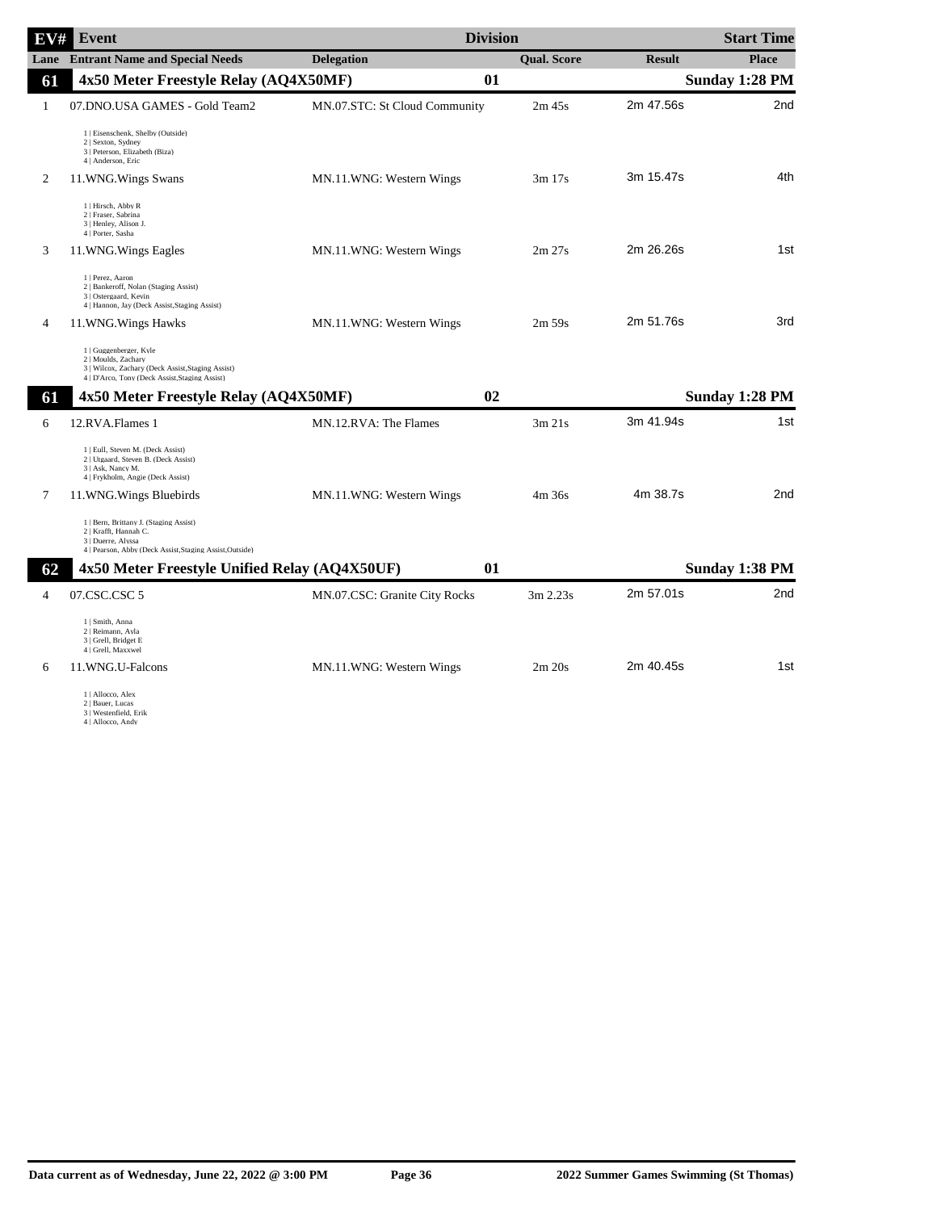| EV# | Event | Division | | | Start Time |
|---|---|---|---|---|---|
| Lane | Entrant Name and Special Needs | Delegation | Qual. Score | Result | Place |
| **61** | **4x50 Meter Freestyle Relay (AQ4X50MF)** | **01** | | | **Sunday 1:28 PM** |
| 1 | 07.DNO.USA GAMES - Gold Team2<br>1 \| Eisenschenk, Shelby (Outside)<br>2 \| Sexton, Sydney<br>3 \| Peterson, Elizabeth (Biza)<br>4 \| Anderson, Eric | MN.07.STC: St Cloud Community | 2m 45s | 2m 47.56s | 2nd |
| 2 | 11.WNG.Wings Swans<br>1 \| Hirsch, Abby R<br>2 \| Fraser, Sabrina<br>3 \| Henley, Alison J.<br>4 \| Porter, Sasha | MN.11.WNG: Western Wings | 3m 17s | 3m 15.47s | 4th |
| 3 | 11.WNG.Wings Eagles<br>1 \| Perez, Aaron<br>2 \| Bankeroff, Nolan (Staging Assist)<br>3 \| Ostergaard, Kevin<br>4 \| Hannon, Jay (Deck Assist,Staging Assist) | MN.11.WNG: Western Wings | 2m 27s | 2m 26.26s | 1st |
| 4 | 11.WNG.Wings Hawks<br>1 \| Guggenberger, Kyle<br>2 \| Moulds, Zachary<br>3 \| Wilcox, Zachary (Deck Assist,Staging Assist)<br>4 \| D'Arco, Tony (Deck Assist,Staging Assist) | MN.11.WNG: Western Wings | 2m 59s | 2m 51.76s | 3rd |
| **61** | **4x50 Meter Freestyle Relay (AQ4X50MF)** | **02** | | | **Sunday 1:28 PM** |
| 6 | 12.RVA.Flames 1<br>1 \| Eull, Steven M. (Deck Assist)<br>2 \| Utgaard, Steven B. (Deck Assist)<br>3 \| Ask, Nancy M.<br>4 \| Frykholm, Angie (Deck Assist) | MN.12.RVA: The Flames | 3m 21s | 3m 41.94s | 1st |
| 7 | 11.WNG.Wings Bluebirds<br>1 \| Bern, Brittany J. (Staging Assist)<br>2 \| Krafft, Hannah C.<br>3 \| Duerre, Alyssa<br>4 \| Pearson, Abby (Deck Assist,Staging Assist,Outside) | MN.11.WNG: Western Wings | 4m 36s | 4m 38.7s | 2nd |
| **62** | **4x50 Meter Freestyle Unified Relay (AQ4X50UF)** | **01** | | | **Sunday 1:38 PM** |
| 4 | 07.CSC.CSC 5<br>1 \| Smith, Anna<br>2 \| Reimann, Ayla<br>3 \| Grell, Bridget E<br>4 \| Grell, Maxxwel | MN.07.CSC: Granite City Rocks | 3m 2.23s | 2m 57.01s | 2nd |
| 6 | 11.WNG.U-Falcons<br>1 \| Allocco, Alex<br>2 \| Bauer, Lucas<br>3 \| Westenfield, Erik<br>4 \| Allocco, Andy | MN.11.WNG: Western Wings | 2m 20s | 2m 40.45s | 1st |

Data current as of Wednesday, June 22, 2022 @ 3:00 PM — 2022 Summer Games Swimming (St Thomas)